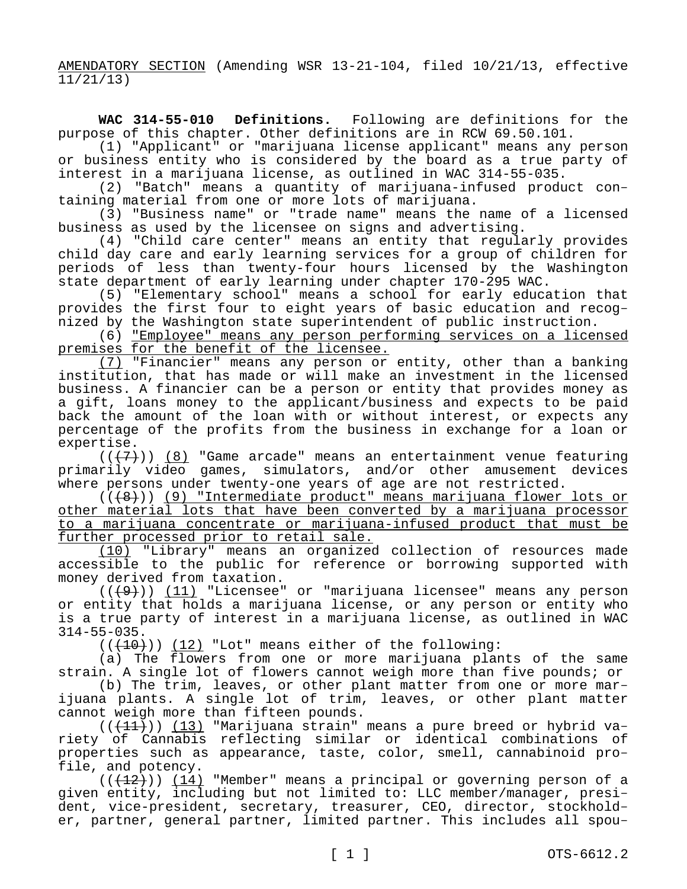<u>AMENDATORY SECTION</u> (Amending WSR 13-21-104, filed 10/21/13, effective 11/21/13)

**WAC 314-55-010 Definitions.** Following are definitions for the purpose of this chapter. Other definitions are in RCW 69.50.101.

(1) "Applicant" or "marijuana license applicant" means any person or business entity who is considered by the board as a true party of interest in a marijuana license, as outlined in WAC 314-55-035.

(2) "Batch" means a quantity of marijuana-infused product containing material from one or more lots of marijuana.

(3) "Business name" or "trade name" means the name of a licensed business as used by the licensee on signs and advertising.

(4) "Child care center" means an entity that regularly provides child day care and early learning services for a group of children for periods of less than twenty-four hours licensed by the Washington state department of early learning under chapter 170-295 WAC.

(5) "Elementary school" means a school for early education that provides the first four to eight years of basic education and recognized by the Washington state superintendent of public instruction.

(6) <u>"Employee" means any person performing services on a licensed premises for the benefit of the licensee.</u>

<u>(7)</u> "Financier" means any person or entity, other than a banking institution, that has made or will make an investment in the licensed business. A financier can be a person or entity that provides money as a gift, loans money to the applicant/business and expects to be paid back the amount of the loan with or without interest, or expects any percentage of the profits from the business in exchange for a loan or expertise.

((~~(7)~~)) <u>(8)</u> "Game arcade" means an entertainment venue featuring primarily video games, simulators, and/or other amusement devices where persons under twenty-one years of age are not restricted.

((~~(8)~~)) <u>(9) "Intermediate product" means marijuana flower lots or other material lots that have been converted by a marijuana processor to a marijuana concentrate or marijuana-infused product that must be further processed prior to retail sale.</u>

<u>(10)</u> "Library" means an organized collection of resources made accessible to the public for reference or borrowing supported with money derived from taxation.

((~~(9)~~)) <u>(11)</u> "Licensee" or "marijuana licensee" means any person or entity that holds a marijuana license, or any person or entity who is a true party of interest in a marijuana license, as outlined in WAC 314-55-035.

((~~(10)~~)) <u>(12)</u> "Lot" means either of the following:

(a) The flowers from one or more marijuana plants of the same strain. A single lot of flowers cannot weigh more than five pounds; or

(b) The trim, leaves, or other plant matter from one or more marijuana plants. A single lot of trim, leaves, or other plant matter cannot weigh more than fifteen pounds.

((~~(11)~~)) <u>(13)</u> "Marijuana strain" means a pure breed or hybrid variety of Cannabis reflecting similar or identical combinations of properties such as appearance, taste, color, smell, cannabinoid profile, and potency.

((~~(12)~~)) <u>(14)</u> "Member" means a principal or governing person of a given entity, including but not limited to: LLC member/manager, president, vice-president, secretary, treasurer, CEO, director, stockholder, partner, general partner, limited partner. This includes all spou-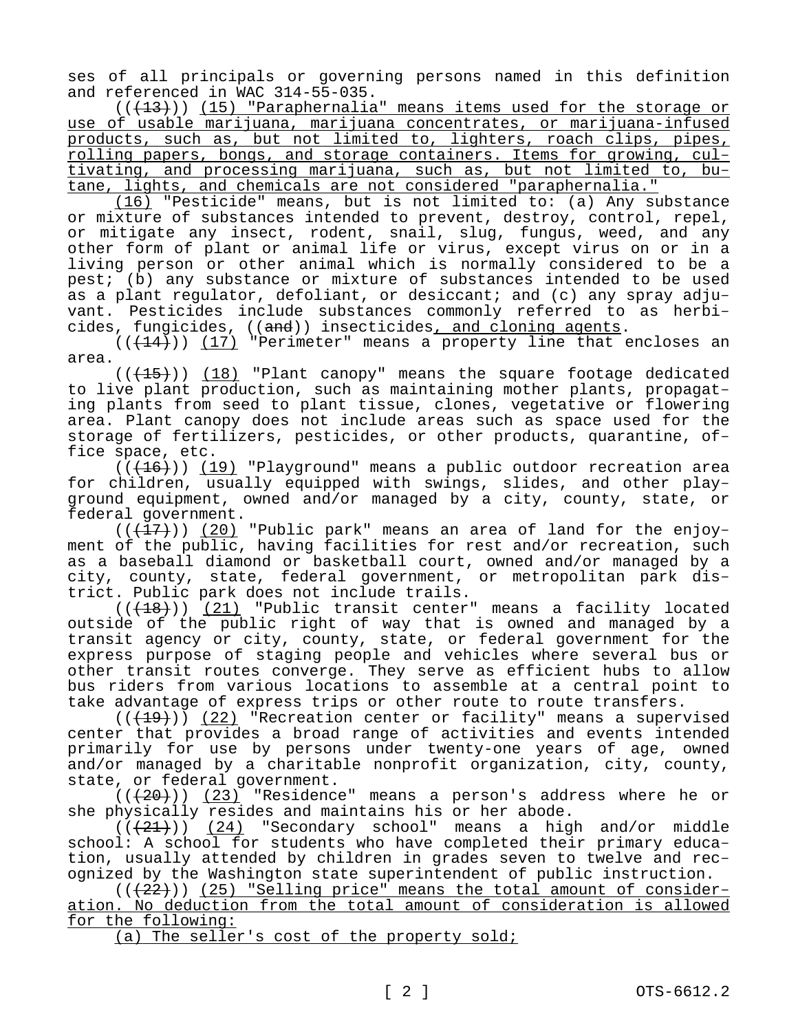ses of all principals or governing persons named in this definition and referenced in WAC 314-55-035.

(((~~13~~))) <u>(15) "Paraphernalia" means items used for the storage or use of usable marijuana, marijuana concentrates, or marijuana-infused products, such as, but not limited to, lighters, roach clips, pipes, rolling papers, bongs, and storage containers. Items for growing, cultivating, and processing marijuana, such as, but not limited to, butane, lights, and chemicals are not considered "paraphernalia."</u>

<u>(16)</u> "Pesticide" means, but is not limited to: (a) Any substance or mixture of substances intended to prevent, destroy, control, repel, or mitigate any insect, rodent, snail, slug, fungus, weed, and any other form of plant or animal life or virus, except virus on or in a living person or other animal which is normally considered to be a pest; (b) any substance or mixture of substances intended to be used as a plant regulator, defoliant, or desiccant; and (c) any spray adjuvant. Pesticides include substances commonly referred to as herbicides, fungicides, ((~~and~~)) insecticides<u>, and cloning agents</u>.

(((~~14~~))) <u>(17)</u> "Perimeter" means a property line that encloses an area.

(((~~15~~))) <u>(18)</u> "Plant canopy" means the square footage dedicated to live plant production, such as maintaining mother plants, propagating plants from seed to plant tissue, clones, vegetative or flowering area. Plant canopy does not include areas such as space used for the storage of fertilizers, pesticides, or other products, quarantine, office space, etc.

(((~~16~~))) <u>(19)</u> "Playground" means a public outdoor recreation area for children, usually equipped with swings, slides, and other playground equipment, owned and/or managed by a city, county, state, or federal government.

(((~~17~~))) <u>(20)</u> "Public park" means an area of land for the enjoyment of the public, having facilities for rest and/or recreation, such as a baseball diamond or basketball court, owned and/or managed by a city, county, state, federal government, or metropolitan park district. Public park does not include trails.

(((~~18~~))) <u>(21)</u> "Public transit center" means a facility located outside of the public right of way that is owned and managed by a transit agency or city, county, state, or federal government for the express purpose of staging people and vehicles where several bus or other transit routes converge. They serve as efficient hubs to allow bus riders from various locations to assemble at a central point to take advantage of express trips or other route to route transfers.

(((~~19~~))) <u>(22)</u> "Recreation center or facility" means a supervised center that provides a broad range of activities and events intended primarily for use by persons under twenty-one years of age, owned and/or managed by a charitable nonprofit organization, city, county, state, or federal government.

(((~~20~~))) <u>(23)</u> "Residence" means a person's address where he or she physically resides and maintains his or her abode.

(((~~21~~))) <u>(24)</u> "Secondary school" means a high and/or middle school: A school for students who have completed their primary education, usually attended by children in grades seven to twelve and recognized by the Washington state superintendent of public instruction.

(((~~22~~))) <u>(25) "Selling price" means the total amount of consideration. No deduction from the total amount of consideration is allowed for the following:</u>

<u>(a) The seller's cost of the property sold;</u>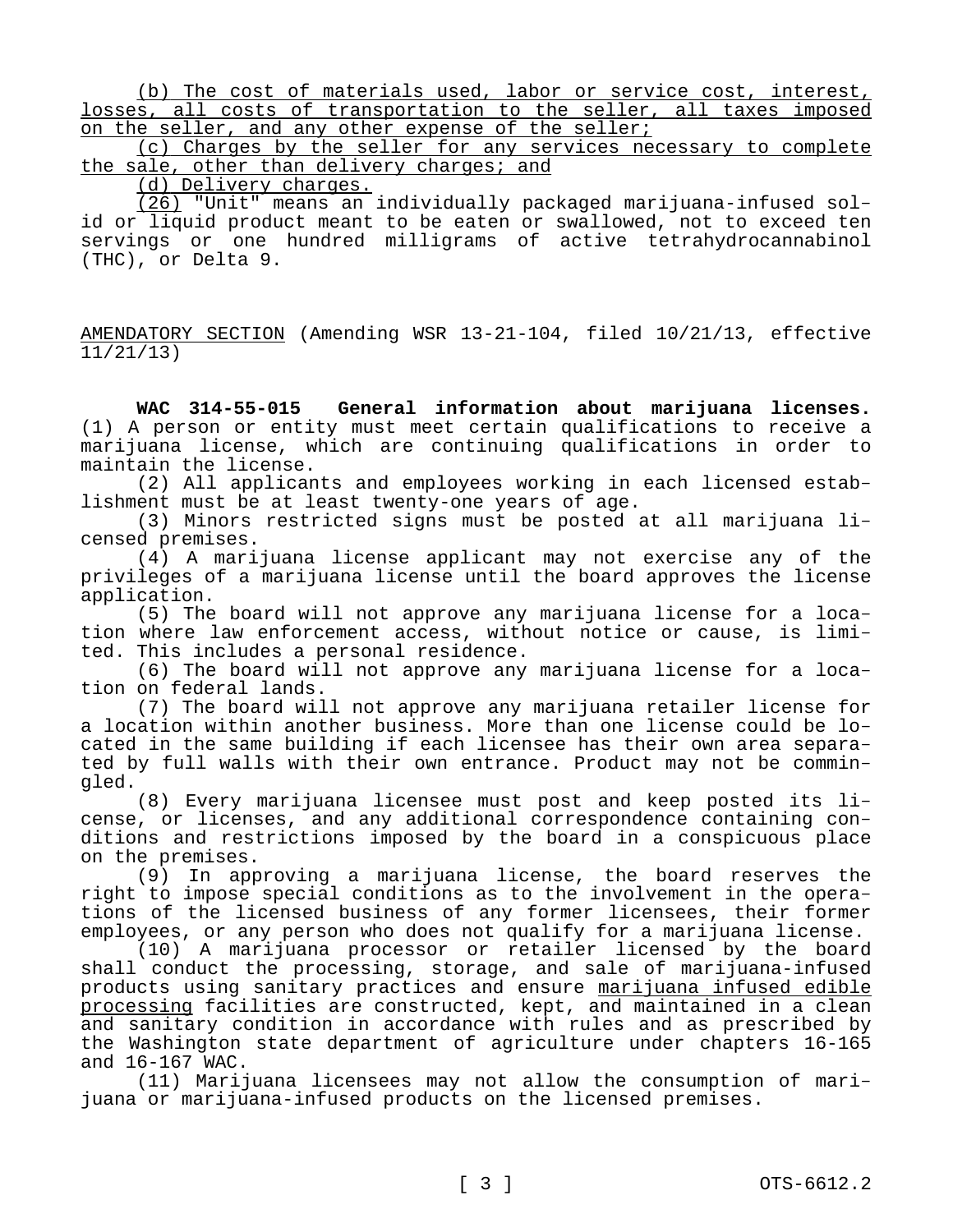(b) The cost of materials used, labor or service cost, interest, losses, all costs of transportation to the seller, all taxes imposed on the seller, and any other expense of the seller;

(c) Charges by the seller for any services necessary to complete the sale, other than delivery charges; and

(d) Delivery charges.

(26) "Unit" means an individually packaged marijuana-infused solid or liquid product meant to be eaten or swallowed, not to exceed ten servings or one hundred milligrams of active tetrahydrocannabinol (THC), or Delta 9.

AMENDATORY SECTION (Amending WSR 13-21-104, filed 10/21/13, effective 11/21/13)

**WAC 314-55-015 General information about marijuana licenses.** (1) A person or entity must meet certain qualifications to receive a marijuana license, which are continuing qualifications in order to maintain the license.

(2) All applicants and employees working in each licensed establishment must be at least twenty-one years of age.

(3) Minors restricted signs must be posted at all marijuana licensed premises.

(4) A marijuana license applicant may not exercise any of the privileges of a marijuana license until the board approves the license application.

(5) The board will not approve any marijuana license for a location where law enforcement access, without notice or cause, is limited. This includes a personal residence.

(6) The board will not approve any marijuana license for a location on federal lands.

(7) The board will not approve any marijuana retailer license for a location within another business. More than one license could be located in the same building if each licensee has their own area separated by full walls with their own entrance. Product may not be commingled.

(8) Every marijuana licensee must post and keep posted its license, or licenses, and any additional correspondence containing conditions and restrictions imposed by the board in a conspicuous place on the premises.

(9) In approving a marijuana license, the board reserves the right to impose special conditions as to the involvement in the operations of the licensed business of any former licensees, their former employees, or any person who does not qualify for a marijuana license.

(10) A marijuana processor or retailer licensed by the board shall conduct the processing, storage, and sale of marijuana-infused products using sanitary practices and ensure marijuana infused edible processing facilities are constructed, kept, and maintained in a clean and sanitary condition in accordance with rules and as prescribed by the Washington state department of agriculture under chapters 16-165 and 16-167 WAC.

(11) Marijuana licensees may not allow the consumption of marijuana or marijuana-infused products on the licensed premises.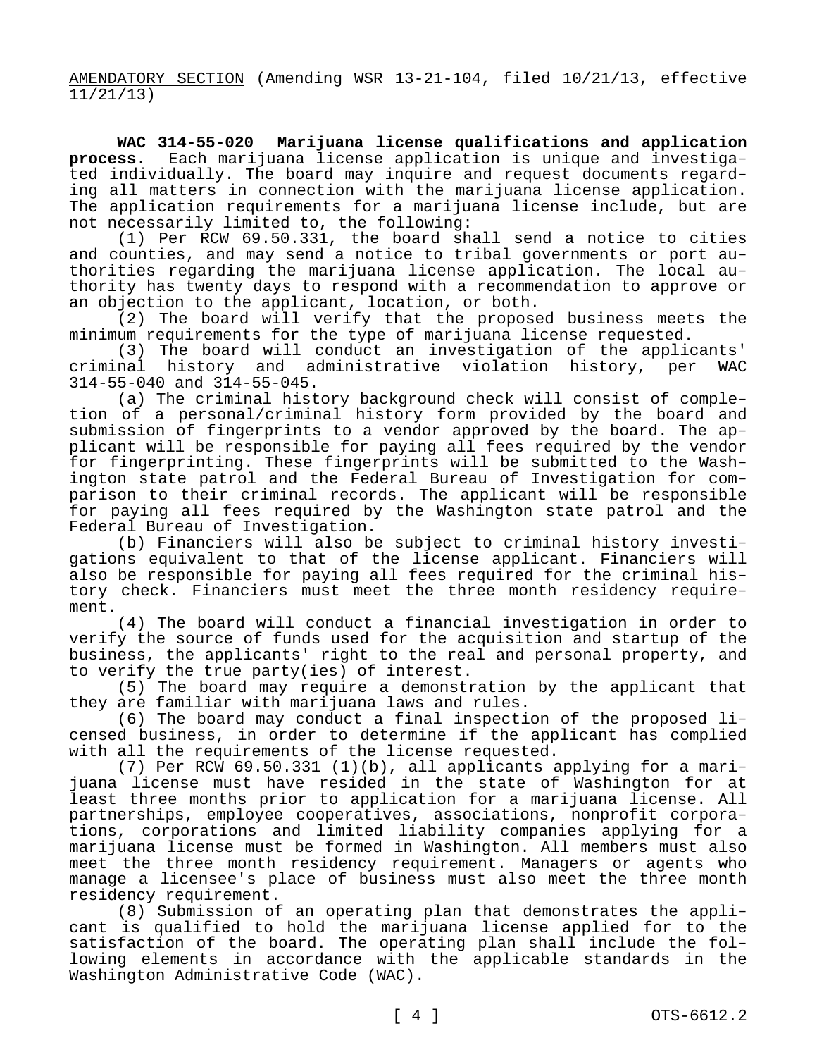AMENDATORY SECTION (Amending WSR 13-21-104, filed 10/21/13, effective 11/21/13)

**WAC 314-55-020 Marijuana license qualifications and application process.** Each marijuana license application is unique and investigated individually. The board may inquire and request documents regarding all matters in connection with the marijuana license application. The application requirements for a marijuana license include, but are not necessarily limited to, the following:

(1) Per RCW 69.50.331, the board shall send a notice to cities and counties, and may send a notice to tribal governments or port authorities regarding the marijuana license application. The local authority has twenty days to respond with a recommendation to approve or an objection to the applicant, location, or both.

(2) The board will verify that the proposed business meets the minimum requirements for the type of marijuana license requested.

(3) The board will conduct an investigation of the applicants' criminal history and administrative violation history, per WAC 314-55-040 and 314-55-045.

(a) The criminal history background check will consist of completion of a personal/criminal history form provided by the board and submission of fingerprints to a vendor approved by the board. The applicant will be responsible for paying all fees required by the vendor for fingerprinting. These fingerprints will be submitted to the Washington state patrol and the Federal Bureau of Investigation for comparison to their criminal records. The applicant will be responsible for paying all fees required by the Washington state patrol and the Federal Bureau of Investigation.

(b) Financiers will also be subject to criminal history investigations equivalent to that of the license applicant. Financiers will also be responsible for paying all fees required for the criminal history check. Financiers must meet the three month residency requirement.

(4) The board will conduct a financial investigation in order to verify the source of funds used for the acquisition and startup of the business, the applicants' right to the real and personal property, and to verify the true party(ies) of interest.

(5) The board may require a demonstration by the applicant that they are familiar with marijuana laws and rules.

(6) The board may conduct a final inspection of the proposed licensed business, in order to determine if the applicant has complied with all the requirements of the license requested.

(7) Per RCW 69.50.331 (1)(b), all applicants applying for a marijuana license must have resided in the state of Washington for at least three months prior to application for a marijuana license. All partnerships, employee cooperatives, associations, nonprofit corporations, corporations and limited liability companies applying for a marijuana license must be formed in Washington. All members must also meet the three month residency requirement. Managers or agents who manage a licensee's place of business must also meet the three month residency requirement.

(8) Submission of an operating plan that demonstrates the applicant is qualified to hold the marijuana license applied for to the satisfaction of the board. The operating plan shall include the following elements in accordance with the applicable standards in the Washington Administrative Code (WAC).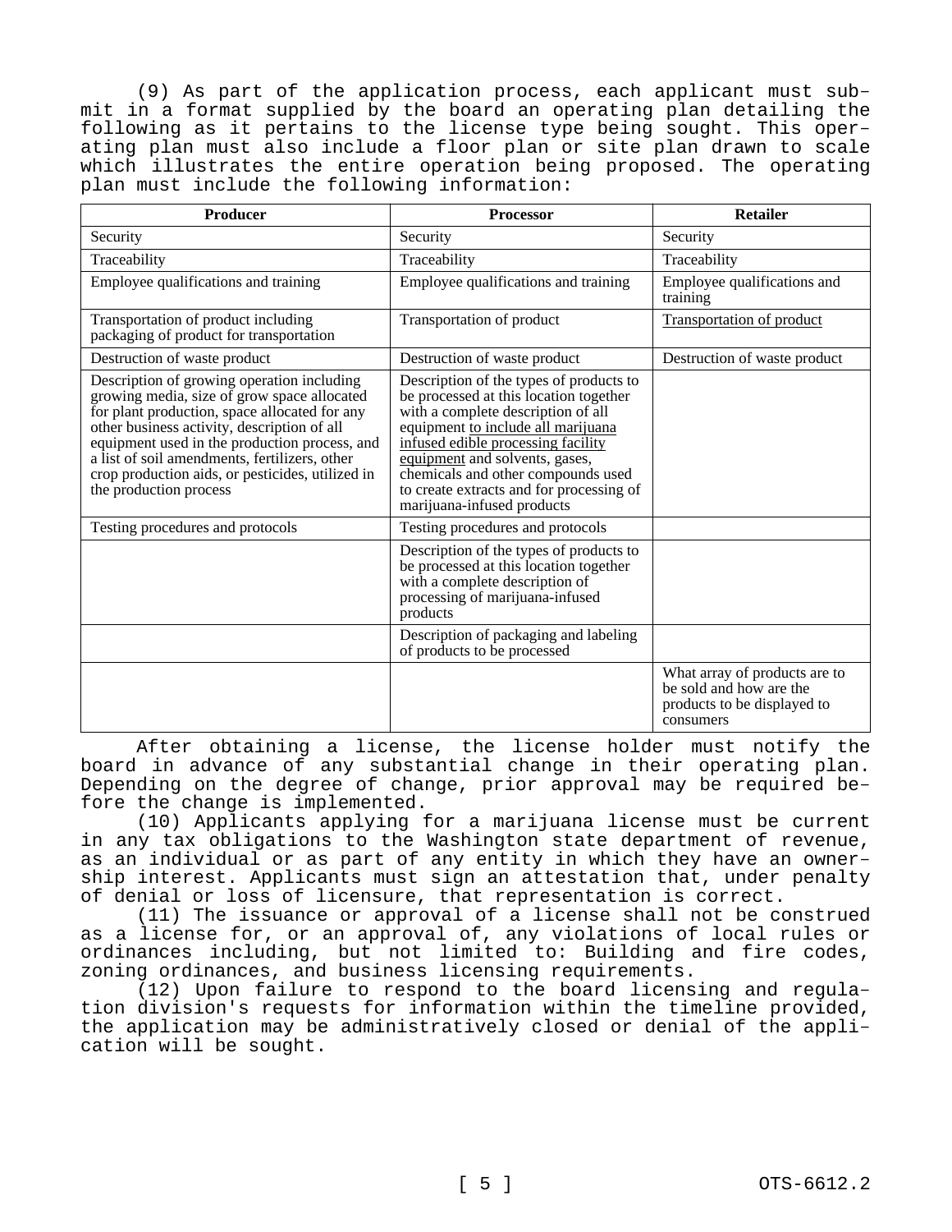(9) As part of the application process, each applicant must submit in a format supplied by the board an operating plan detailing the following as it pertains to the license type being sought. This operating plan must also include a floor plan or site plan drawn to scale which illustrates the entire operation being proposed. The operating plan must include the following information:

| Producer | Processor | Retailer |
|---|---|---|
| Security | Security | Security |
| Traceability | Traceability | Traceability |
| Employee qualifications and training | Employee qualifications and training | Employee qualifications and training |
| Transportation of product including packaging of product for transportation | Transportation of product | <u>Transportation of product</u> |
| Destruction of waste product | Destruction of waste product | Destruction of waste product |
| Description of growing operation including growing media, size of grow space allocated for plant production, space allocated for any other business activity, description of all equipment used in the production process, and a list of soil amendments, fertilizers, other crop production aids, or pesticides, utilized in the production process | Description of the types of products to be processed at this location together with a complete description of all equipment <u>to include all marijuana infused edible processing facility equipment</u> and solvents, gases, chemicals and other compounds used to create extracts and for processing of marijuana-infused products | |
| Testing procedures and protocols | Testing procedures and protocols | |
| | Description of the types of products to be processed at this location together with a complete description of processing of marijuana-infused products | |
| | Description of packaging and labeling of products to be processed | |
| | | What array of products are to be sold and how are the products to be displayed to consumers |

After obtaining a license, the license holder must notify the board in advance of any substantial change in their operating plan. Depending on the degree of change, prior approval may be required before the change is implemented.

(10) Applicants applying for a marijuana license must be current in any tax obligations to the Washington state department of revenue, as an individual or as part of any entity in which they have an ownership interest. Applicants must sign an attestation that, under penalty of denial or loss of licensure, that representation is correct.

(11) The issuance or approval of a license shall not be construed as a license for, or an approval of, any violations of local rules or ordinances including, but not limited to: Building and fire codes, zoning ordinances, and business licensing requirements.

(12) Upon failure to respond to the board licensing and regulation division's requests for information within the timeline provided, the application may be administratively closed or denial of the application will be sought.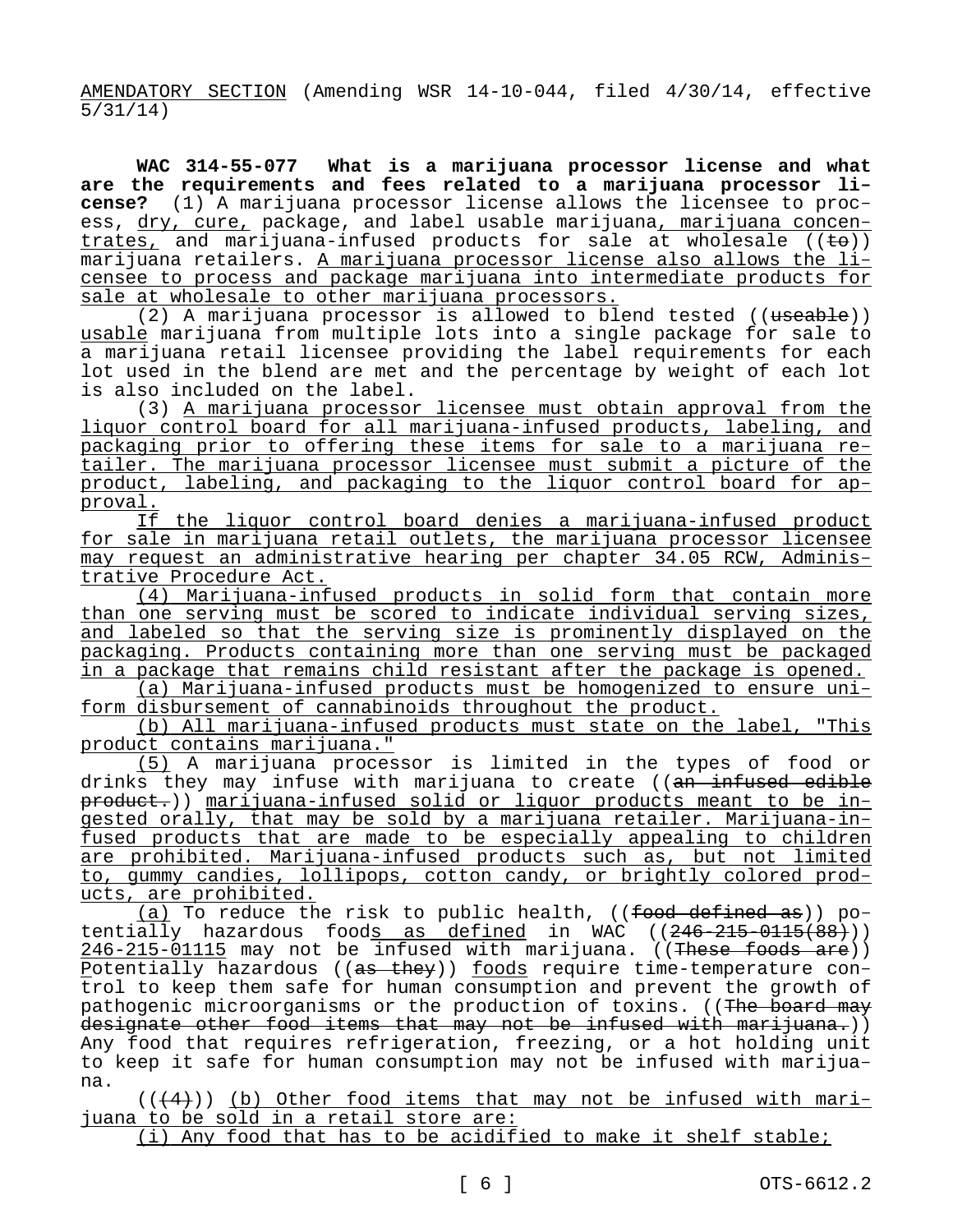AMENDATORY SECTION (Amending WSR 14-10-044, filed 4/30/14, effective 5/31/14)

**WAC 314-55-077 What is a marijuana processor license and what are the requirements and fees related to a marijuana processor license?** (1) A marijuana processor license allows the licensee to process, dry, cure, package, and label usable marijuana, marijuana concentrates, and marijuana-infused products for sale at wholesale ((~~to~~)) marijuana retailers. A marijuana processor license also allows the licensee to process and package marijuana into intermediate products for sale at wholesale to other marijuana processors.

(2) A marijuana processor is allowed to blend tested ((~~useable~~)) usable marijuana from multiple lots into a single package for sale to a marijuana retail licensee providing the label requirements for each lot used in the blend are met and the percentage by weight of each lot is also included on the label.

(3) A marijuana processor licensee must obtain approval from the liquor control board for all marijuana-infused products, labeling, and packaging prior to offering these items for sale to a marijuana retailer. The marijuana processor licensee must submit a picture of the product, labeling, and packaging to the liquor control board for approval.

If the liquor control board denies a marijuana-infused product for sale in marijuana retail outlets, the marijuana processor licensee may request an administrative hearing per chapter 34.05 RCW, Administrative Procedure Act.

(4) Marijuana-infused products in solid form that contain more than one serving must be scored to indicate individual serving sizes, and labeled so that the serving size is prominently displayed on the packaging. Products containing more than one serving must be packaged in a package that remains child resistant after the package is opened.

(a) Marijuana-infused products must be homogenized to ensure uniform disbursement of cannabinoids throughout the product.

(b) All marijuana-infused products must state on the label, "This product contains marijuana."

(5) A marijuana processor is limited in the types of food or drinks they may infuse with marijuana to create ((~~an infused edible product.~~)) marijuana-infused solid or liquor products meant to be ingested orally, that may be sold by a marijuana retailer. Marijuana-infused products that are made to be especially appealing to children are prohibited. Marijuana-infused products such as, but not limited to, gummy candies, lollipops, cotton candy, or brightly colored products, are prohibited.

(a) To reduce the risk to public health, ((~~food defined as~~)) potentially hazardous foods as defined in WAC ((~~246-215-0115(88)~~)) 246-215-01115 may not be infused with marijuana. ((~~These foods are~~)) Potentially hazardous ((~~as they~~)) foods require time-temperature control to keep them safe for human consumption and prevent the growth of pathogenic microorganisms or the production of toxins. ((~~The board may designate other food items that may not be infused with marijuana.~~)) Any food that requires refrigeration, freezing, or a hot holding unit to keep it safe for human consumption may not be infused with marijuana.

((~~(4)~~)) (b) Other food items that may not be infused with marijuana to be sold in a retail store are:

(i) Any food that has to be acidified to make it shelf stable;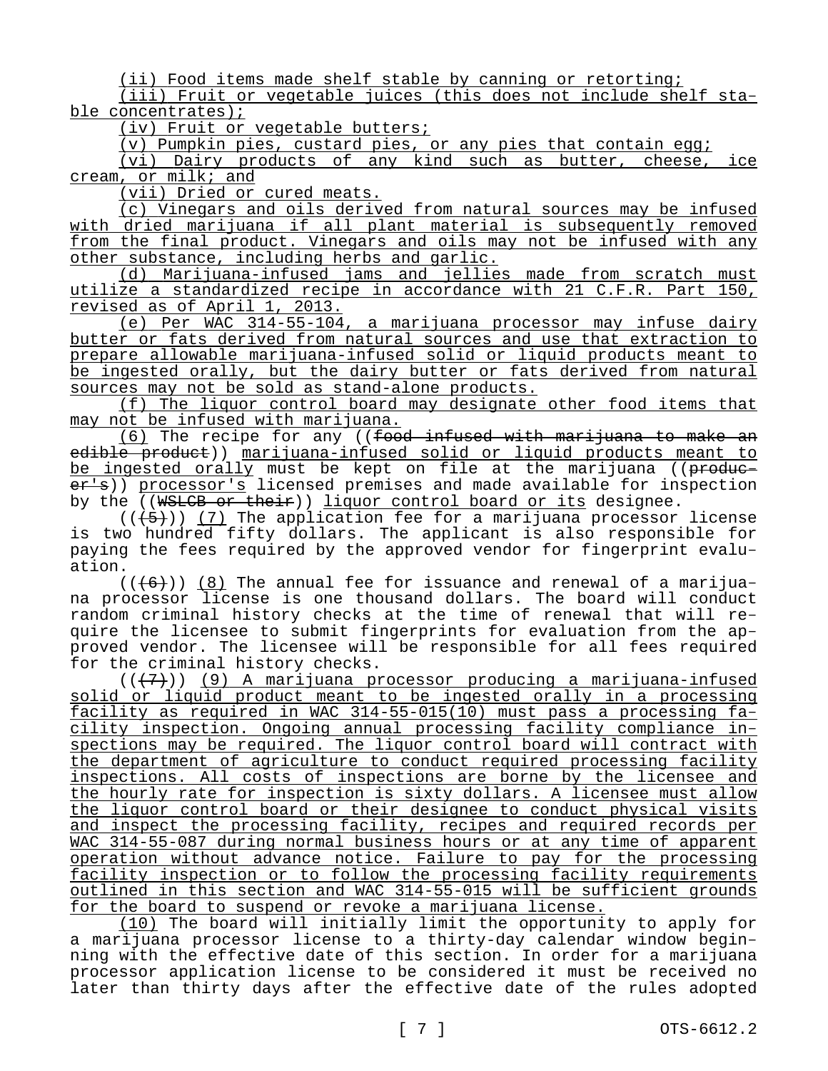(ii) Food items made shelf stable by canning or retorting;

(iii) Fruit or vegetable juices (this does not include shelf stable concentrates);

(iv) Fruit or vegetable butters;

(v) Pumpkin pies, custard pies, or any pies that contain egg;

(vi) Dairy products of any kind such as butter, cheese, ice cream, or milk; and

(vii) Dried or cured meats.

(c) Vinegars and oils derived from natural sources may be infused with dried marijuana if all plant material is subsequently removed from the final product. Vinegars and oils may not be infused with any other substance, including herbs and garlic.

(d) Marijuana-infused jams and jellies made from scratch must utilize a standardized recipe in accordance with 21 C.F.R. Part 150, revised as of April 1, 2013.

(e) Per WAC 314-55-104, a marijuana processor may infuse dairy butter or fats derived from natural sources and use that extraction to prepare allowable marijuana-infused solid or liquid products meant to be ingested orally, but the dairy butter or fats derived from natural sources may not be sold as stand-alone products.

(f) The liquor control board may designate other food items that may not be infused with marijuana.

(6) The recipe for any ((~~food infused with marijuana to make an edible product~~)) marijuana-infused solid or liquid products meant to be ingested orally must be kept on file at the marijuana ((~~producer's~~)) processor's licensed premises and made available for inspection by the ((~~WSLCB or their~~)) liquor control board or its designee.

((~~(5)~~)) (7) The application fee for a marijuana processor license is two hundred fifty dollars. The applicant is also responsible for paying the fees required by the approved vendor for fingerprint evaluation.

((~~(6)~~)) (8) The annual fee for issuance and renewal of a marijuana processor license is one thousand dollars. The board will conduct random criminal history checks at the time of renewal that will require the licensee to submit fingerprints for evaluation from the approved vendor. The licensee will be responsible for all fees required for the criminal history checks.

((~~(7)~~)) (9) A marijuana processor producing a marijuana-infused solid or liquid product meant to be ingested orally in a processing facility as required in WAC 314-55-015(10) must pass a processing facility inspection. Ongoing annual processing facility compliance inspections may be required. The liquor control board will contract with the department of agriculture to conduct required processing facility inspections. All costs of inspections are borne by the licensee and the hourly rate for inspection is sixty dollars. A licensee must allow the liquor control board or their designee to conduct physical visits and inspect the processing facility, recipes and required records per WAC 314-55-087 during normal business hours or at any time of apparent operation without advance notice. Failure to pay for the processing facility inspection or to follow the processing facility requirements outlined in this section and WAC 314-55-015 will be sufficient grounds for the board to suspend or revoke a marijuana license.

(10) The board will initially limit the opportunity to apply for a marijuana processor license to a thirty-day calendar window beginning with the effective date of this section. In order for a marijuana processor application license to be considered it must be received no later than thirty days after the effective date of the rules adopted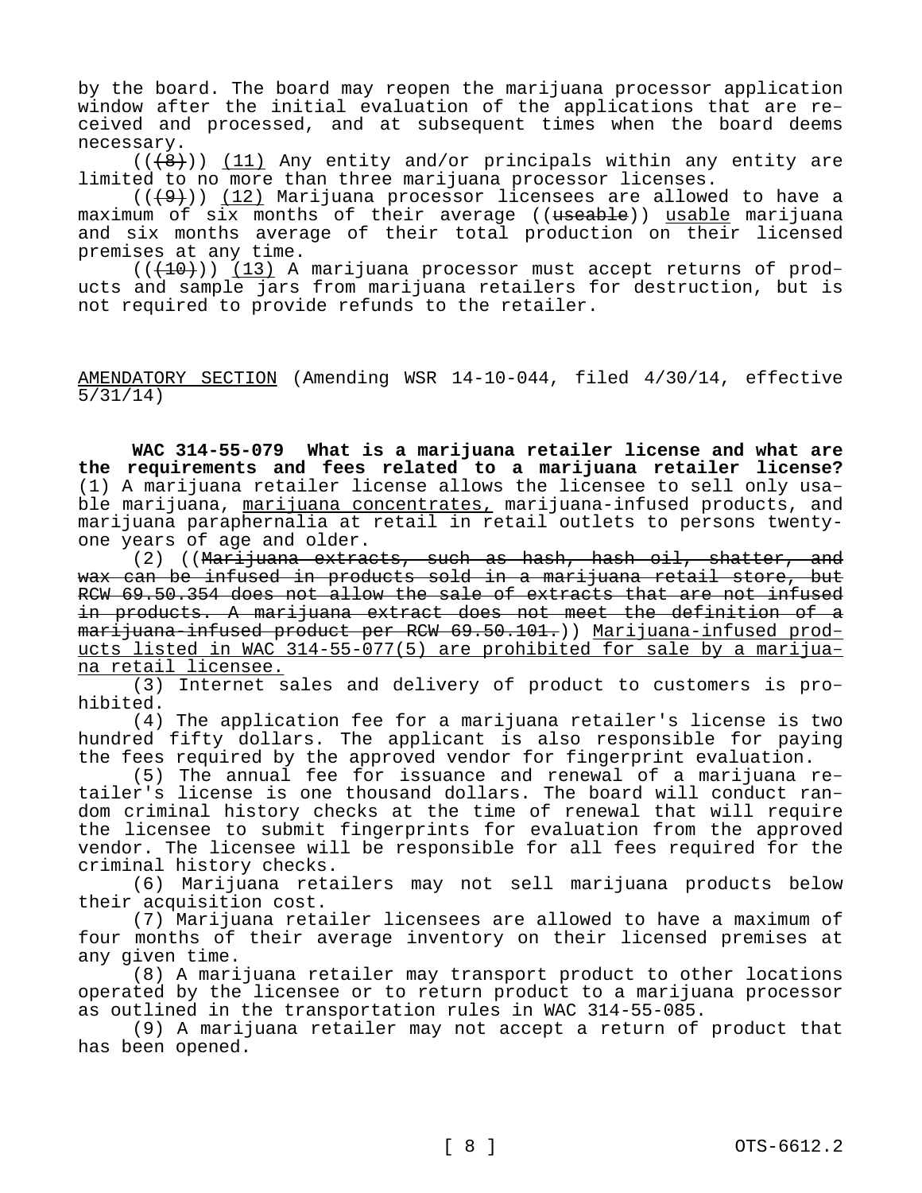by the board. The board may reopen the marijuana processor application window after the initial evaluation of the applications that are received and processed, and at subsequent times when the board deems necessary.

(((8))) (11) Any entity and/or principals within any entity are limited to no more than three marijuana processor licenses.

(((9))) (12) Marijuana processor licensees are allowed to have a maximum of six months of their average ((useable)) usable marijuana and six months average of their total production on their licensed premises at any time.

(((10))) (13) A marijuana processor must accept returns of products and sample jars from marijuana retailers for destruction, but is not required to provide refunds to the retailer.

AMENDATORY SECTION (Amending WSR 14-10-044, filed 4/30/14, effective 5/31/14)

**WAC 314-55-079 What is a marijuana retailer license and what are the requirements and fees related to a marijuana retailer license?** (1) A marijuana retailer license allows the licensee to sell only usable marijuana, marijuana concentrates, marijuana-infused products, and marijuana paraphernalia at retail in retail outlets to persons twenty-one years of age and older.

(2) ((~~Marijuana extracts, such as hash, hash oil, shatter, and wax can be infused in products sold in a marijuana retail store, but RCW 69.50.354 does not allow the sale of extracts that are not infused in products. A marijuana extract does not meet the definition of a marijuana-infused product per RCW 69.50.101.~~)) Marijuana-infused products listed in WAC 314-55-077(5) are prohibited for sale by a marijuana retail licensee.

(3) Internet sales and delivery of product to customers is prohibited.

(4) The application fee for a marijuana retailer's license is two hundred fifty dollars. The applicant is also responsible for paying the fees required by the approved vendor for fingerprint evaluation.

(5) The annual fee for issuance and renewal of a marijuana retailer's license is one thousand dollars. The board will conduct random criminal history checks at the time of renewal that will require the licensee to submit fingerprints for evaluation from the approved vendor. The licensee will be responsible for all fees required for the criminal history checks.

(6) Marijuana retailers may not sell marijuana products below their acquisition cost.

(7) Marijuana retailer licensees are allowed to have a maximum of four months of their average inventory on their licensed premises at any given time.

(8) A marijuana retailer may transport product to other locations operated by the licensee or to return product to a marijuana processor as outlined in the transportation rules in WAC 314-55-085.

(9) A marijuana retailer may not accept a return of product that has been opened.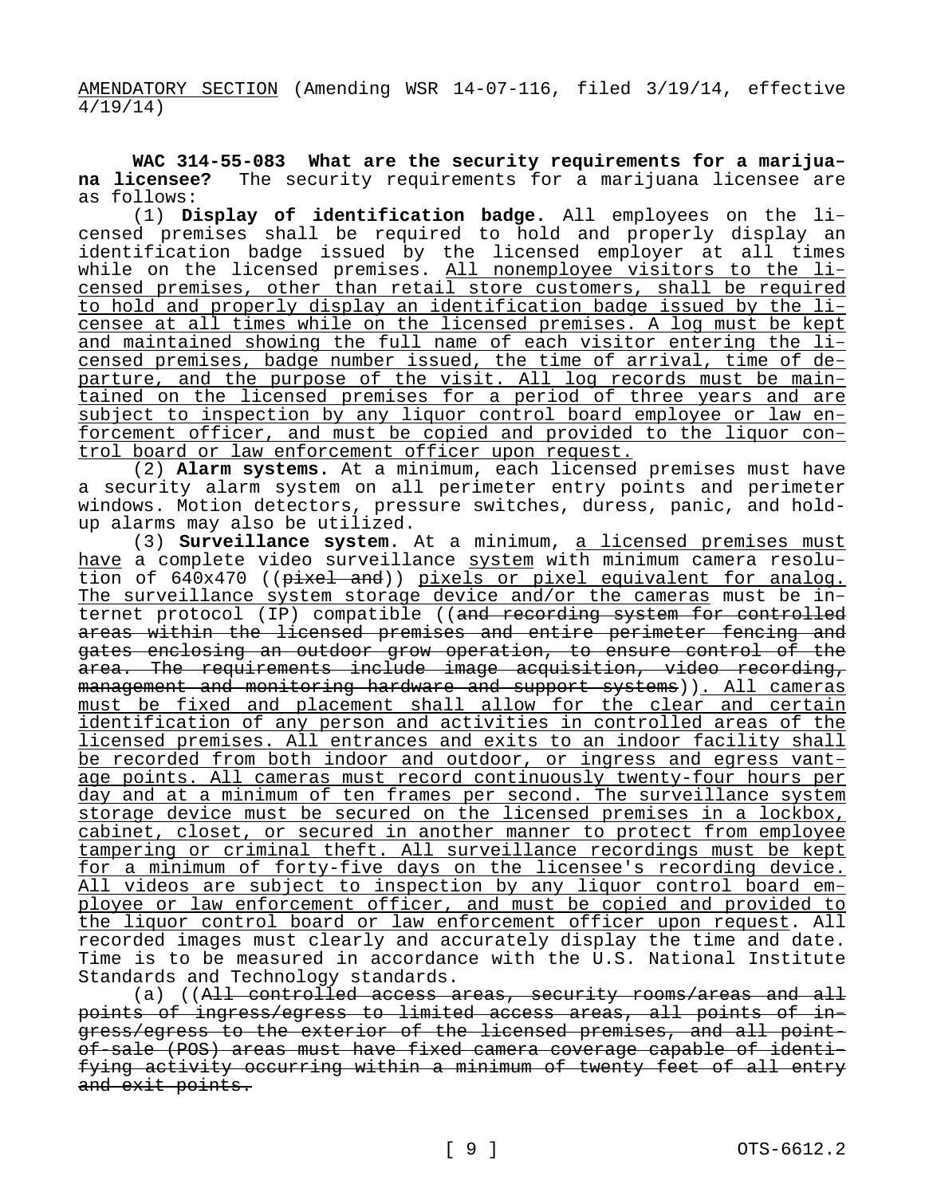AMENDATORY SECTION (Amending WSR 14-07-116, filed 3/19/14, effective 4/19/14)

**WAC 314-55-083 What are the security requirements for a marijuana licensee?** The security requirements for a marijuana licensee are as follows:

(1) **Display of identification badge.** All employees on the licensed premises shall be required to hold and properly display an identification badge issued by the licensed employer at all times while on the licensed premises. All nonemployee visitors to the licensed premises, other than retail store customers, shall be required to hold and properly display an identification badge issued by the licensee at all times while on the licensed premises. A log must be kept and maintained showing the full name of each visitor entering the licensed premises, badge number issued, the time of arrival, time of departure, and the purpose of the visit. All log records must be maintained on the licensed premises for a period of three years and are subject to inspection by any liquor control board employee or law enforcement officer, and must be copied and provided to the liquor control board or law enforcement officer upon request.

(2) **Alarm systems.** At a minimum, each licensed premises must have a security alarm system on all perimeter entry points and perimeter windows. Motion detectors, pressure switches, duress, panic, and hold-up alarms may also be utilized.

(3) **Surveillance system.** At a minimum, a licensed premises must have a complete video surveillance system with minimum camera resolution of 640x470 ((~~pixel and~~)) pixels or pixel equivalent for analog. The surveillance system storage device and/or the cameras must be internet protocol (IP) compatible ((~~and recording system for controlled areas within the licensed premises and entire perimeter fencing and gates enclosing an outdoor grow operation, to ensure control of the area. The requirements include image acquisition, video recording, management and monitoring hardware and support systems~~)). All cameras must be fixed and placement shall allow for the clear and certain identification of any person and activities in controlled areas of the licensed premises. All entrances and exits to an indoor facility shall be recorded from both indoor and outdoor, or ingress and egress vantage points. All cameras must record continuously twenty-four hours per day and at a minimum of ten frames per second. The surveillance system storage device must be secured on the licensed premises in a lockbox, cabinet, closet, or secured in another manner to protect from employee tampering or criminal theft. All surveillance recordings must be kept for a minimum of forty-five days on the licensee's recording device. All videos are subject to inspection by any liquor control board employee or law enforcement officer, and must be copied and provided to the liquor control board or law enforcement officer upon request. All recorded images must clearly and accurately display the time and date. Time is to be measured in accordance with the U.S. National Institute Standards and Technology standards.

(a) ((~~All controlled access areas, security rooms/areas and all points of ingress/egress to limited access areas, all points of ingress/egress to the exterior of the licensed premises, and all point-of-sale (POS) areas must have fixed camera coverage capable of identifying activity occurring within a minimum of twenty feet of all entry and exit points.~~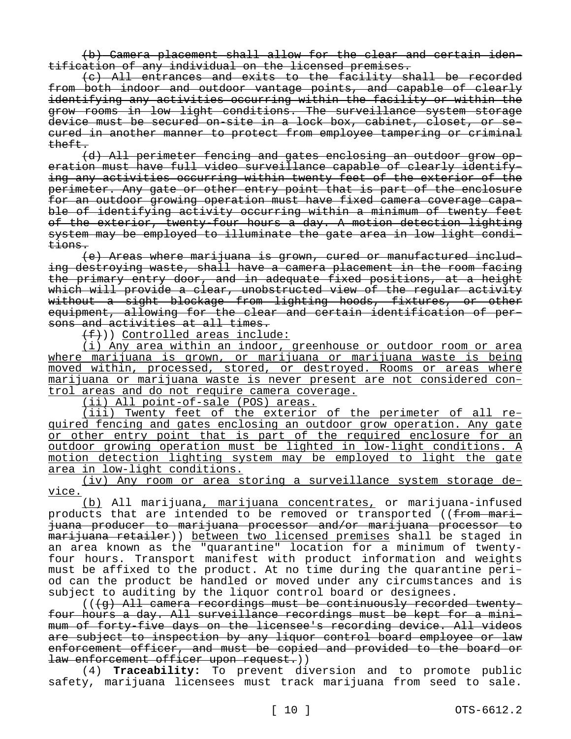~~(b) Camera placement shall allow for the clear and certain identification of any individual on the licensed premises.~~

~~(c) All entrances and exits to the facility shall be recorded from both indoor and outdoor vantage points, and capable of clearly identifying any activities occurring within the facility or within the grow rooms in low light conditions. The surveillance system storage device must be secured on-site in a lock box, cabinet, closet, or secured in another manner to protect from employee tampering or criminal theft.~~

~~(d) All perimeter fencing and gates enclosing an outdoor grow operation must have full video surveillance capable of clearly identifying any activities occurring within twenty feet of the exterior of the perimeter. Any gate or other entry point that is part of the enclosure for an outdoor growing operation must have fixed camera coverage capable of identifying activity occurring within a minimum of twenty feet of the exterior, twenty-four hours a day. A motion detection lighting system may be employed to illuminate the gate area in low light conditions.~~

~~(e) Areas where marijuana is grown, cured or manufactured including destroying waste, shall have a camera placement in the room facing the primary entry door, and in adequate fixed positions, at a height which will provide a clear, unobstructed view of the regular activity without a sight blockage from lighting hoods, fixtures, or other equipment, allowing for the clear and certain identification of persons and activities at all times.~~

~~(f)~~)) <u>Controlled areas include:</u>

<u>(i) Any area within an indoor, greenhouse or outdoor room or area where marijuana is grown, or marijuana or marijuana waste is being moved within, processed, stored, or destroyed. Rooms or areas where marijuana or marijuana waste is never present are not considered control areas and do not require camera coverage.</u>

<u>(ii) All point-of-sale (POS) areas.</u>

<u>(iii) Twenty feet of the exterior of the perimeter of all required fencing and gates enclosing an outdoor grow operation. Any gate or other entry point that is part of the required enclosure for an outdoor growing operation must be lighted in low-light conditions. A motion detection lighting system may be employed to light the gate area in low-light conditions.</u>

<u>(iv) Any room or area storing a surveillance system storage device.</u>

<u>(b)</u> All marijuana<u>, marijuana concentrates,</u> or marijuana-infused products that are intended to be removed or transported ((~~from marijuana producer to marijuana processor and/or marijuana processor to marijuana retailer~~)) <u>between two licensed premises</u> shall be staged in an area known as the "quarantine" location for a minimum of twenty-four hours. Transport manifest with product information and weights must be affixed to the product. At no time during the quarantine period can the product be handled or moved under any circumstances and is subject to auditing by the liquor control board or designees.

((~~(g) All camera recordings must be continuously recorded twenty-four hours a day. All surveillance recordings must be kept for a minimum of forty-five days on the licensee's recording device. All videos are subject to inspection by any liquor control board employee or law enforcement officer, and must be copied and provided to the board or law enforcement officer upon request.~~))

(4) **Traceability:** To prevent diversion and to promote public safety, marijuana licensees must track marijuana from seed to sale.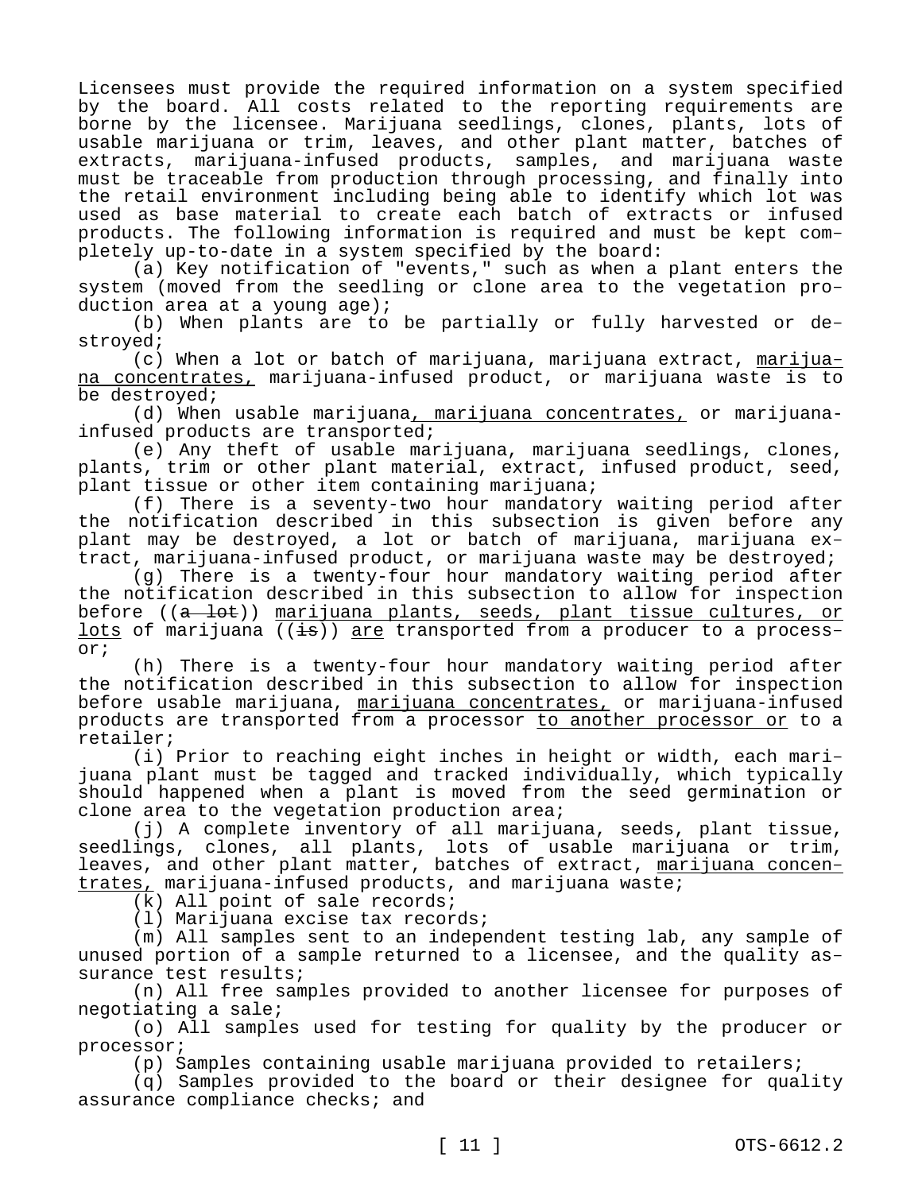Licensees must provide the required information on a system specified by the board. All costs related to the reporting requirements are borne by the licensee. Marijuana seedlings, clones, plants, lots of usable marijuana or trim, leaves, and other plant matter, batches of extracts, marijuana-infused products, samples, and marijuana waste must be traceable from production through processing, and finally into the retail environment including being able to identify which lot was used as base material to create each batch of extracts or infused products. The following information is required and must be kept completely up-to-date in a system specified by the board:

(a) Key notification of "events," such as when a plant enters the system (moved from the seedling or clone area to the vegetation production area at a young age);

(b) When plants are to be partially or fully harvested or destroyed;

(c) When a lot or batch of marijuana, marijuana extract, marijuana concentrates, marijuana-infused product, or marijuana waste is to be destroyed;

(d) When usable marijuana, marijuana concentrates, or marijuana-infused products are transported;

(e) Any theft of usable marijuana, marijuana seedlings, clones, plants, trim or other plant material, extract, infused product, seed, plant tissue or other item containing marijuana;

(f) There is a seventy-two hour mandatory waiting period after the notification described in this subsection is given before any plant may be destroyed, a lot or batch of marijuana, marijuana extract, marijuana-infused product, or marijuana waste may be destroyed;

(g) There is a twenty-four hour mandatory waiting period after the notification described in this subsection to allow for inspection before ((~~a lot~~)) marijuana plants, seeds, plant tissue cultures, or lots of marijuana ((~~is~~)) are transported from a producer to a processor;

(h) There is a twenty-four hour mandatory waiting period after the notification described in this subsection to allow for inspection before usable marijuana, marijuana concentrates, or marijuana-infused products are transported from a processor to another processor or to a retailer;

(i) Prior to reaching eight inches in height or width, each marijuana plant must be tagged and tracked individually, which typically should happened when a plant is moved from the seed germination or clone area to the vegetation production area;

(j) A complete inventory of all marijuana, seeds, plant tissue, seedlings, clones, all plants, lots of usable marijuana or trim, leaves, and other plant matter, batches of extract, marijuana concentrates, marijuana-infused products, and marijuana waste;

(k) All point of sale records;

(l) Marijuana excise tax records;

(m) All samples sent to an independent testing lab, any sample of unused portion of a sample returned to a licensee, and the quality assurance test results;

(n) All free samples provided to another licensee for purposes of negotiating a sale;

(o) All samples used for testing for quality by the producer or processor;

(p) Samples containing usable marijuana provided to retailers;

(q) Samples provided to the board or their designee for quality assurance compliance checks; and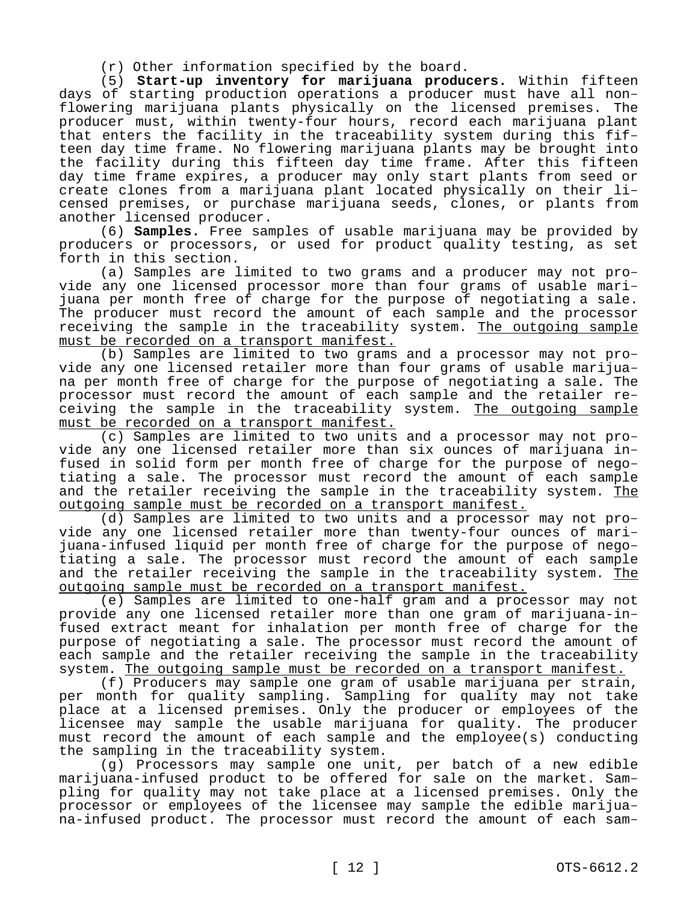(r) Other information specified by the board.

(5) **Start-up inventory for marijuana producers.** Within fifteen days of starting production operations a producer must have all non-flowering marijuana plants physically on the licensed premises. The producer must, within twenty-four hours, record each marijuana plant that enters the facility in the traceability system during this fifteen day time frame. No flowering marijuana plants may be brought into the facility during this fifteen day time frame. After this fifteen day time frame expires, a producer may only start plants from seed or create clones from a marijuana plant located physically on their licensed premises, or purchase marijuana seeds, clones, or plants from another licensed producer.

(6) **Samples.** Free samples of usable marijuana may be provided by producers or processors, or used for product quality testing, as set forth in this section.

(a) Samples are limited to two grams and a producer may not provide any one licensed processor more than four grams of usable marijuana per month free of charge for the purpose of negotiating a sale. The producer must record the amount of each sample and the processor receiving the sample in the traceability system. <u>The outgoing sample must be recorded on a transport manifest.</u>

(b) Samples are limited to two grams and a processor may not provide any one licensed retailer more than four grams of usable marijuana per month free of charge for the purpose of negotiating a sale. The processor must record the amount of each sample and the retailer receiving the sample in the traceability system. <u>The outgoing sample must be recorded on a transport manifest.</u>

(c) Samples are limited to two units and a processor may not provide any one licensed retailer more than six ounces of marijuana infused in solid form per month free of charge for the purpose of negotiating a sale. The processor must record the amount of each sample and the retailer receiving the sample in the traceability system. <u>The outgoing sample must be recorded on a transport manifest.</u>

(d) Samples are limited to two units and a processor may not provide any one licensed retailer more than twenty-four ounces of marijuana-infused liquid per month free of charge for the purpose of negotiating a sale. The processor must record the amount of each sample and the retailer receiving the sample in the traceability system. <u>The outgoing sample must be recorded on a transport manifest.</u>

(e) Samples are limited to one-half gram and a processor may not provide any one licensed retailer more than one gram of marijuana-infused extract meant for inhalation per month free of charge for the purpose of negotiating a sale. The processor must record the amount of each sample and the retailer receiving the sample in the traceability system. <u>The outgoing sample must be recorded on a transport manifest.</u>

(f) Producers may sample one gram of usable marijuana per strain, per month for quality sampling. Sampling for quality may not take place at a licensed premises. Only the producer or employees of the licensee may sample the usable marijuana for quality. The producer must record the amount of each sample and the employee(s) conducting the sampling in the traceability system.

(g) Processors may sample one unit, per batch of a new edible marijuana-infused product to be offered for sale on the market. Sampling for quality may not take place at a licensed premises. Only the processor or employees of the licensee may sample the edible marijuana-infused product. The processor must record the amount of each sam-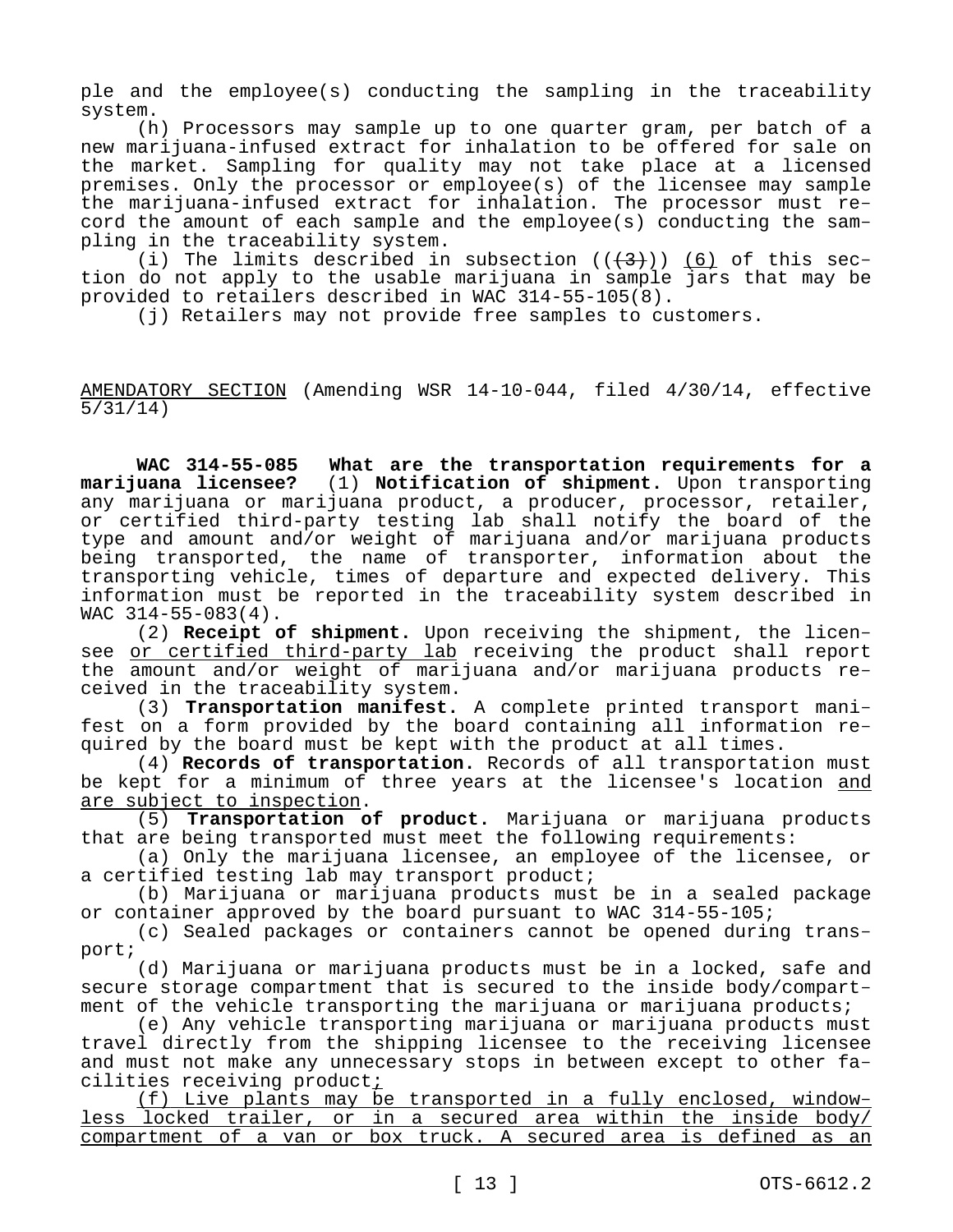ple and the employee(s) conducting the sampling in the traceability system.

(h) Processors may sample up to one quarter gram, per batch of a new marijuana-infused extract for inhalation to be offered for sale on the market. Sampling for quality may not take place at a licensed premises. Only the processor or employee(s) of the licensee may sample the marijuana-infused extract for inhalation. The processor must record the amount of each sample and the employee(s) conducting the sampling in the traceability system.

(i) The limits described in subsection ((~~(3)~~)) <u>(6)</u> of this section do not apply to the usable marijuana in sample jars that may be provided to retailers described in WAC 314-55-105(8).

(j) Retailers may not provide free samples to customers.

<u>AMENDATORY SECTION</u> (Amending WSR 14-10-044, filed 4/30/14, effective 5/31/14)

**WAC 314-55-085 What are the transportation requirements for a marijuana licensee?** (1) **Notification of shipment.** Upon transporting any marijuana or marijuana product, a producer, processor, retailer, or certified third-party testing lab shall notify the board of the type and amount and/or weight of marijuana and/or marijuana products being transported, the name of transporter, information about the transporting vehicle, times of departure and expected delivery. This information must be reported in the traceability system described in WAC 314-55-083(4).

(2) **Receipt of shipment.** Upon receiving the shipment, the licensee <u>or certified third-party lab</u> receiving the product shall report the amount and/or weight of marijuana and/or marijuana products received in the traceability system.

(3) **Transportation manifest.** A complete printed transport manifest on a form provided by the board containing all information required by the board must be kept with the product at all times.

(4) **Records of transportation.** Records of all transportation must be kept for a minimum of three years at the licensee's location <u>and are subject to inspection</u>.

(5) **Transportation of product.** Marijuana or marijuana products that are being transported must meet the following requirements:

(a) Only the marijuana licensee, an employee of the licensee, or a certified testing lab may transport product;

(b) Marijuana or marijuana products must be in a sealed package or container approved by the board pursuant to WAC 314-55-105;

(c) Sealed packages or containers cannot be opened during transport;

(d) Marijuana or marijuana products must be in a locked, safe and secure storage compartment that is secured to the inside body/compartment of the vehicle transporting the marijuana or marijuana products;

(e) Any vehicle transporting marijuana or marijuana products must travel directly from the shipping licensee to the receiving licensee and must not make any unnecessary stops in between except to other facilities receiving product<u>;</u>

<u>(f) Live plants may be transported in a fully enclosed, windowless locked trailer, or in a secured area within the inside body/compartment of a van or box truck. A secured area is defined as an</u>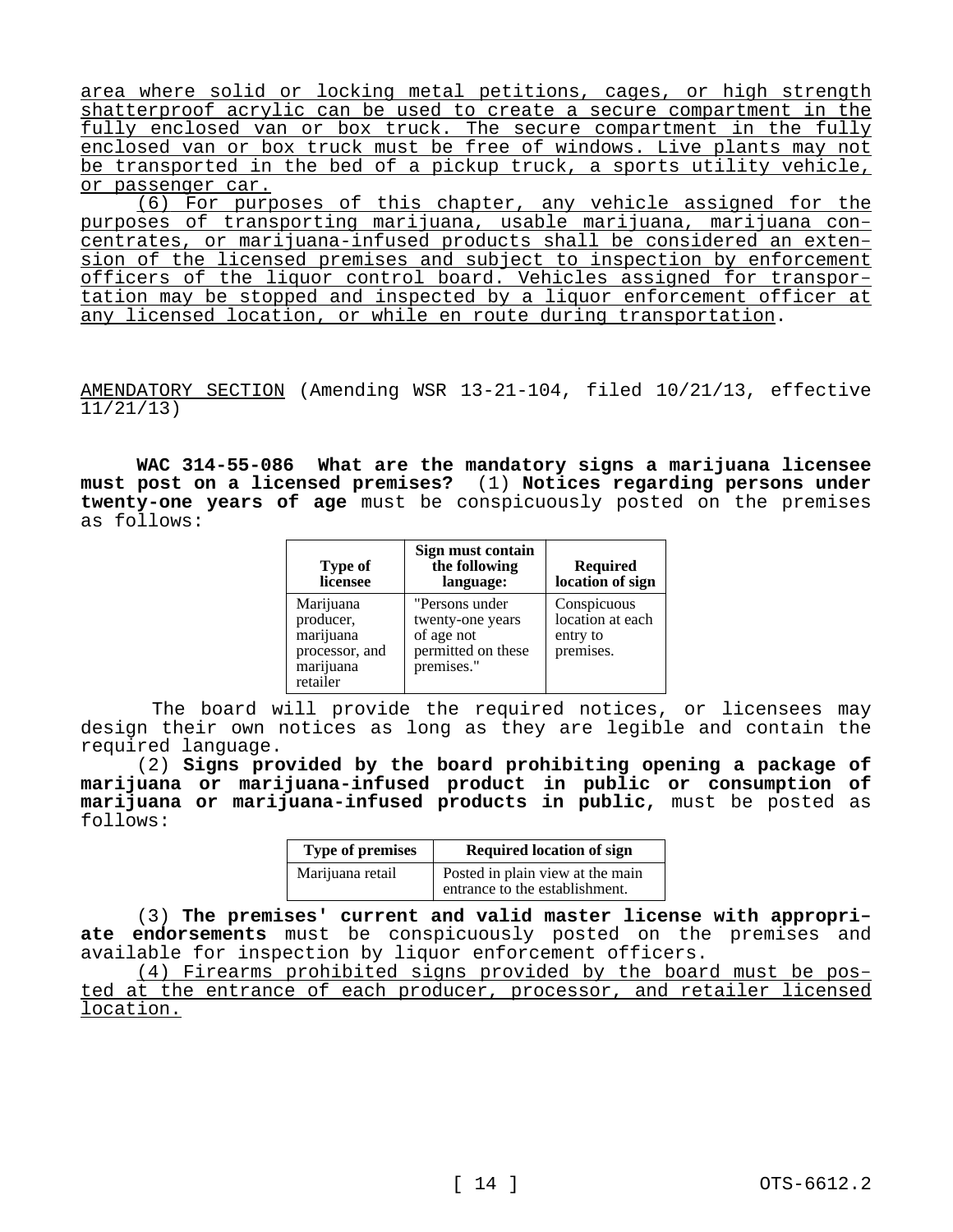area where solid or locking metal petitions, cages, or high strength shatterproof acrylic can be used to create a secure compartment in the fully enclosed van or box truck. The secure compartment in the fully enclosed van or box truck must be free of windows. Live plants may not be transported in the bed of a pickup truck, a sports utility vehicle, or passenger car.

(6) For purposes of this chapter, any vehicle assigned for the purposes of transporting marijuana, usable marijuana, marijuana concentrates, or marijuana-infused products shall be considered an extension of the licensed premises and subject to inspection by enforcement officers of the liquor control board. Vehicles assigned for transportation may be stopped and inspected by a liquor enforcement officer at any licensed location, or while en route during transportation.

AMENDATORY SECTION (Amending WSR 13-21-104, filed 10/21/13, effective 11/21/13)

**WAC 314-55-086 What are the mandatory signs a marijuana licensee must post on a licensed premises?** (1) **Notices regarding persons under twenty-one years of age** must be conspicuously posted on the premises as follows:

| Type of licensee | Sign must contain the following language: | Required location of sign |
|---|---|---|
| Marijuana producer, marijuana processor, and marijuana retailer | "Persons under twenty-one years of age not permitted on these premises." | Conspicuous location at each entry to premises. |

The board will provide the required notices, or licensees may design their own notices as long as they are legible and contain the required language.

(2) **Signs provided by the board prohibiting opening a package of marijuana or marijuana-infused product in public or consumption of marijuana or marijuana-infused products in public,** must be posted as follows:

| Type of premises | Required location of sign |
|---|---|
| Marijuana retail | Posted in plain view at the main entrance to the establishment. |

(3) **The premises' current and valid master license with appropriate endorsements** must be conspicuously posted on the premises and available for inspection by liquor enforcement officers.

(4) Firearms prohibited signs provided by the board must be posted at the entrance of each producer, processor, and retailer licensed location.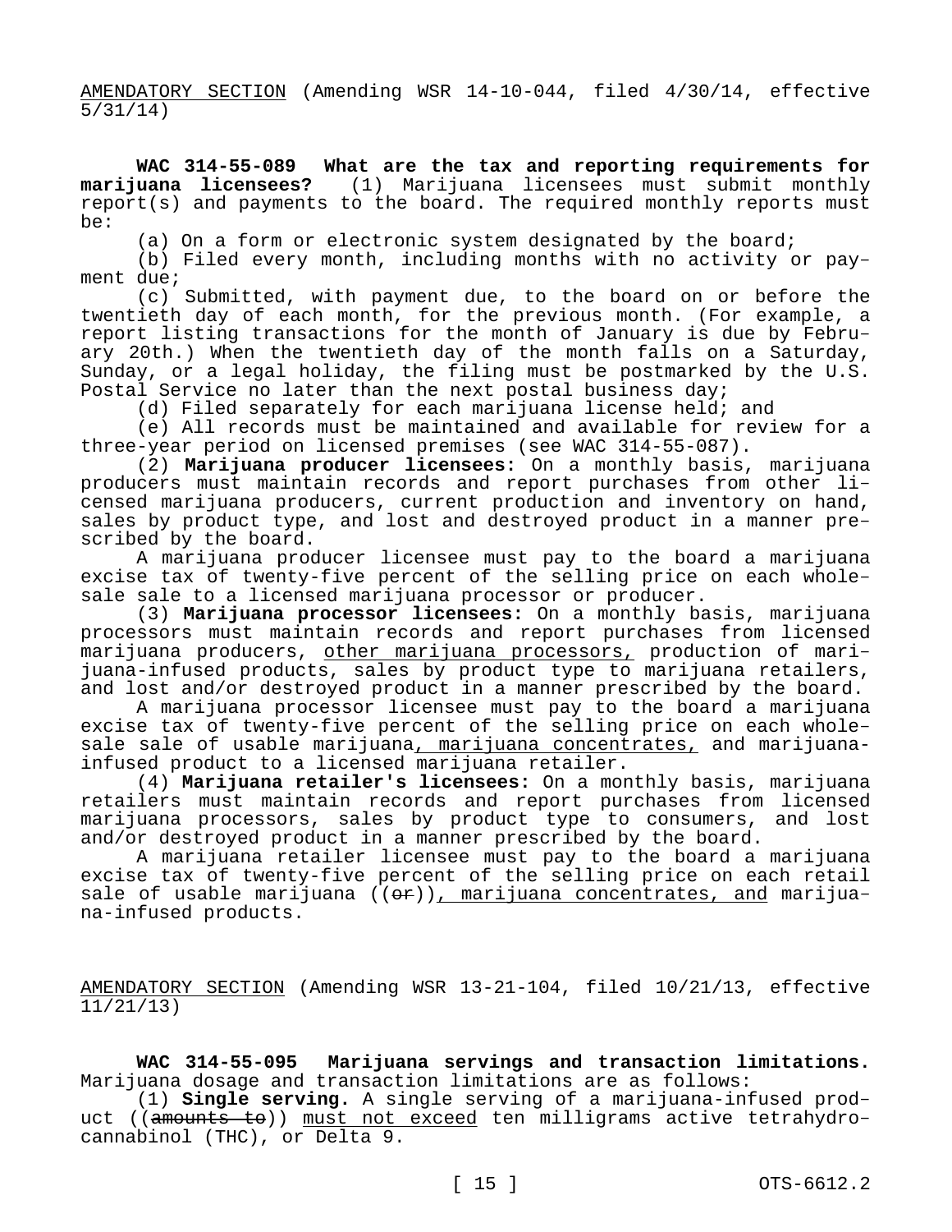AMENDATORY SECTION (Amending WSR 14-10-044, filed 4/30/14, effective 5/31/14)

**WAC 314-55-089 What are the tax and reporting requirements for marijuana licensees?** (1) Marijuana licensees must submit monthly report(s) and payments to the board. The required monthly reports must be:

(a) On a form or electronic system designated by the board;

(b) Filed every month, including months with no activity or payment due;

(c) Submitted, with payment due, to the board on or before the twentieth day of each month, for the previous month. (For example, a report listing transactions for the month of January is due by February 20th.) When the twentieth day of the month falls on a Saturday, Sunday, or a legal holiday, the filing must be postmarked by the U.S. Postal Service no later than the next postal business day;

(d) Filed separately for each marijuana license held; and

(e) All records must be maintained and available for review for a three-year period on licensed premises (see WAC 314-55-087).

(2) **Marijuana producer licensees:** On a monthly basis, marijuana producers must maintain records and report purchases from other licensed marijuana producers, current production and inventory on hand, sales by product type, and lost and destroyed product in a manner prescribed by the board.

A marijuana producer licensee must pay to the board a marijuana excise tax of twenty-five percent of the selling price on each wholesale sale to a licensed marijuana processor or producer.

(3) **Marijuana processor licensees:** On a monthly basis, marijuana processors must maintain records and report purchases from licensed marijuana producers, other marijuana processors, production of marijuana-infused products, sales by product type to marijuana retailers, and lost and/or destroyed product in a manner prescribed by the board.

A marijuana processor licensee must pay to the board a marijuana excise tax of twenty-five percent of the selling price on each wholesale sale of usable marijuana, marijuana concentrates, and marijuana-infused product to a licensed marijuana retailer.

(4) **Marijuana retailer's licensees:** On a monthly basis, marijuana retailers must maintain records and report purchases from licensed marijuana processors, sales by product type to consumers, and lost and/or destroyed product in a manner prescribed by the board.

A marijuana retailer licensee must pay to the board a marijuana excise tax of twenty-five percent of the selling price on each retail sale of usable marijuana ((~~or~~)), marijuana concentrates, and marijuana-infused products.

AMENDATORY SECTION (Amending WSR 13-21-104, filed 10/21/13, effective 11/21/13)

**WAC 314-55-095 Marijuana servings and transaction limitations.** Marijuana dosage and transaction limitations are as follows:

(1) **Single serving.** A single serving of a marijuana-infused product ((~~amounts to~~)) must not exceed ten milligrams active tetrahydrocannabinol (THC), or Delta 9.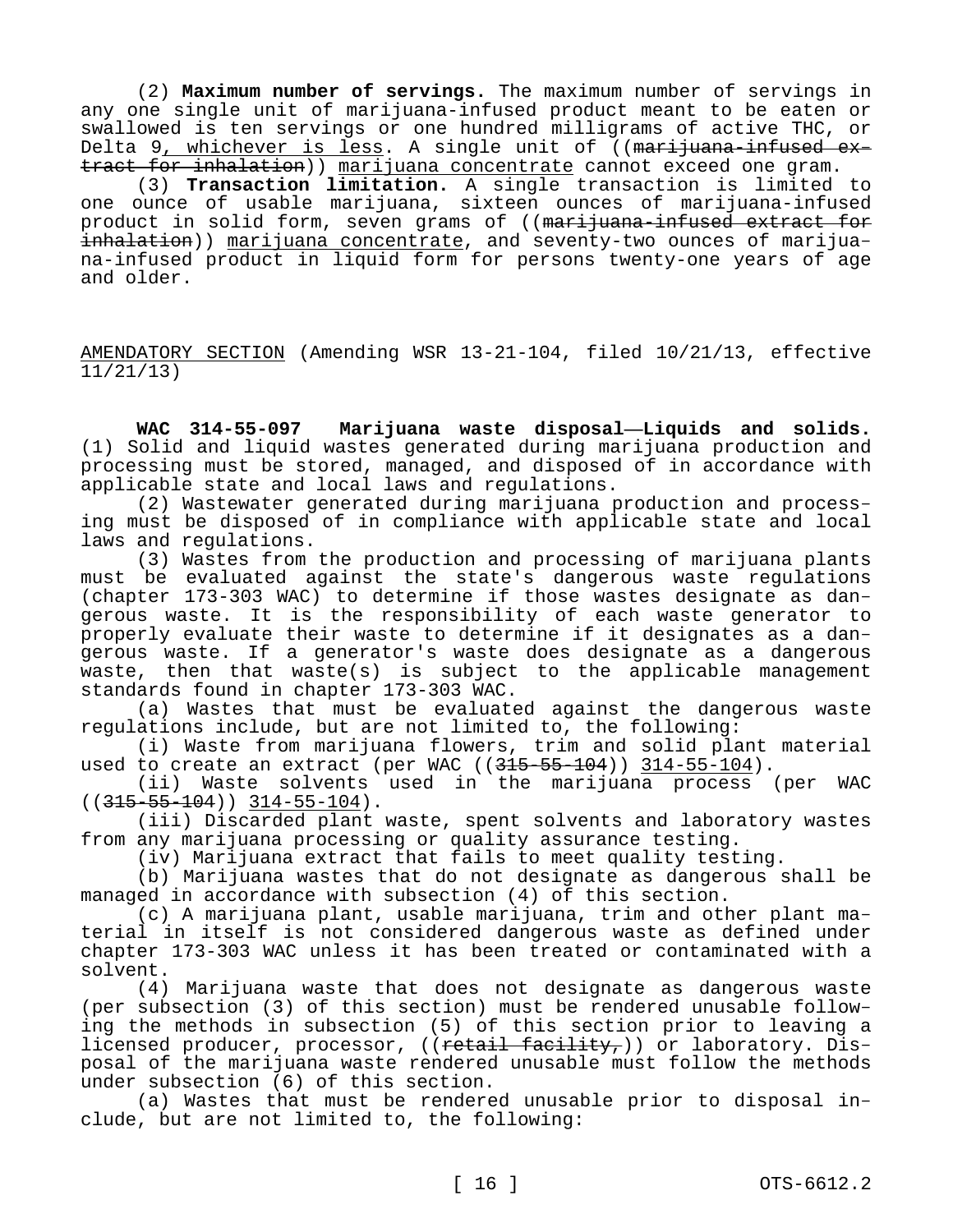(2) **Maximum number of servings.** The maximum number of servings in any one single unit of marijuana-infused product meant to be eaten or swallowed is ten servings or one hundred milligrams of active THC, or Delta 9, whichever is less. A single unit of ((~~marijuana-infused extract for inhalation~~)) marijuana concentrate cannot exceed one gram.

(3) **Transaction limitation.** A single transaction is limited to one ounce of usable marijuana, sixteen ounces of marijuana-infused product in solid form, seven grams of ((~~marijuana-infused extract for inhalation~~)) marijuana concentrate, and seventy-two ounces of marijuana-infused product in liquid form for persons twenty-one years of age and older.

AMENDATORY SECTION (Amending WSR 13-21-104, filed 10/21/13, effective 11/21/13)

**WAC 314-55-097 Marijuana waste disposal—Liquids and solids.** (1) Solid and liquid wastes generated during marijuana production and processing must be stored, managed, and disposed of in accordance with applicable state and local laws and regulations.

(2) Wastewater generated during marijuana production and processing must be disposed of in compliance with applicable state and local laws and regulations.

(3) Wastes from the production and processing of marijuana plants must be evaluated against the state's dangerous waste regulations (chapter 173-303 WAC) to determine if those wastes designate as dangerous waste. It is the responsibility of each waste generator to properly evaluate their waste to determine if it designates as a dangerous waste. If a generator's waste does designate as a dangerous waste, then that waste(s) is subject to the applicable management standards found in chapter 173-303 WAC.

(a) Wastes that must be evaluated against the dangerous waste regulations include, but are not limited to, the following:

(i) Waste from marijuana flowers, trim and solid plant material used to create an extract (per WAC ((~~315-55-104~~)) 314-55-104).

(ii) Waste solvents used in the marijuana process (per WAC ((~~315-55-104~~)) 314-55-104).

(iii) Discarded plant waste, spent solvents and laboratory wastes from any marijuana processing or quality assurance testing.

(iv) Marijuana extract that fails to meet quality testing.

(b) Marijuana wastes that do not designate as dangerous shall be managed in accordance with subsection (4) of this section.

(c) A marijuana plant, usable marijuana, trim and other plant material in itself is not considered dangerous waste as defined under chapter 173-303 WAC unless it has been treated or contaminated with a solvent.

(4) Marijuana waste that does not designate as dangerous waste (per subsection (3) of this section) must be rendered unusable following the methods in subsection (5) of this section prior to leaving a licensed producer, processor, ((~~retail facility,~~)) or laboratory. Disposal of the marijuana waste rendered unusable must follow the methods under subsection (6) of this section.

(a) Wastes that must be rendered unusable prior to disposal include, but are not limited to, the following: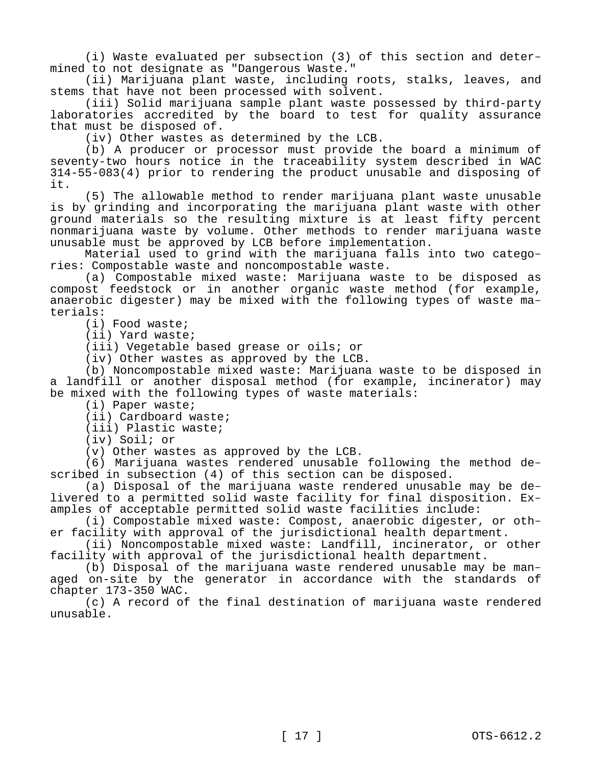(i) Waste evaluated per subsection (3) of this section and determined to not designate as "Dangerous Waste."

(ii) Marijuana plant waste, including roots, stalks, leaves, and stems that have not been processed with solvent.

(iii) Solid marijuana sample plant waste possessed by third-party laboratories accredited by the board to test for quality assurance that must be disposed of.

(iv) Other wastes as determined by the LCB.

(b) A producer or processor must provide the board a minimum of seventy-two hours notice in the traceability system described in WAC 314-55-083(4) prior to rendering the product unusable and disposing of it.

(5) The allowable method to render marijuana plant waste unusable is by grinding and incorporating the marijuana plant waste with other ground materials so the resulting mixture is at least fifty percent nonmarijuana waste by volume. Other methods to render marijuana waste unusable must be approved by LCB before implementation.

Material used to grind with the marijuana falls into two categories: Compostable waste and noncompostable waste.

(a) Compostable mixed waste: Marijuana waste to be disposed as compost feedstock or in another organic waste method (for example, anaerobic digester) may be mixed with the following types of waste materials:

(i) Food waste;

(ii) Yard waste;

(iii) Vegetable based grease or oils; or

(iv) Other wastes as approved by the LCB.

(b) Noncompostable mixed waste: Marijuana waste to be disposed in a landfill or another disposal method (for example, incinerator) may be mixed with the following types of waste materials:

(i) Paper waste;

(ii) Cardboard waste;

(iii) Plastic waste;

(iv) Soil; or

(v) Other wastes as approved by the LCB.

(6) Marijuana wastes rendered unusable following the method described in subsection (4) of this section can be disposed.

(a) Disposal of the marijuana waste rendered unusable may be delivered to a permitted solid waste facility for final disposition. Examples of acceptable permitted solid waste facilities include:

(i) Compostable mixed waste: Compost, anaerobic digester, or other facility with approval of the jurisdictional health department.

(ii) Noncompostable mixed waste: Landfill, incinerator, or other facility with approval of the jurisdictional health department.

(b) Disposal of the marijuana waste rendered unusable may be managed on-site by the generator in accordance with the standards of chapter 173-350 WAC.

(c) A record of the final destination of marijuana waste rendered unusable.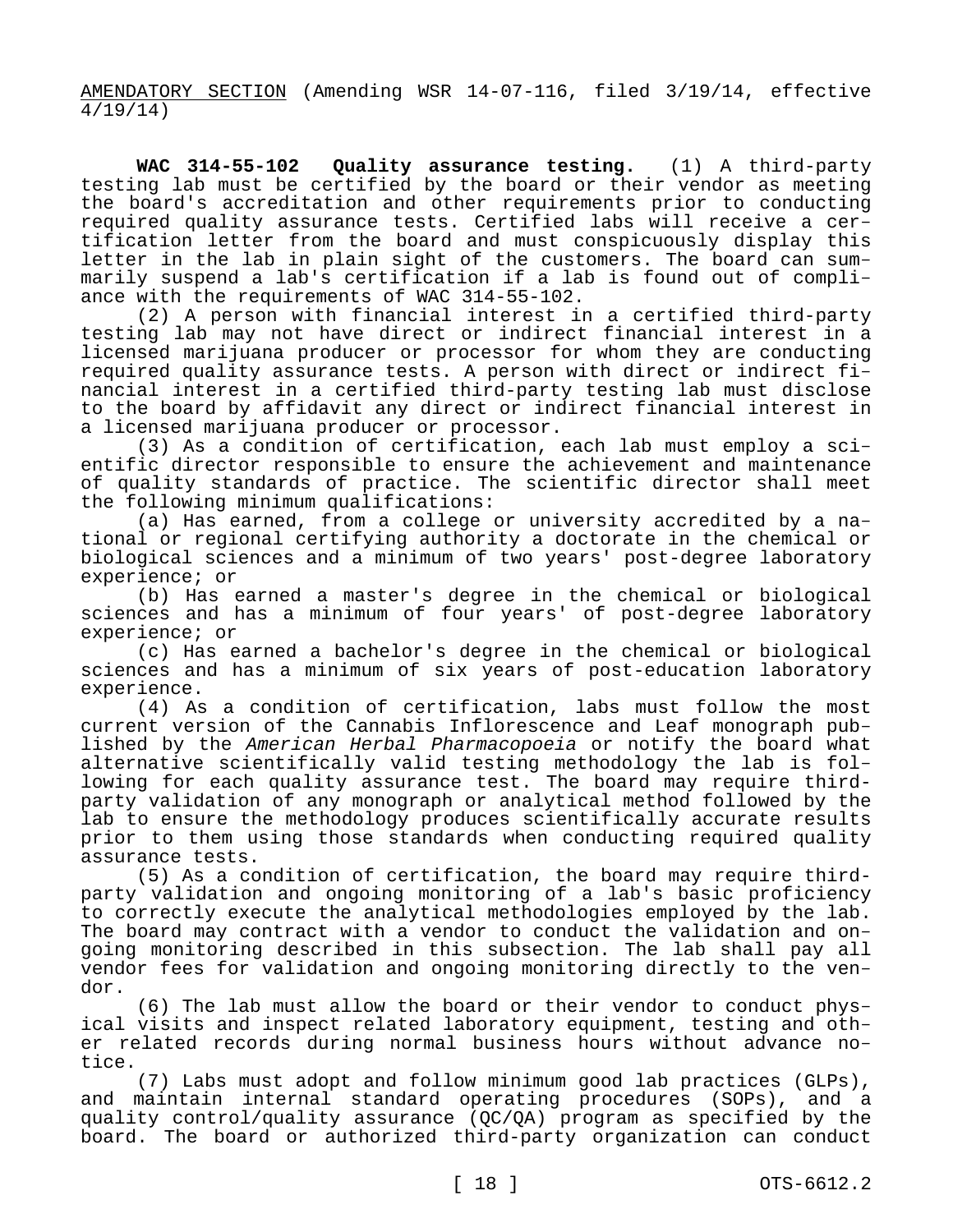AMENDATORY SECTION (Amending WSR 14-07-116, filed 3/19/14, effective 4/19/14)

**WAC 314-55-102 Quality assurance testing.** (1) A third-party testing lab must be certified by the board or their vendor as meeting the board's accreditation and other requirements prior to conducting required quality assurance tests. Certified labs will receive a certification letter from the board and must conspicuously display this letter in the lab in plain sight of the customers. The board can summarily suspend a lab's certification if a lab is found out of compliance with the requirements of WAC 314-55-102.

(2) A person with financial interest in a certified third-party testing lab may not have direct or indirect financial interest in a licensed marijuana producer or processor for whom they are conducting required quality assurance tests. A person with direct or indirect financial interest in a certified third-party testing lab must disclose to the board by affidavit any direct or indirect financial interest in a licensed marijuana producer or processor.

(3) As a condition of certification, each lab must employ a scientific director responsible to ensure the achievement and maintenance of quality standards of practice. The scientific director shall meet the following minimum qualifications:

(a) Has earned, from a college or university accredited by a national or regional certifying authority a doctorate in the chemical or biological sciences and a minimum of two years' post-degree laboratory experience; or

(b) Has earned a master's degree in the chemical or biological sciences and has a minimum of four years' of post-degree laboratory experience; or

(c) Has earned a bachelor's degree in the chemical or biological sciences and has a minimum of six years of post-education laboratory experience.

(4) As a condition of certification, labs must follow the most current version of the Cannabis Inflorescence and Leaf monograph published by the *American Herbal Pharmacopoeia* or notify the board what alternative scientifically valid testing methodology the lab is following for each quality assurance test. The board may require third-party validation of any monograph or analytical method followed by the lab to ensure the methodology produces scientifically accurate results prior to them using those standards when conducting required quality assurance tests.

(5) As a condition of certification, the board may require third-party validation and ongoing monitoring of a lab's basic proficiency to correctly execute the analytical methodologies employed by the lab. The board may contract with a vendor to conduct the validation and ongoing monitoring described in this subsection. The lab shall pay all vendor fees for validation and ongoing monitoring directly to the vendor.

(6) The lab must allow the board or their vendor to conduct physical visits and inspect related laboratory equipment, testing and other related records during normal business hours without advance notice.

(7) Labs must adopt and follow minimum good lab practices (GLPs), and maintain internal standard operating procedures (SOPs), and a quality control/quality assurance (QC/QA) program as specified by the board. The board or authorized third-party organization can conduct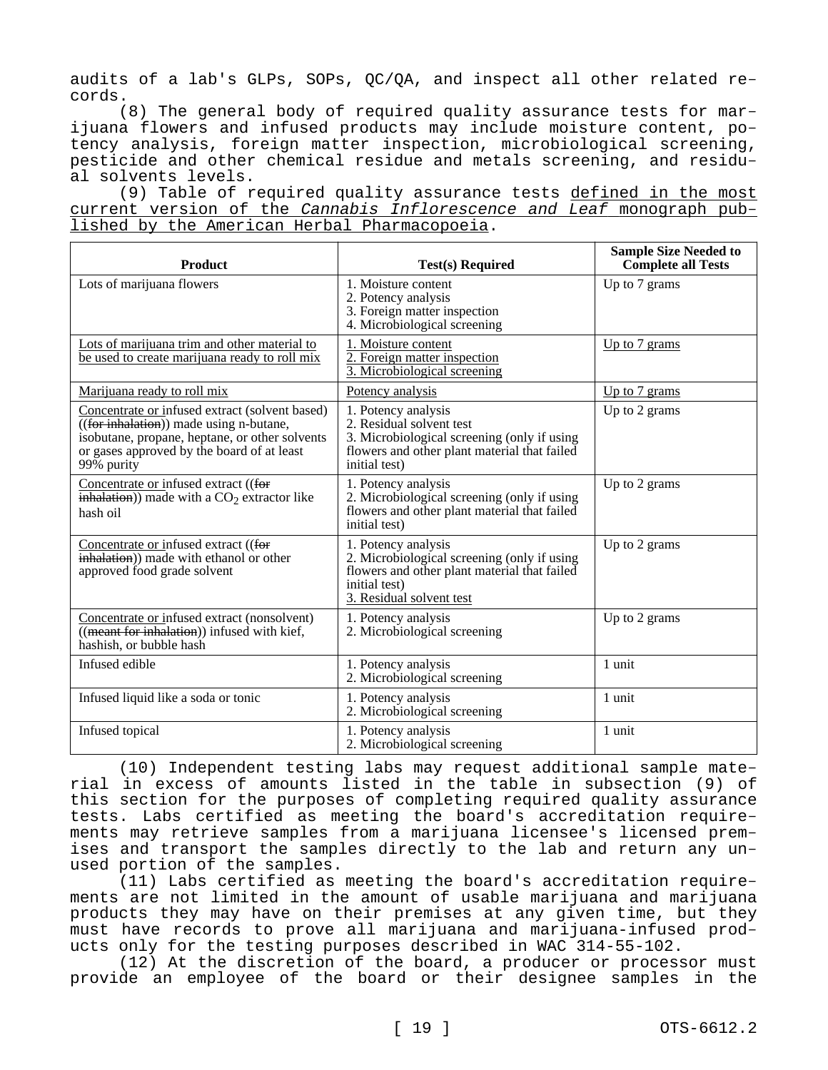audits of a lab's GLPs, SOPs, QC/QA, and inspect all other related records.

(8) The general body of required quality assurance tests for marijuana flowers and infused products may include moisture content, potency analysis, foreign matter inspection, microbiological screening, pesticide and other chemical residue and metals screening, and residual solvents levels.

(9) Table of required quality assurance tests defined in the most current version of the *Cannabis Inflorescence and Leaf* monograph published by the American Herbal Pharmacopoeia.

| Product | Test(s) Required | Sample Size Needed to Complete all Tests |
|---|---|---|
| Lots of marijuana flowers | 1. Moisture content<br>2. Potency analysis<br>3. Foreign matter inspection<br>4. Microbiological screening | Up to 7 grams |
| Lots of marijuana trim and other material to be used to create marijuana ready to roll mix | 1. Moisture content<br>2. Foreign matter inspection<br>3. Microbiological screening | Up to 7 grams |
| Marijuana ready to roll mix | Potency analysis | Up to 7 grams |
| Concentrate or infused extract (solvent based) ((~~for inhalation~~)) made using n-butane, isobutane, propane, heptane, or other solvents or gases approved by the board of at least 99% purity | 1. Potency analysis<br>2. Residual solvent test<br>3. Microbiological screening (only if using flowers and other plant material that failed initial test) | Up to 2 grams |
| Concentrate or infused extract ((~~for inhalation~~)) made with a $CO_2$ extractor like hash oil | 1. Potency analysis<br>2. Microbiological screening (only if using flowers and other plant material that failed initial test) | Up to 2 grams |
| Concentrate or infused extract ((~~for inhalation~~)) made with ethanol or other approved food grade solvent | 1. Potency analysis<br>2. Microbiological screening (only if using flowers and other plant material that failed initial test)<br>3. Residual solvent test | Up to 2 grams |
| Concentrate or infused extract (nonsolvent) ((~~meant for inhalation~~)) infused with kief, hashish, or bubble hash | 1. Potency analysis<br>2. Microbiological screening | Up to 2 grams |
| Infused edible | 1. Potency analysis<br>2. Microbiological screening | 1 unit |
| Infused liquid like a soda or tonic | 1. Potency analysis<br>2. Microbiological screening | 1 unit |
| Infused topical | 1. Potency analysis<br>2. Microbiological screening | 1 unit |

(10) Independent testing labs may request additional sample material in excess of amounts listed in the table in subsection (9) of this section for the purposes of completing required quality assurance tests. Labs certified as meeting the board's accreditation requirements may retrieve samples from a marijuana licensee's licensed premises and transport the samples directly to the lab and return any unused portion of the samples.

(11) Labs certified as meeting the board's accreditation requirements are not limited in the amount of usable marijuana and marijuana products they may have on their premises at any given time, but they must have records to prove all marijuana and marijuana-infused products only for the testing purposes described in WAC 314-55-102.

(12) At the discretion of the board, a producer or processor must provide an employee of the board or their designee samples in the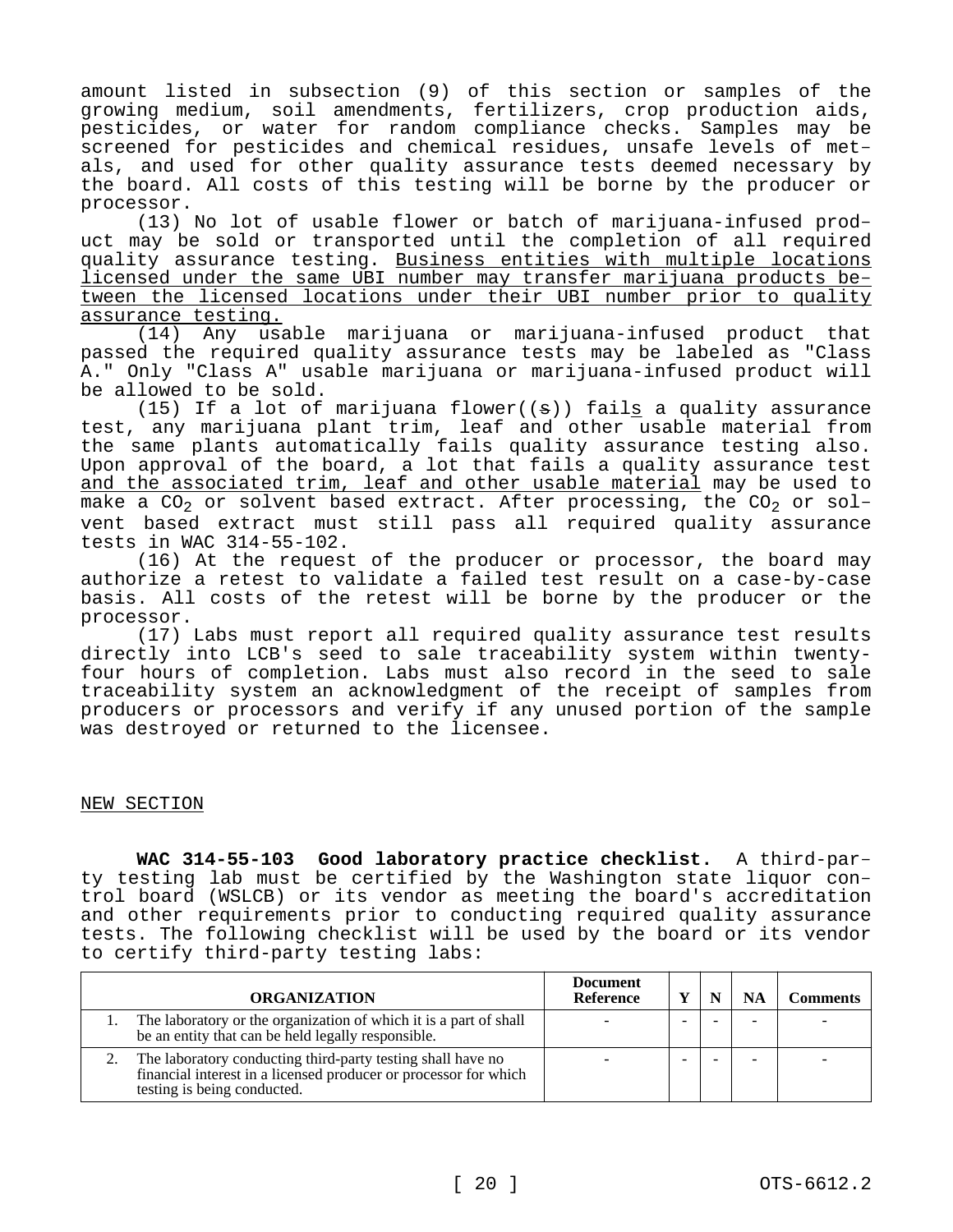amount listed in subsection (9) of this section or samples of the growing medium, soil amendments, fertilizers, crop production aids, pesticides, or water for random compliance checks. Samples may be screened for pesticides and chemical residues, unsafe levels of metals, and used for other quality assurance tests deemed necessary by the board. All costs of this testing will be borne by the producer or processor.

(13) No lot of usable flower or batch of marijuana-infused product may be sold or transported until the completion of all required quality assurance testing. Business entities with multiple locations licensed under the same UBI number may transfer marijuana products between the licensed locations under their UBI number prior to quality assurance testing.

(14) Any usable marijuana or marijuana-infused product that passed the required quality assurance tests may be labeled as "Class A." Only "Class A" usable marijuana or marijuana-infused product will be allowed to be sold.

(15) If a lot of marijuana flower((s)) fails a quality assurance test, any marijuana plant trim, leaf and other usable material from the same plants automatically fails quality assurance testing also. Upon approval of the board, a lot that fails a quality assurance test and the associated trim, leaf and other usable material may be used to make a $CO_2$ or solvent based extract. After processing, the $CO_2$ or solvent based extract must still pass all required quality assurance tests in WAC 314-55-102.

(16) At the request of the producer or processor, the board may authorize a retest to validate a failed test result on a case-by-case basis. All costs of the retest will be borne by the producer or the processor.

(17) Labs must report all required quality assurance test results directly into LCB's seed to sale traceability system within twenty-four hours of completion. Labs must also record in the seed to sale traceability system an acknowledgment of the receipt of samples from producers or processors and verify if any unused portion of the sample was destroyed or returned to the licensee.

NEW SECTION

**WAC 314-55-103 Good laboratory practice checklist.** A third-party testing lab must be certified by the Washington state liquor control board (WSLCB) or its vendor as meeting the board's accreditation and other requirements prior to conducting required quality assurance tests. The following checklist will be used by the board or its vendor to certify third-party testing labs:

| ORGANIZATION | Document Reference | Y | N | NA | Comments |
|---|---|---|---|---|---|
| 1. The laboratory or the organization of which it is a part of shall be an entity that can be held legally responsible. | - | - | - | - | - |
| 2. The laboratory conducting third-party testing shall have no financial interest in a licensed producer or processor for which testing is being conducted. | - | - | - | - | - |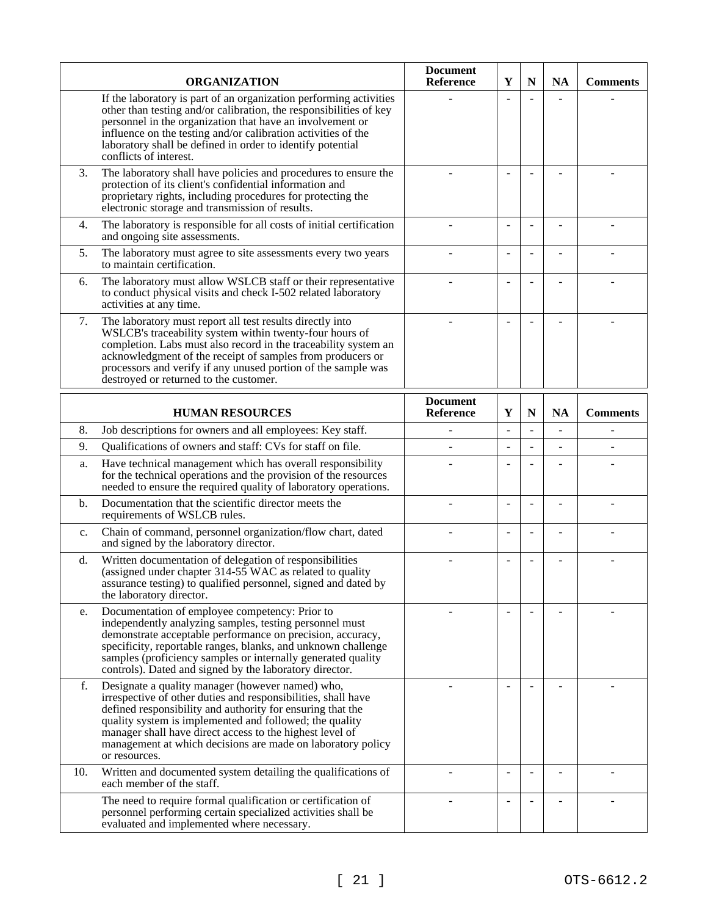| | ORGANIZATION | Document Reference | Y | N | NA | Comments |
|---|---|---|---|---|---|---|
| | If the laboratory is part of an organization performing activities other than testing and/or calibration, the responsibilities of key personnel in the organization that have an involvement or influence on the testing and/or calibration activities of the laboratory shall be defined in order to identify potential conflicts of interest. | - | - | - | - | - |
| 3. | The laboratory shall have policies and procedures to ensure the protection of its client's confidential information and proprietary rights, including procedures for protecting the electronic storage and transmission of results. | - | - | - | - | - |
| 4. | The laboratory is responsible for all costs of initial certification and ongoing site assessments. | - | - | - | - | - |
| 5. | The laboratory must agree to site assessments every two years to maintain certification. | - | - | - | - | - |
| 6. | The laboratory must allow WSLCB staff or their representative to conduct physical visits and check I-502 related laboratory activities at any time. | - | - | - | - | - |
| 7. | The laboratory must report all test results directly into WSLCB's traceability system within twenty-four hours of completion. Labs must also record in the traceability system an acknowledgment of the receipt of samples from producers or processors and verify if any unused portion of the sample was destroyed or returned to the customer. | - | - | - | - | - |

| | HUMAN RESOURCES | Document Reference | Y | N | NA | Comments |
|---|---|---|---|---|---|---|
| 8. | Job descriptions for owners and all employees: Key staff. | - | - | - | - | - |
| 9. | Qualifications of owners and staff: CVs for staff on file. | - | - | - | - | - |
| a. | Have technical management which has overall responsibility for the technical operations and the provision of the resources needed to ensure the required quality of laboratory operations. | - | - | - | - | - |
| b. | Documentation that the scientific director meets the requirements of WSLCB rules. | - | - | - | - | - |
| c. | Chain of command, personnel organization/flow chart, dated and signed by the laboratory director. | - | - | - | - | - |
| d. | Written documentation of delegation of responsibilities (assigned under chapter 314-55 WAC as related to quality assurance testing) to qualified personnel, signed and dated by the laboratory director. | - | - | - | - | - |
| e. | Documentation of employee competency: Prior to independently analyzing samples, testing personnel must demonstrate acceptable performance on precision, accuracy, specificity, reportable ranges, blanks, and unknown challenge samples (proficiency samples or internally generated quality controls). Dated and signed by the laboratory director. | - | - | - | - | - |
| f. | Designate a quality manager (however named) who, irrespective of other duties and responsibilities, shall have defined responsibility and authority for ensuring that the quality system is implemented and followed; the quality manager shall have direct access to the highest level of management at which decisions are made on laboratory policy or resources. | - | - | - | - | - |
| 10. | Written and documented system detailing the qualifications of each member of the staff. | - | - | - | - | - |
| | The need to require formal qualification or certification of personnel performing certain specialized activities shall be evaluated and implemented where necessary. | - | - | - | - | - |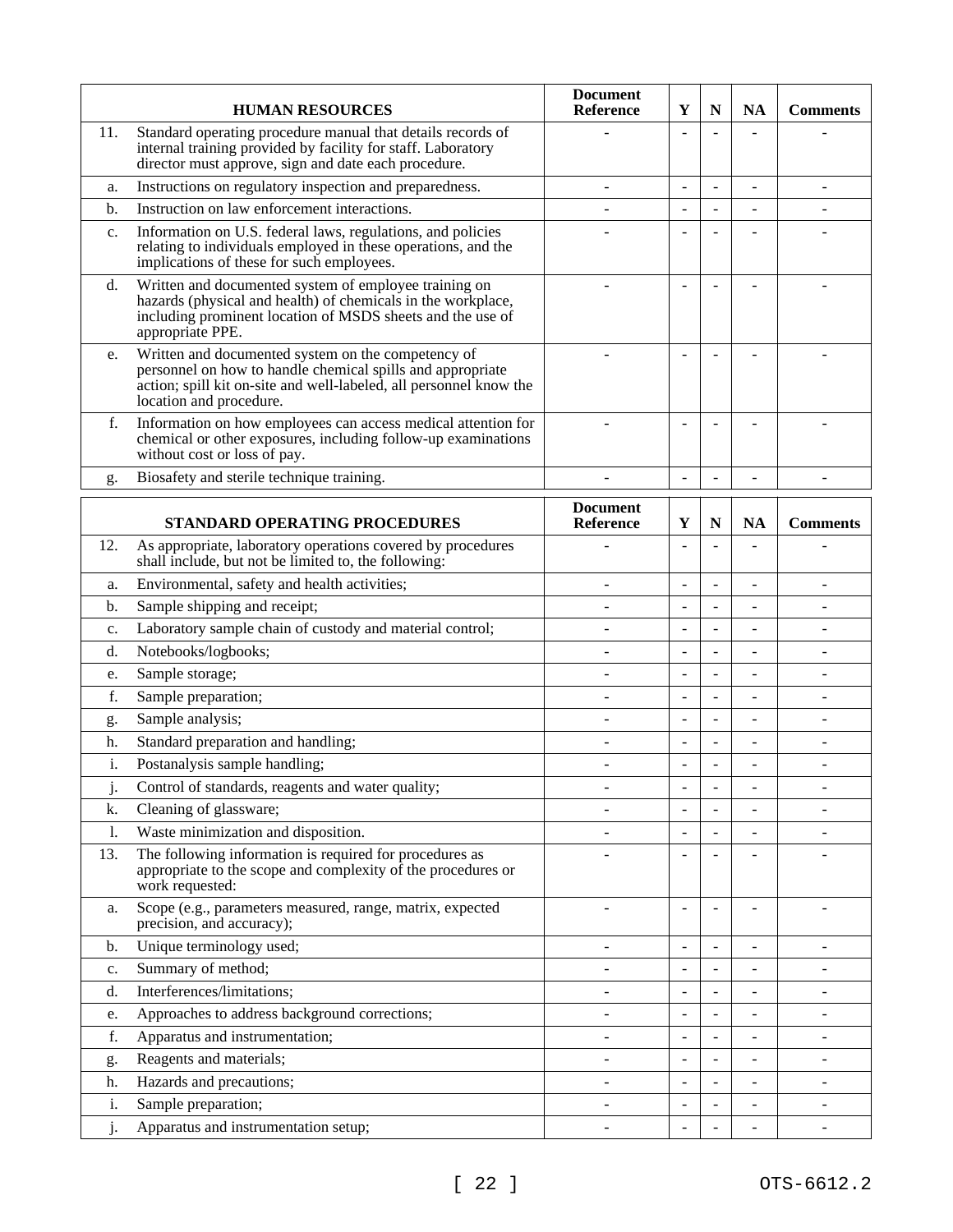| | HUMAN RESOURCES | Document Reference | Y | N | NA | Comments |
|---|---|---|---|---|---|---|
| 11. | Standard operating procedure manual that details records of internal training provided by facility for staff. Laboratory director must approve, sign and date each procedure. | - | - | - | - | - |
| a. | Instructions on regulatory inspection and preparedness. | - | - | - | - | - |
| b. | Instruction on law enforcement interactions. | - | - | - | - | - |
| c. | Information on U.S. federal laws, regulations, and policies relating to individuals employed in these operations, and the implications of these for such employees. | - | - | - | - | - |
| d. | Written and documented system of employee training on hazards (physical and health) of chemicals in the workplace, including prominent location of MSDS sheets and the use of appropriate PPE. | - | - | - | - | - |
| e. | Written and documented system on the competency of personnel on how to handle chemical spills and appropriate action; spill kit on-site and well-labeled, all personnel know the location and procedure. | - | - | - | - | - |
| f. | Information on how employees can access medical attention for chemical or other exposures, including follow-up examinations without cost or loss of pay. | - | - | - | - | - |
| g. | Biosafety and sterile technique training. | - | - | - | - | - |

| | STANDARD OPERATING PROCEDURES | Document Reference | Y | N | NA | Comments |
|---|---|---|---|---|---|---|
| 12. | As appropriate, laboratory operations covered by procedures shall include, but not be limited to, the following: | - | - | - | - | - |
| a. | Environmental, safety and health activities; | - | - | - | - | - |
| b. | Sample shipping and receipt; | - | - | - | - | - |
| c. | Laboratory sample chain of custody and material control; | - | - | - | - | - |
| d. | Notebooks/logbooks; | - | - | - | - | - |
| e. | Sample storage; | - | - | - | - | - |
| f. | Sample preparation; | - | - | - | - | - |
| g. | Sample analysis; | - | - | - | - | - |
| h. | Standard preparation and handling; | - | - | - | - | - |
| i. | Postanalysis sample handling; | - | - | - | - | - |
| j. | Control of standards, reagents and water quality; | - | - | - | - | - |
| k. | Cleaning of glassware; | - | - | - | - | - |
| l. | Waste minimization and disposition. | - | - | - | - | - |
| 13. | The following information is required for procedures as appropriate to the scope and complexity of the procedures or work requested: | - | - | - | - | - |
| a. | Scope (e.g., parameters measured, range, matrix, expected precision, and accuracy); | - | - | - | - | - |
| b. | Unique terminology used; | - | - | - | - | - |
| c. | Summary of method; | - | - | - | - | - |
| d. | Interferences/limitations; | - | - | - | - | - |
| e. | Approaches to address background corrections; | - | - | - | - | - |
| f. | Apparatus and instrumentation; | - | - | - | - | - |
| g. | Reagents and materials; | - | - | - | - | - |
| h. | Hazards and precautions; | - | - | - | - | - |
| i. | Sample preparation; | - | - | - | - | - |
| j. | Apparatus and instrumentation setup; | - | - | - | - | - |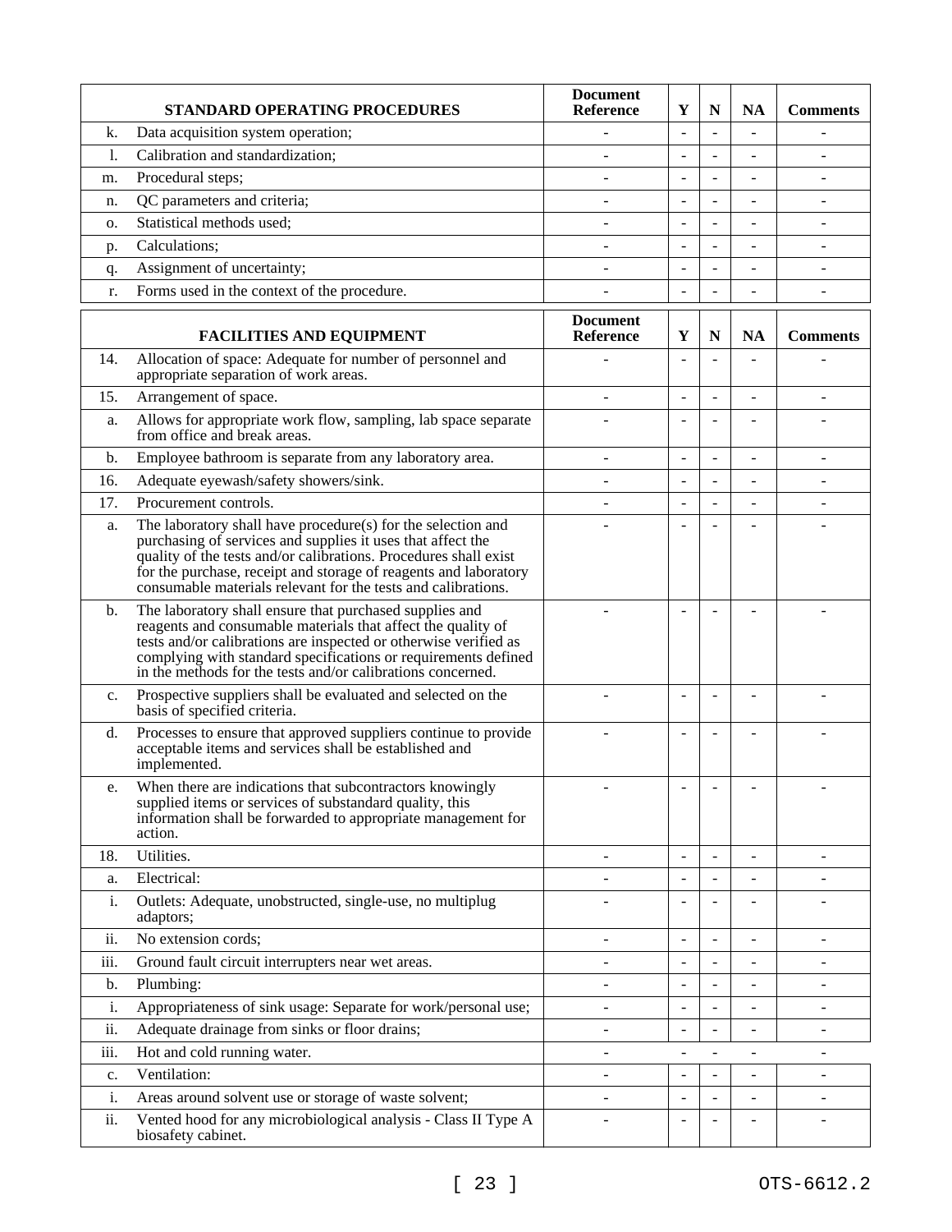| | STANDARD OPERATING PROCEDURES | Document Reference | Y | N | NA | Comments |
|---|---|---|---|---|---|---|
| k. | Data acquisition system operation; | - | - | - | - | - |
| l. | Calibration and standardization; | - | - | - | - | - |
| m. | Procedural steps; | - | - | - | - | - |
| n. | QC parameters and criteria; | - | - | - | - | - |
| o. | Statistical methods used; | - | - | - | - | - |
| p. | Calculations; | - | - | - | - | - |
| q. | Assignment of uncertainty; | - | - | - | - | - |
| r. | Forms used in the context of the procedure. | - | - | - | - | - |

| | FACILITIES AND EQUIPMENT | Document Reference | Y | N | NA | Comments |
|---|---|---|---|---|---|---|
| 14. | Allocation of space: Adequate for number of personnel and appropriate separation of work areas. | - | - | - | - | - |
| 15. | Arrangement of space. | - | - | - | - | - |
| a. | Allows for appropriate work flow, sampling, lab space separate from office and break areas. | - | - | - | - | - |
| b. | Employee bathroom is separate from any laboratory area. | - | - | - | - | - |
| 16. | Adequate eyewash/safety showers/sink. | - | - | - | - | - |
| 17. | Procurement controls. | - | - | - | - | - |
| a. | The laboratory shall have procedure(s) for the selection and purchasing of services and supplies it uses that affect the quality of the tests and/or calibrations. Procedures shall exist for the purchase, receipt and storage of reagents and laboratory consumable materials relevant for the tests and calibrations. | - | - | - | - | - |
| b. | The laboratory shall ensure that purchased supplies and reagents and consumable materials that affect the quality of tests and/or calibrations are inspected or otherwise verified as complying with standard specifications or requirements defined in the methods for the tests and/or calibrations concerned. | - | - | - | - | - |
| c. | Prospective suppliers shall be evaluated and selected on the basis of specified criteria. | - | - | - | - | - |
| d. | Processes to ensure that approved suppliers continue to provide acceptable items and services shall be established and implemented. | - | - | - | - | - |
| e. | When there are indications that subcontractors knowingly supplied items or services of substandard quality, this information shall be forwarded to appropriate management for action. | - | - | - | - | - |
| 18. | Utilities. | - | - | - | - | - |
| a. | Electrical: | - | - | - | - | - |
| i. | Outlets: Adequate, unobstructed, single-use, no multiplug adaptors; | - | - | - | - | - |
| ii. | No extension cords; | - | - | - | - | - |
| iii. | Ground fault circuit interrupters near wet areas. | - | - | - | - | - |
| b. | Plumbing: | - | - | - | - | - |
| i. | Appropriateness of sink usage: Separate for work/personal use; | - | - | - | - | - |
| ii. | Adequate drainage from sinks or floor drains; | - | - | - | - | - |
| iii. | Hot and cold running water. | - | - | - | - | - |
| c. | Ventilation: | - | - | - | - | - |
| i. | Areas around solvent use or storage of waste solvent; | - | - | - | - | - |
| ii. | Vented hood for any microbiological analysis - Class II Type A biosafety cabinet. | - | - | - | - | - |

OTS-6612.2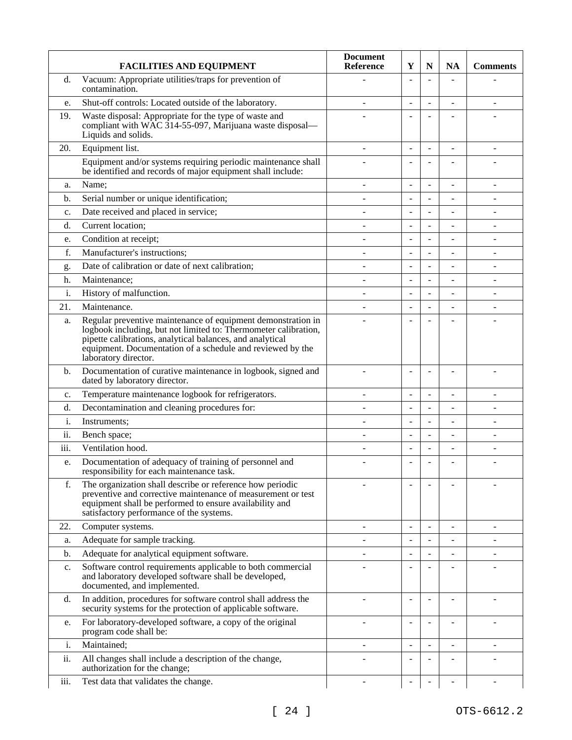| | FACILITIES AND EQUIPMENT | Document Reference | Y | N | NA | Comments |
|---|---|---|---|---|---|---|
| d. | Vacuum: Appropriate utilities/traps for prevention of contamination. | - | - | - | - | - |
| e. | Shut-off controls: Located outside of the laboratory. | - | - | - | - | - |
| 19. | Waste disposal: Appropriate for the type of waste and compliant with WAC 314-55-097, Marijuana waste disposal—Liquids and solids. | - | - | - | - | - |
| 20. | Equipment list. | - | - | - | - | - |
| | Equipment and/or systems requiring periodic maintenance shall be identified and records of major equipment shall include: | - | - | - | - | - |
| a. | Name; | - | - | - | - | - |
| b. | Serial number or unique identification; | - | - | - | - | - |
| c. | Date received and placed in service; | - | - | - | - | - |
| d. | Current location; | - | - | - | - | - |
| e. | Condition at receipt; | - | - | - | - | - |
| f. | Manufacturer's instructions; | - | - | - | - | - |
| g. | Date of calibration or date of next calibration; | - | - | - | - | - |
| h. | Maintenance; | - | - | - | - | - |
| i. | History of malfunction. | - | - | - | - | - |
| 21. | Maintenance. | - | - | - | - | - |
| a. | Regular preventive maintenance of equipment demonstration in logbook including, but not limited to: Thermometer calibration, pipette calibrations, analytical balances, and analytical equipment. Documentation of a schedule and reviewed by the laboratory director. | - | - | - | - | - |
| b. | Documentation of curative maintenance in logbook, signed and dated by laboratory director. | - | - | - | - | - |
| c. | Temperature maintenance logbook for refrigerators. | - | - | - | - | - |
| d. | Decontamination and cleaning procedures for: | - | - | - | - | - |
| i. | Instruments; | - | - | - | - | - |
| ii. | Bench space; | - | - | - | - | - |
| iii. | Ventilation hood. | - | - | - | - | - |
| e. | Documentation of adequacy of training of personnel and responsibility for each maintenance task. | - | - | - | - | - |
| f. | The organization shall describe or reference how periodic preventive and corrective maintenance of measurement or test equipment shall be performed to ensure availability and satisfactory performance of the systems. | - | - | - | - | - |
| 22. | Computer systems. | - | - | - | - | - |
| a. | Adequate for sample tracking. | - | - | - | - | - |
| b. | Adequate for analytical equipment software. | - | - | - | - | - |
| c. | Software control requirements applicable to both commercial and laboratory developed software shall be developed, documented, and implemented. | - | - | - | - | - |
| d. | In addition, procedures for software control shall address the security systems for the protection of applicable software. | - | - | - | - | - |
| e. | For laboratory-developed software, a copy of the original program code shall be: | - | - | - | - | - |
| i. | Maintained; | - | - | - | - | - |
| ii. | All changes shall include a description of the change, authorization for the change; | - | - | - | - | - |
| iii. | Test data that validates the change. | - | - | - | - | - |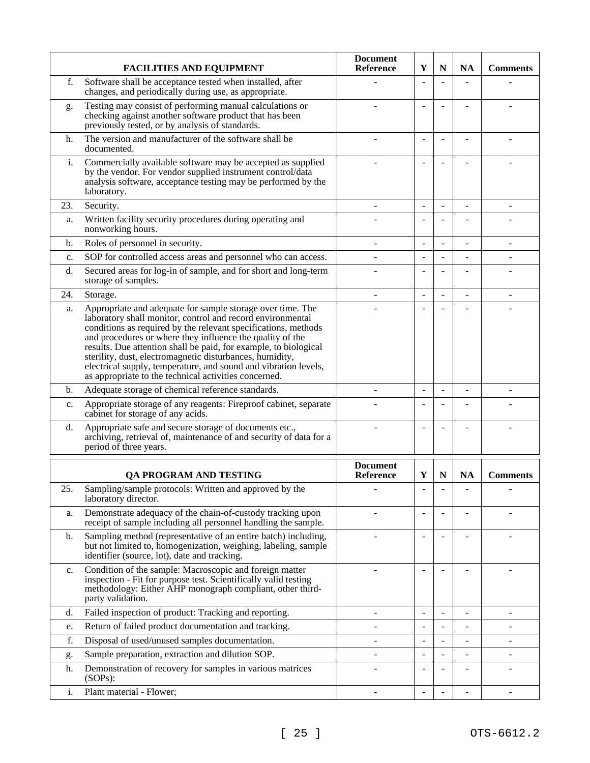| | FACILITIES AND EQUIPMENT | Document Reference | Y | N | NA | Comments |
|---|---|---|---|---|---|---|
| f. | Software shall be acceptance tested when installed, after changes, and periodically during use, as appropriate. | - | - | - | - | - |
| g. | Testing may consist of performing manual calculations or checking against another software product that has been previously tested, or by analysis of standards. | - | - | - | - | - |
| h. | The version and manufacturer of the software shall be documented. | - | - | - | - | - |
| i. | Commercially available software may be accepted as supplied by the vendor. For vendor supplied instrument control/data analysis software, acceptance testing may be performed by the laboratory. | - | - | - | - | - |
| 23. | Security. | - | - | - | - | - |
| a. | Written facility security procedures during operating and nonworking hours. | - | - | - | - | - |
| b. | Roles of personnel in security. | - | - | - | - | - |
| c. | SOP for controlled access areas and personnel who can access. | - | - | - | - | - |
| d. | Secured areas for log-in of sample, and for short and long-term storage of samples. | - | - | - | - | - |
| 24. | Storage. | - | - | - | - | - |
| a. | Appropriate and adequate for sample storage over time. The laboratory shall monitor, control and record environmental conditions as required by the relevant specifications, methods and procedures or where they influence the quality of the results. Due attention shall be paid, for example, to biological sterility, dust, electromagnetic disturbances, humidity, electrical supply, temperature, and sound and vibration levels, as appropriate to the technical activities concerned. | - | - | - | - | - |
| b. | Adequate storage of chemical reference standards. | - | - | - | - | - |
| c. | Appropriate storage of any reagents: Fireproof cabinet, separate cabinet for storage of any acids. | - | - | - | - | - |
| d. | Appropriate safe and secure storage of documents etc., archiving, retrieval of, maintenance of and security of data for a period of three years. | - | - | - | - | - |

| | QA PROGRAM AND TESTING | Document Reference | Y | N | NA | Comments |
|---|---|---|---|---|---|---|
| 25. | Sampling/sample protocols: Written and approved by the laboratory director. | - | - | - | - | - |
| a. | Demonstrate adequacy of the chain-of-custody tracking upon receipt of sample including all personnel handling the sample. | - | - | - | - | - |
| b. | Sampling method (representative of an entire batch) including, but not limited to, homogenization, weighing, labeling, sample identifier (source, lot), date and tracking. | - | - | - | - | - |
| c. | Condition of the sample: Macroscopic and foreign matter inspection - Fit for purpose test. Scientifically valid testing methodology: Either AHP monograph compliant, other third-party validation. | - | - | - | - | - |
| d. | Failed inspection of product: Tracking and reporting. | - | - | - | - | - |
| e. | Return of failed product documentation and tracking. | - | - | - | - | - |
| f. | Disposal of used/unused samples documentation. | - | - | - | - | - |
| g. | Sample preparation, extraction and dilution SOP. | - | - | - | - | - |
| h. | Demonstration of recovery for samples in various matrices (SOPs): | - | - | - | - | - |
| i. | Plant material - Flower; | - | - | - | - | - |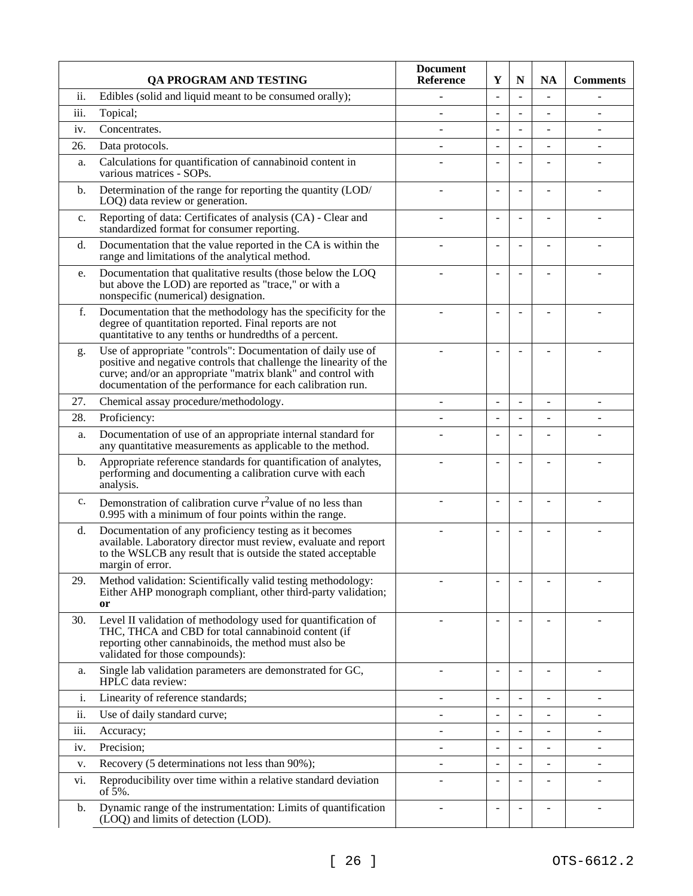| | QA PROGRAM AND TESTING | Document Reference | Y | N | NA | Comments |
|---|---|---|---|---|---|---|
| ii. | Edibles (solid and liquid meant to be consumed orally); | - | - | - | - | - |
| iii. | Topical; | - | - | - | - | - |
| iv. | Concentrates. | - | - | - | - | - |
| 26. | Data protocols. | - | - | - | - | - |
| a. | Calculations for quantification of cannabinoid content in various matrices - SOPs. | - | - | - | - | - |
| b. | Determination of the range for reporting the quantity (LOD/ LOQ) data review or generation. | - | - | - | - | - |
| c. | Reporting of data: Certificates of analysis (CA) - Clear and standardized format for consumer reporting. | - | - | - | - | - |
| d. | Documentation that the value reported in the CA is within the range and limitations of the analytical method. | - | - | - | - | - |
| e. | Documentation that qualitative results (those below the LOQ but above the LOD) are reported as "trace," or with a nonspecific (numerical) designation. | - | - | - | - | - |
| f. | Documentation that the methodology has the specificity for the degree of quantitation reported. Final reports are not quantitative to any tenths or hundredths of a percent. | - | - | - | - | - |
| g. | Use of appropriate "controls": Documentation of daily use of positive and negative controls that challenge the linearity of the curve; and/or an appropriate "matrix blank" and control with documentation of the performance for each calibration run. | - | - | - | - | - |
| 27. | Chemical assay procedure/methodology. | - | - | - | - | - |
| 28. | Proficiency: | - | - | - | - | - |
| a. | Documentation of use of an appropriate internal standard for any quantitative measurements as applicable to the method. | - | - | - | - | - |
| b. | Appropriate reference standards for quantification of analytes, performing and documenting a calibration curve with each analysis. | - | - | - | - | - |
| c. | Demonstration of calibration curve $r^2$ value of no less than 0.995 with a minimum of four points within the range. | - | - | - | - | - |
| d. | Documentation of any proficiency testing as it becomes available. Laboratory director must review, evaluate and report to the WSLCB any result that is outside the stated acceptable margin of error. | - | - | - | - | - |
| 29. | Method validation: Scientifically valid testing methodology: Either AHP monograph compliant, other third-party validation; **or** | - | - | - | - | - |
| 30. | Level II validation of methodology used for quantification of THC, THCA and CBD for total cannabinoid content (if reporting other cannabinoids, the method must also be validated for those compounds): | - | - | - | - | - |
| a. | Single lab validation parameters are demonstrated for GC, HPLC data review: | - | - | - | - | - |
| i. | Linearity of reference standards; | - | - | - | - | - |
| ii. | Use of daily standard curve; | - | - | - | - | - |
| iii. | Accuracy; | - | - | - | - | - |
| iv. | Precision; | - | - | - | - | - |
| v. | Recovery (5 determinations not less than 90%); | - | - | - | - | - |
| vi. | Reproducibility over time within a relative standard deviation of 5%. | - | - | - | - | - |
| b. | Dynamic range of the instrumentation: Limits of quantification (LOQ) and limits of detection (LOD). | - | - | - | - | - |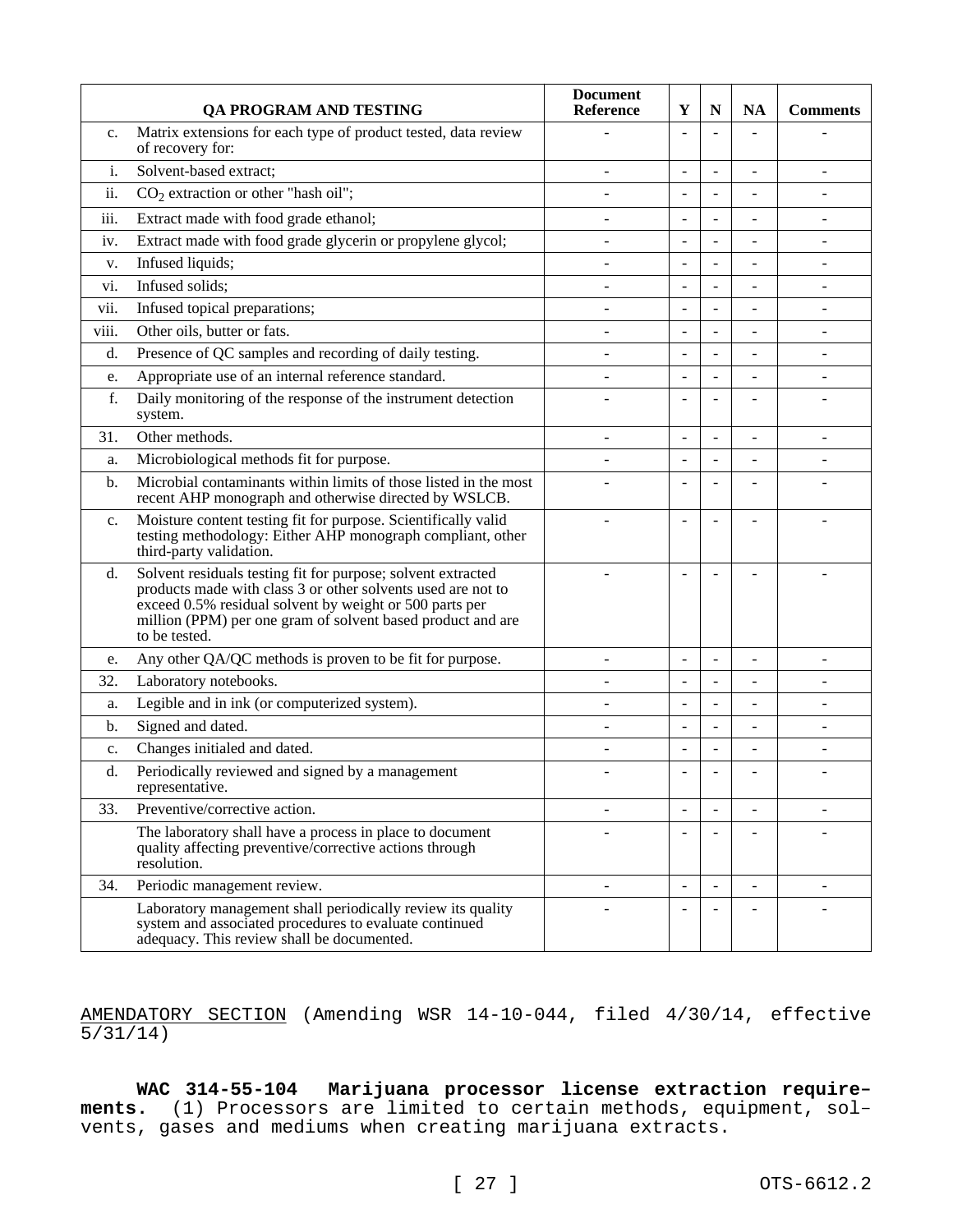| | QA PROGRAM AND TESTING | Document Reference | Y | N | NA | Comments |
|---|---|---|---|---|---|---|
| c. | Matrix extensions for each type of product tested, data review of recovery for: | - | - | - | - | - |
| i. | Solvent-based extract; | - | - | - | - | - |
| ii. | $CO_2$ extraction or other "hash oil"; | - | - | - | - | - |
| iii. | Extract made with food grade ethanol; | - | - | - | - | - |
| iv. | Extract made with food grade glycerin or propylene glycol; | - | - | - | - | - |
| v. | Infused liquids; | - | - | - | - | - |
| vi. | Infused solids; | - | - | - | - | - |
| vii. | Infused topical preparations; | - | - | - | - | - |
| viii. | Other oils, butter or fats. | - | - | - | - | - |
| d. | Presence of QC samples and recording of daily testing. | - | - | - | - | - |
| e. | Appropriate use of an internal reference standard. | - | - | - | - | - |
| f. | Daily monitoring of the response of the instrument detection system. | - | - | - | - | - |
| 31. | Other methods. | - | - | - | - | - |
| a. | Microbiological methods fit for purpose. | - | - | - | - | - |
| b. | Microbial contaminants within limits of those listed in the most recent AHP monograph and otherwise directed by WSLCB. | - | - | - | - | - |
| c. | Moisture content testing fit for purpose. Scientifically valid testing methodology: Either AHP monograph compliant, other third-party validation. | - | - | - | - | - |
| d. | Solvent residuals testing fit for purpose; solvent extracted products made with class 3 or other solvents used are not to exceed 0.5% residual solvent by weight or 500 parts per million (PPM) per one gram of solvent based product and are to be tested. | - | - | - | - | - |
| e. | Any other QA/QC methods is proven to be fit for purpose. | - | - | - | - | - |
| 32. | Laboratory notebooks. | - | - | - | - | - |
| a. | Legible and in ink (or computerized system). | - | - | - | - | - |
| b. | Signed and dated. | - | - | - | - | - |
| c. | Changes initialed and dated. | - | - | - | - | - |
| d. | Periodically reviewed and signed by a management representative. | - | - | - | - | - |
| 33. | Preventive/corrective action. | - | - | - | - | - |
| | The laboratory shall have a process in place to document quality affecting preventive/corrective actions through resolution. | - | - | - | - | - |
| 34. | Periodic management review. | - | - | - | - | - |
| | Laboratory management shall periodically review its quality system and associated procedures to evaluate continued adequacy. This review shall be documented. | - | - | - | - | - |

AMENDATORY SECTION (Amending WSR 14-10-044, filed 4/30/14, effective 5/31/14)

**WAC 314-55-104 Marijuana processor license extraction requirements.** (1) Processors are limited to certain methods, equipment, solvents, gases and mediums when creating marijuana extracts.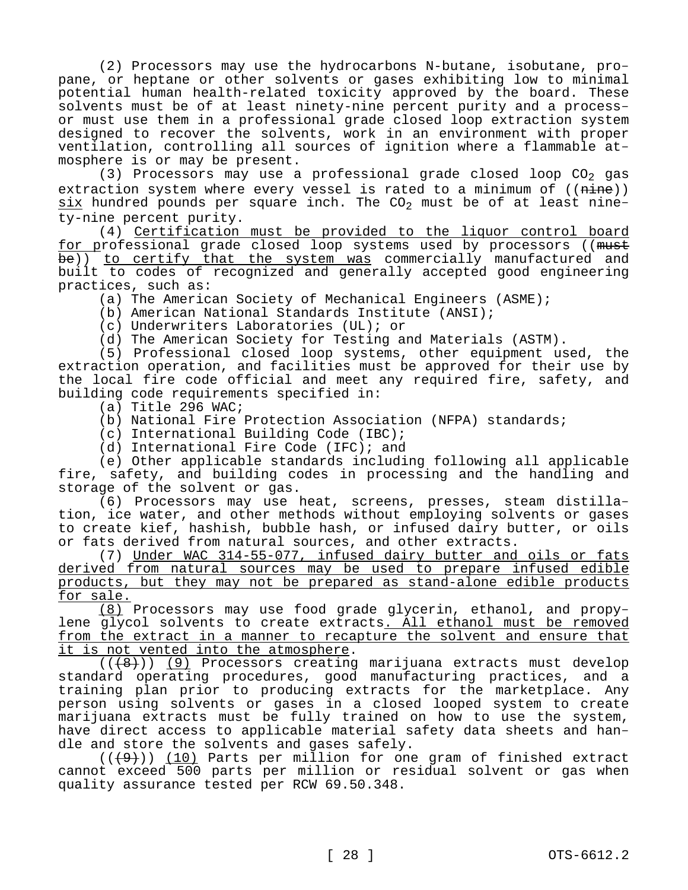(2) Processors may use the hydrocarbons N-butane, isobutane, propane, or heptane or other solvents or gases exhibiting low to minimal potential human health-related toxicity approved by the board. These solvents must be of at least ninety-nine percent purity and a processor must use them in a professional grade closed loop extraction system designed to recover the solvents, work in an environment with proper ventilation, controlling all sources of ignition where a flammable atmosphere is or may be present.

(3) Processors may use a professional grade closed loop $CO_2$ gas extraction system where every vessel is rated to a minimum of ((~~nine~~)) <u>six</u> hundred pounds per square inch. The $CO_2$ must be of at least ninety-nine percent purity.

(4) <u>Certification must be provided to the liquor control board for p</u>rofessional grade closed loop systems used by processors ((~~must be~~)) <u>to certify that the system was</u> commercially manufactured and built to codes of recognized and generally accepted good engineering practices, such as:

(a) The American Society of Mechanical Engineers (ASME);

(b) American National Standards Institute (ANSI);

(c) Underwriters Laboratories (UL); or

(d) The American Society for Testing and Materials (ASTM).

(5) Professional closed loop systems, other equipment used, the extraction operation, and facilities must be approved for their use by the local fire code official and meet any required fire, safety, and building code requirements specified in:

(a) Title 296 WAC;

(b) National Fire Protection Association (NFPA) standards;

(c) International Building Code (IBC);

(d) International Fire Code (IFC); and

(e) Other applicable standards including following all applicable fire, safety, and building codes in processing and the handling and storage of the solvent or gas.

(6) Processors may use heat, screens, presses, steam distillation, ice water, and other methods without employing solvents or gases to create kief, hashish, bubble hash, or infused dairy butter, or oils or fats derived from natural sources, and other extracts.

(7) <u>Under WAC 314-55-077, infused dairy butter and oils or fats derived from natural sources may be used to prepare infused edible products, but they may not be prepared as stand-alone edible products for sale.</u>

<u>(8)</u> Processors may use food grade glycerin, ethanol, and propylene glycol solvents to create extracts<u>. All ethanol must be removed from the extract in a manner to recapture the solvent and ensure that it is not vented into the atmosphere</u>.

((~~(8)~~)) <u>(9)</u> Processors creating marijuana extracts must develop standard operating procedures, good manufacturing practices, and a training plan prior to producing extracts for the marketplace. Any person using solvents or gases in a closed looped system to create marijuana extracts must be fully trained on how to use the system, have direct access to applicable material safety data sheets and handle and store the solvents and gases safely.

((~~(9)~~)) <u>(10)</u> Parts per million for one gram of finished extract cannot exceed 500 parts per million or residual solvent or gas when quality assurance tested per RCW 69.50.348.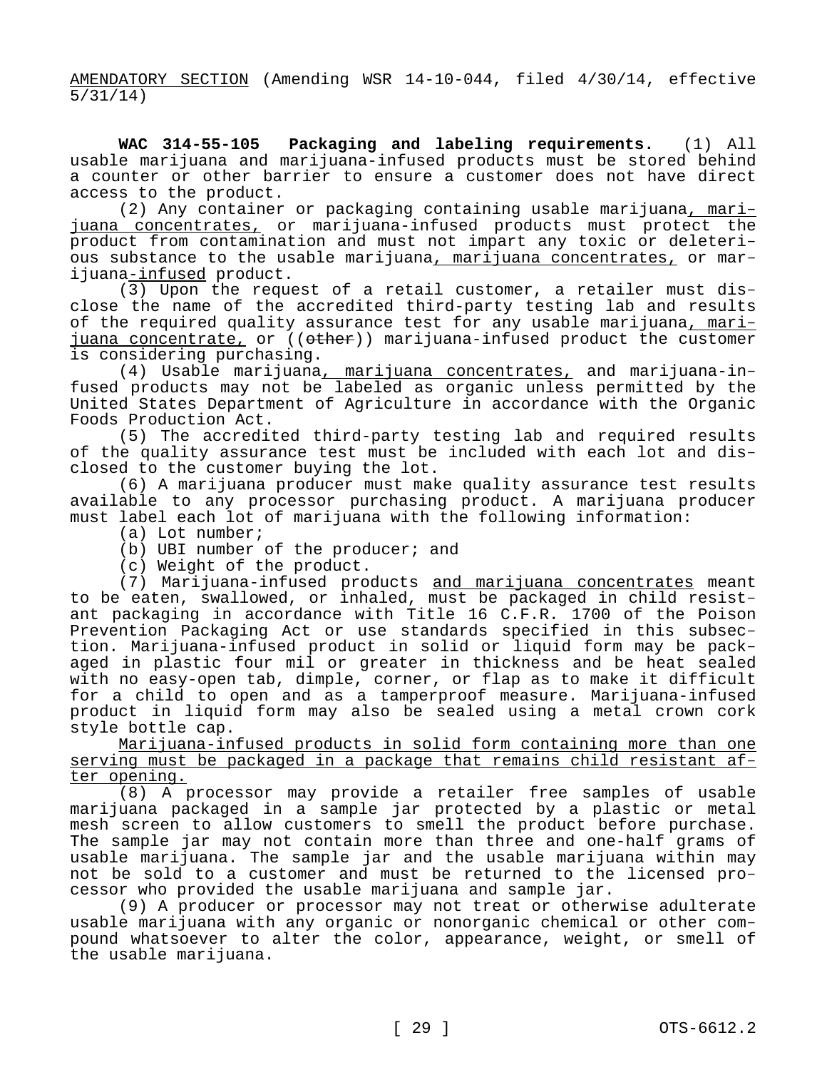AMENDATORY SECTION (Amending WSR 14-10-044, filed 4/30/14, effective 5/31/14)

**WAC 314-55-105 Packaging and labeling requirements.** (1) All usable marijuana and marijuana-infused products must be stored behind a counter or other barrier to ensure a customer does not have direct access to the product.

(2) Any container or packaging containing usable marijuana, marijuana concentrates, or marijuana-infused products must protect the product from contamination and must not impart any toxic or deleterious substance to the usable marijuana, marijuana concentrates, or marijuana-infused product.

(3) Upon the request of a retail customer, a retailer must disclose the name of the accredited third-party testing lab and results of the required quality assurance test for any usable marijuana, marijuana concentrate, or ((~~other~~)) marijuana-infused product the customer is considering purchasing.

(4) Usable marijuana, marijuana concentrates, and marijuana-infused products may not be labeled as organic unless permitted by the United States Department of Agriculture in accordance with the Organic Foods Production Act.

(5) The accredited third-party testing lab and required results of the quality assurance test must be included with each lot and disclosed to the customer buying the lot.

(6) A marijuana producer must make quality assurance test results available to any processor purchasing product. A marijuana producer must label each lot of marijuana with the following information:

(a) Lot number;

(b) UBI number of the producer; and

(c) Weight of the product.

(7) Marijuana-infused products and marijuana concentrates meant to be eaten, swallowed, or inhaled, must be packaged in child resistant packaging in accordance with Title 16 C.F.R. 1700 of the Poison Prevention Packaging Act or use standards specified in this subsection. Marijuana-infused product in solid or liquid form may be packaged in plastic four mil or greater in thickness and be heat sealed with no easy-open tab, dimple, corner, or flap as to make it difficult for a child to open and as a tamperproof measure. Marijuana-infused product in liquid form may also be sealed using a metal crown cork style bottle cap.

Marijuana-infused products in solid form containing more than one serving must be packaged in a package that remains child resistant after opening.

(8) A processor may provide a retailer free samples of usable marijuana packaged in a sample jar protected by a plastic or metal mesh screen to allow customers to smell the product before purchase. The sample jar may not contain more than three and one-half grams of usable marijuana. The sample jar and the usable marijuana within may not be sold to a customer and must be returned to the licensed processor who provided the usable marijuana and sample jar.

(9) A producer or processor may not treat or otherwise adulterate usable marijuana with any organic or nonorganic chemical or other compound whatsoever to alter the color, appearance, weight, or smell of the usable marijuana.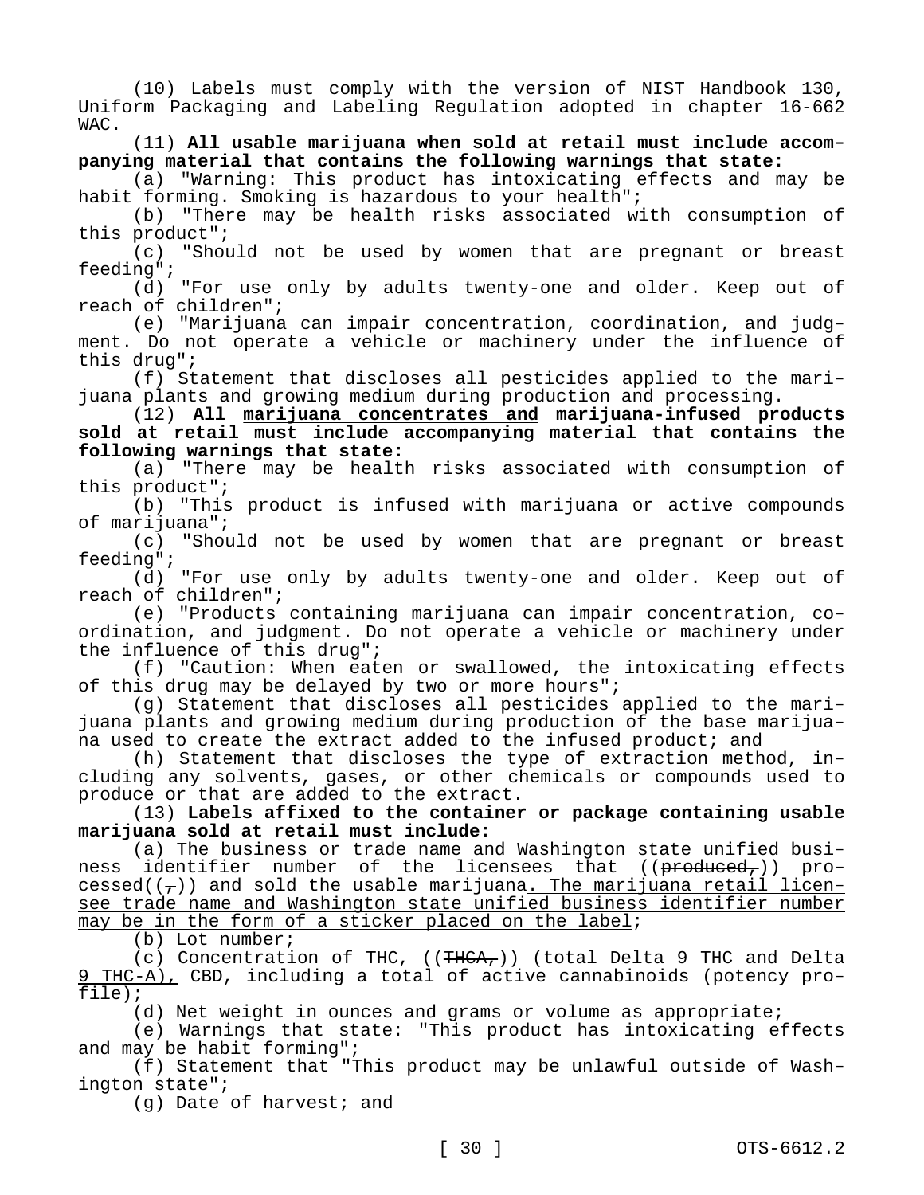(10) Labels must comply with the version of NIST Handbook 130, Uniform Packaging and Labeling Regulation adopted in chapter 16-662 WAC.

(11) **All usable marijuana when sold at retail must include accompanying material that contains the following warnings that state:**

(a) "Warning: This product has intoxicating effects and may be habit forming. Smoking is hazardous to your health";

(b) "There may be health risks associated with consumption of this product";

(c) "Should not be used by women that are pregnant or breast feeding";

(d) "For use only by adults twenty-one and older. Keep out of reach of children";

(e) "Marijuana can impair concentration, coordination, and judgment. Do not operate a vehicle or machinery under the influence of this drug";

(f) Statement that discloses all pesticides applied to the marijuana plants and growing medium during production and processing.

(12) **All <u>marijuana concentrates and</u> marijuana-infused products sold at retail must include accompanying material that contains the following warnings that state:**

(a) "There may be health risks associated with consumption of this product";

(b) "This product is infused with marijuana or active compounds of marijuana";

(c) "Should not be used by women that are pregnant or breast feeding";

(d) "For use only by adults twenty-one and older. Keep out of reach of children";

(e) "Products containing marijuana can impair concentration, coordination, and judgment. Do not operate a vehicle or machinery under the influence of this drug";

(f) "Caution: When eaten or swallowed, the intoxicating effects of this drug may be delayed by two or more hours";

(g) Statement that discloses all pesticides applied to the marijuana plants and growing medium during production of the base marijuana used to create the extract added to the infused product; and

(h) Statement that discloses the type of extraction method, including any solvents, gases, or other chemicals or compounds used to produce or that are added to the extract.

(13) **Labels affixed to the container or package containing usable marijuana sold at retail must include:**

(a) The business or trade name and Washington state unified business identifier number of the licensees that ((~~produced,~~)) processed((~~,~~)) and sold the usable marijuana<u>. The marijuana retail licensee trade name and Washington state unified business identifier number may be in the form of a sticker placed on the label</u>;

(b) Lot number;

(c) Concentration of THC, ((~~THCA,~~)) <u>(total Delta 9 THC and Delta 9 THC-A),</u> CBD, including a total of active cannabinoids (potency profile);

(d) Net weight in ounces and grams or volume as appropriate;

(e) Warnings that state: "This product has intoxicating effects and may be habit forming";

(f) Statement that "This product may be unlawful outside of Washington state";

(g) Date of harvest; and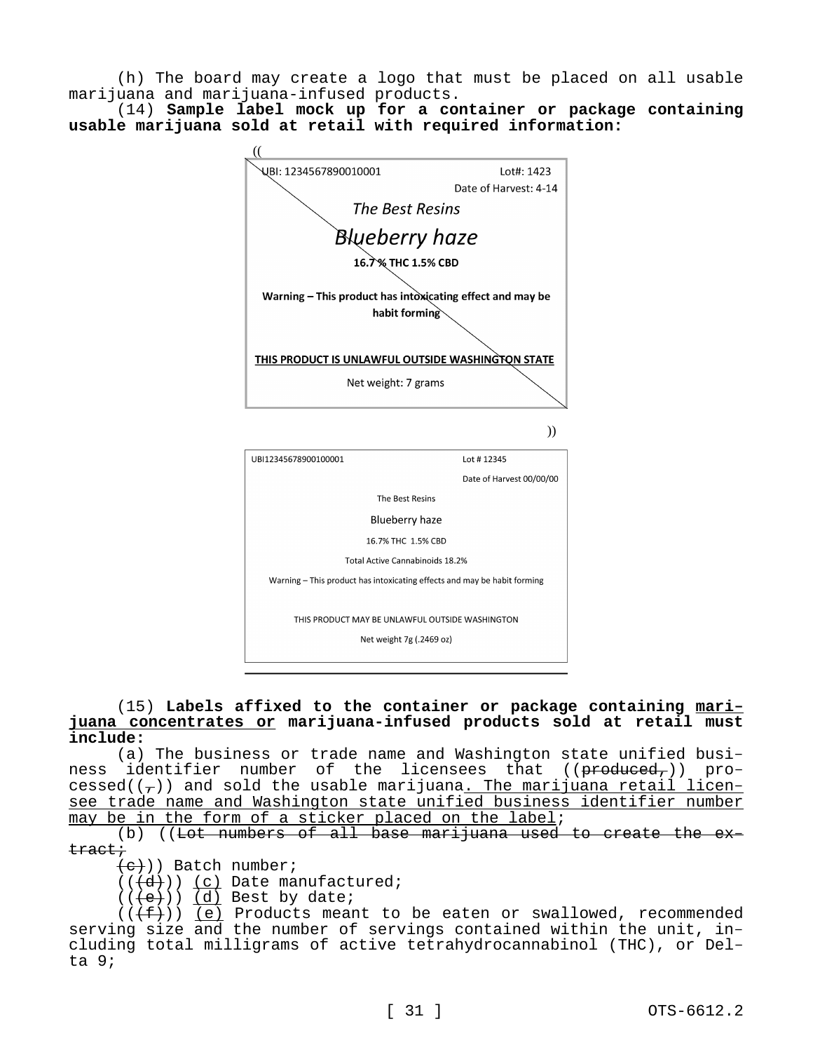(h) The board may create a logo that must be placed on all usable marijuana and marijuana-infused products.

(14) **Sample label mock up for a container or package containing usable marijuana sold at retail with required information:**

((

UBI: 1234567890010001 Lot#: 1423

Date of Harvest: 4-14

*The Best Resins*

*Blueberry haze*

**16.7 % THC 1.5% CBD**

**Warning – This product has intoxicating effect and may be habit forming**

**THIS PRODUCT IS UNLAWFUL OUTSIDE WASHINGTON STATE**

Net weight: 7 grams

))

UBI12345678900100001 Lot # 12345

Date of Harvest 00/00/00

The Best Resins

Blueberry haze

16.7% THC 1.5% CBD

Total Active Cannabinoids 18.2%

Warning – This product has intoxicating effects and may be habit forming

THIS PRODUCT MAY BE UNLAWFUL OUTSIDE WASHINGTON

Net weight 7g (.2469 oz)

(15) **Labels affixed to the container or package containing marijuana concentrates or marijuana-infused products sold at retail must include:**

(a) The business or trade name and Washington state unified business identifier number of the licensees that ((~~produced,~~)) processed((~~,~~)) and sold the usable marijuana. The marijuana retail licensee trade name and Washington state unified business identifier number may be in the form of a sticker placed on the label;

(b) ((~~Lot numbers of all base marijuana used to create the extract;~~

~~(c)~~)) Batch number;

((~~(d)~~)) (c) Date manufactured;

((~~(e)~~)) (d) Best by date;

((~~(f)~~)) (e) Products meant to be eaten or swallowed, recommended serving size and the number of servings contained within the unit, including total milligrams of active tetrahydrocannabinol (THC), or Delta 9;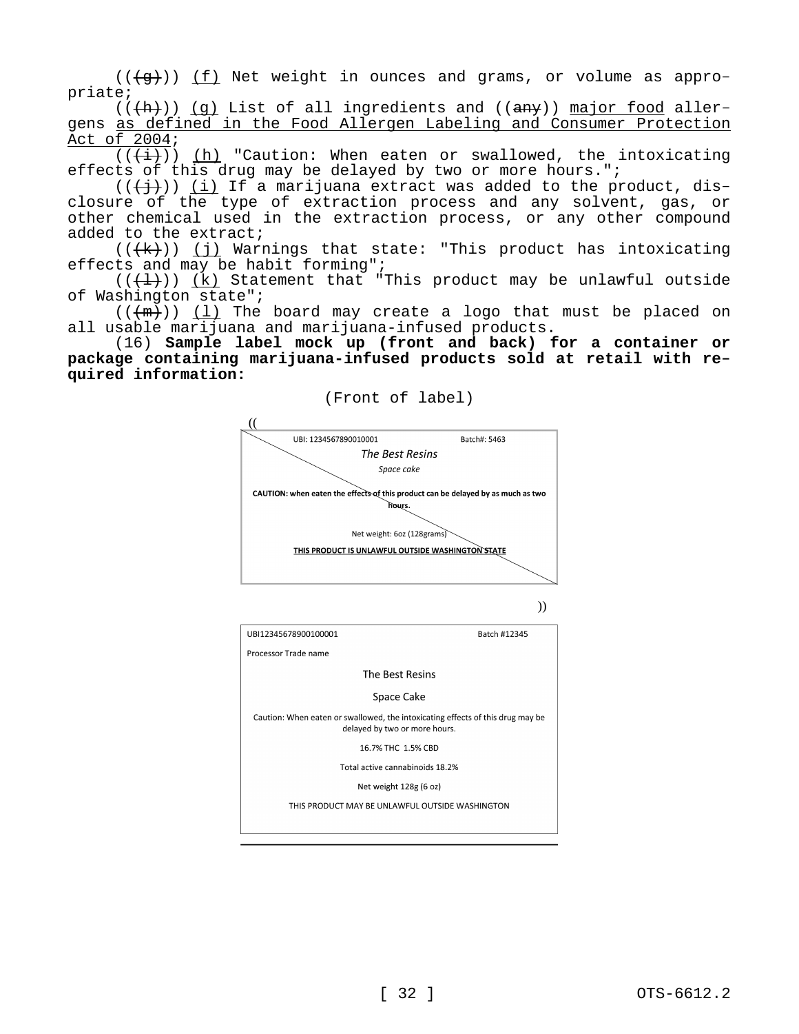(((g))) (f) Net weight in ounces and grams, or volume as appropriate;

(((h))) (g) List of all ingredients and ((any)) major food allergens as defined in the Food Allergen Labeling and Consumer Protection Act of 2004;

(((i))) (h) "Caution: When eaten or swallowed, the intoxicating effects of this drug may be delayed by two or more hours.";

(((j))) (i) If a marijuana extract was added to the product, disclosure of the type of extraction process and any solvent, gas, or other chemical used in the extraction process, or any other compound added to the extract;

(((k))) (j) Warnings that state: "This product has intoxicating effects and may be habit forming";

(((l))) (k) Statement that "This product may be unlawful outside of Washington state";

(((m))) (l) The board may create a logo that must be placed on all usable marijuana and marijuana-infused products.

(16) **Sample label mock up (front and back) for a container or package containing marijuana-infused products sold at retail with required information:**

(Front of label)

((

UBI: 1234567890010001 Batch#: 5463

*The Best Resins*

*Space cake*

**CAUTION: when eaten the effects of this product can be delayed by as much as two hours.**

Net weight: 6oz (128grams)

**THIS PRODUCT IS UNLAWFUL OUTSIDE WASHINGTON STATE**

))

UBI12345678900100001 Batch #12345

Processor Trade name

The Best Resins

Space Cake

Caution: When eaten or swallowed, the intoxicating effects of this drug may be delayed by two or more hours.

16.7% THC 1.5% CBD

Total active cannabinoids 18.2%

Net weight 128g (6 oz)

THIS PRODUCT MAY BE UNLAWFUL OUTSIDE WASHINGTON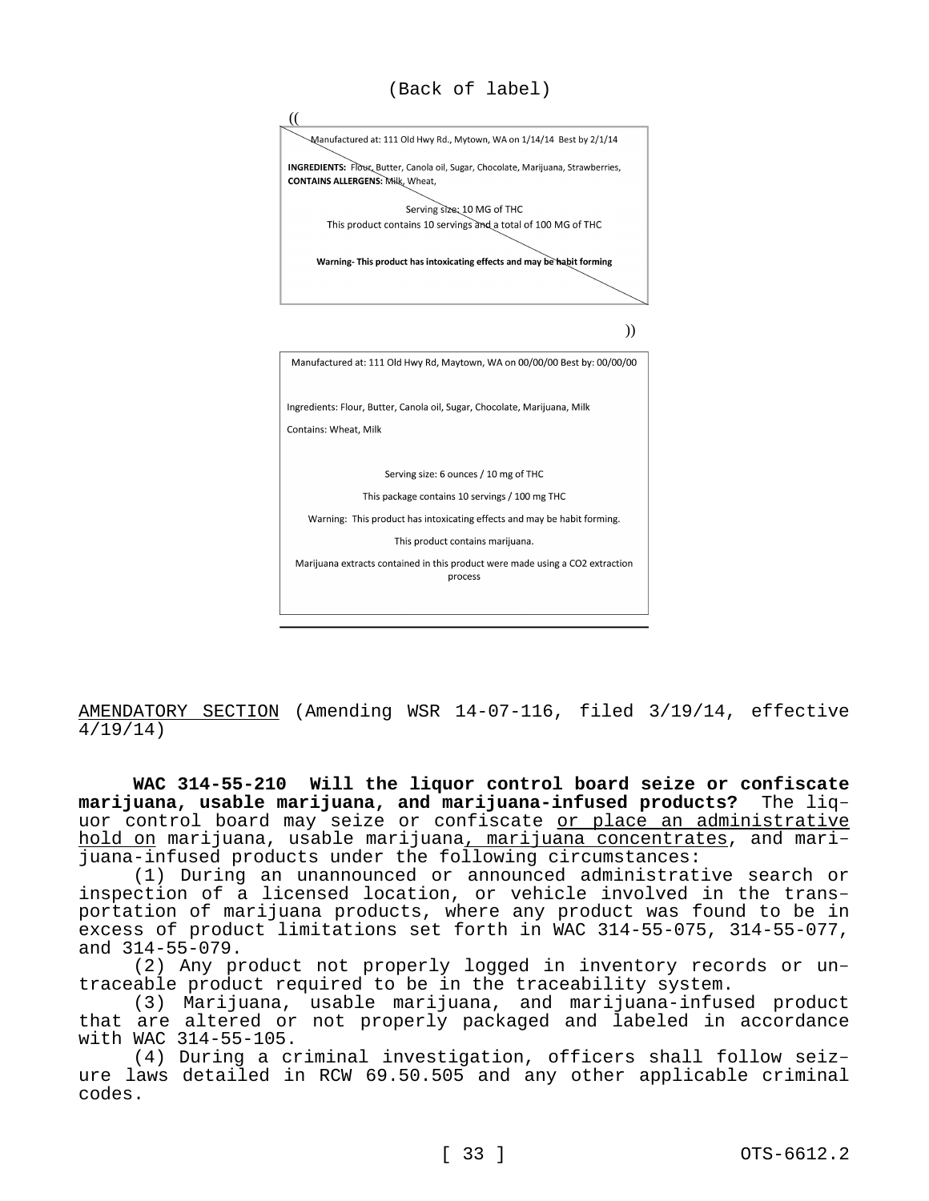(Back of label)

((

Manufactured at: 111 Old Hwy Rd., Mytown, WA on 1/14/14 Best by 2/1/14

**INGREDIENTS:** Flour, Butter, Canola oil, Sugar, Chocolate, Marijuana, Strawberries,
**CONTAINS ALLERGENS:** Milk, Wheat,

Serving size: 10 MG of THC
This product contains 10 servings and a total of 100 MG of THC

**Warning- This product has intoxicating effects and may be habit forming**

))

Manufactured at: 111 Old Hwy Rd, Maytown, WA on 00/00/00 Best by: 00/00/00

Ingredients: Flour, Butter, Canola oil, Sugar, Chocolate, Marijuana, Milk

Contains: Wheat, Milk

Serving size: 6 ounces / 10 mg of THC

This package contains 10 servings / 100 mg THC

Warning: This product has intoxicating effects and may be habit forming.

This product contains marijuana.

Marijuana extracts contained in this product were made using a CO2 extraction process

AMENDATORY SECTION (Amending WSR 14-07-116, filed 3/19/14, effective 4/19/14)

**WAC 314-55-210 Will the liquor control board seize or confiscate marijuana, usable marijuana, and marijuana-infused products?** The liquor control board may seize or confiscate or place an administrative hold on marijuana, usable marijuana, marijuana concentrates, and marijuana-infused products under the following circumstances:

(1) During an unannounced or announced administrative search or inspection of a licensed location, or vehicle involved in the transportation of marijuana products, where any product was found to be in excess of product limitations set forth in WAC 314-55-075, 314-55-077, and 314-55-079.

(2) Any product not properly logged in inventory records or untraceable product required to be in the traceability system.

(3) Marijuana, usable marijuana, and marijuana-infused product that are altered or not properly packaged and labeled in accordance with WAC 314-55-105.

(4) During a criminal investigation, officers shall follow seizure laws detailed in RCW 69.50.505 and any other applicable criminal codes.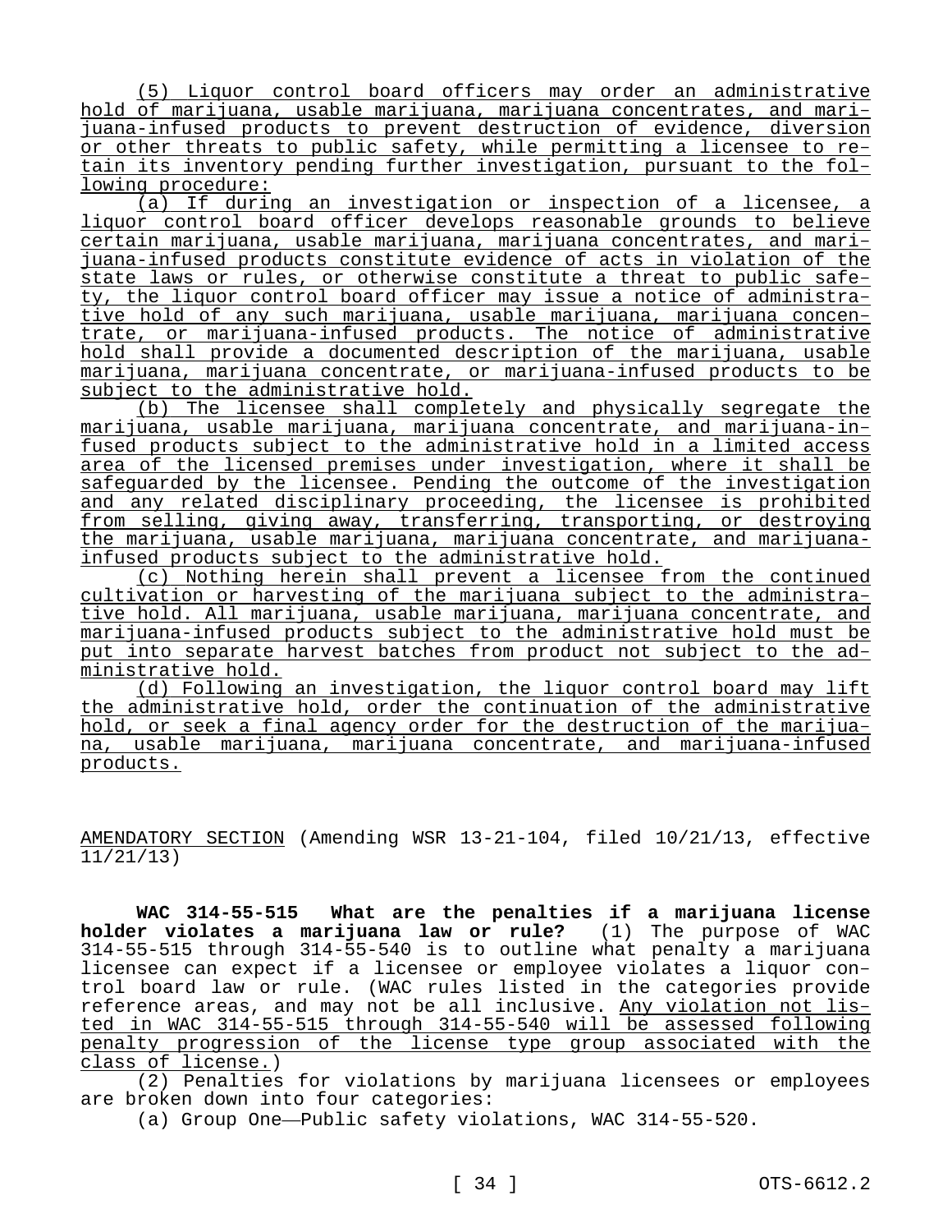(5) Liquor control board officers may order an administrative hold of marijuana, usable marijuana, marijuana concentrates, and marijuana-infused products to prevent destruction of evidence, diversion or other threats to public safety, while permitting a licensee to retain its inventory pending further investigation, pursuant to the following procedure:

(a) If during an investigation or inspection of a licensee, a liquor control board officer develops reasonable grounds to believe certain marijuana, usable marijuana, marijuana concentrates, and marijuana-infused products constitute evidence of acts in violation of the state laws or rules, or otherwise constitute a threat to public safety, the liquor control board officer may issue a notice of administrative hold of any such marijuana, usable marijuana, marijuana concentrate, or marijuana-infused products. The notice of administrative hold shall provide a documented description of the marijuana, usable marijuana, marijuana concentrate, or marijuana-infused products to be subject to the administrative hold.

(b) The licensee shall completely and physically segregate the marijuana, usable marijuana, marijuana concentrate, and marijuana-infused products subject to the administrative hold in a limited access area of the licensed premises under investigation, where it shall be safeguarded by the licensee. Pending the outcome of the investigation and any related disciplinary proceeding, the licensee is prohibited from selling, giving away, transferring, transporting, or destroying the marijuana, usable marijuana, marijuana concentrate, and marijuana-infused products subject to the administrative hold.

(c) Nothing herein shall prevent a licensee from the continued cultivation or harvesting of the marijuana subject to the administrative hold. All marijuana, usable marijuana, marijuana concentrate, and marijuana-infused products subject to the administrative hold must be put into separate harvest batches from product not subject to the administrative hold.

(d) Following an investigation, the liquor control board may lift the administrative hold, order the continuation of the administrative hold, or seek a final agency order for the destruction of the marijuana, usable marijuana, marijuana concentrate, and marijuana-infused products.

AMENDATORY SECTION (Amending WSR 13-21-104, filed 10/21/13, effective 11/21/13)

**WAC 314-55-515 What are the penalties if a marijuana license holder violates a marijuana law or rule?** (1) The purpose of WAC 314-55-515 through 314-55-540 is to outline what penalty a marijuana licensee can expect if a licensee or employee violates a liquor control board law or rule. (WAC rules listed in the categories provide reference areas, and may not be all inclusive. Any violation not listed in WAC 314-55-515 through 314-55-540 will be assessed following penalty progression of the license type group associated with the class of license.)

(2) Penalties for violations by marijuana licensees or employees are broken down into four categories:

(a) Group One—Public safety violations, WAC 314-55-520.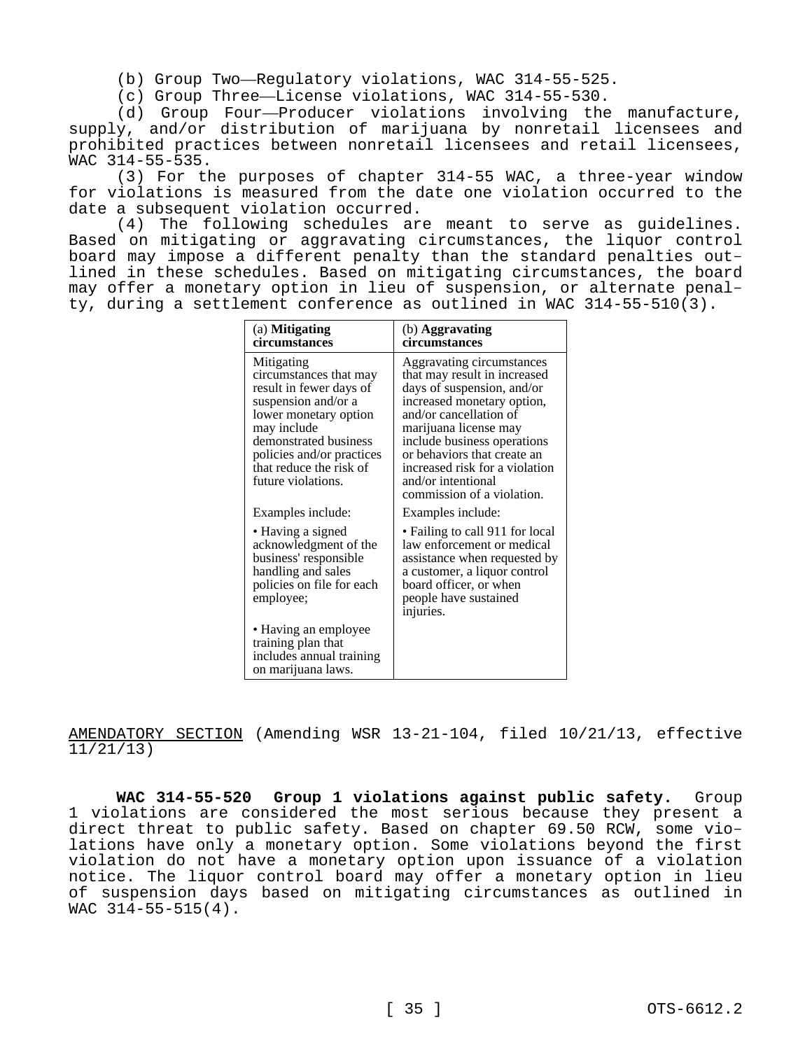(b) Group Two—Regulatory violations, WAC 314-55-525.

(c) Group Three—License violations, WAC 314-55-530.

(d) Group Four—Producer violations involving the manufacture, supply, and/or distribution of marijuana by nonretail licensees and prohibited practices between nonretail licensees and retail licensees, WAC 314-55-535.

(3) For the purposes of chapter 314-55 WAC, a three-year window for violations is measured from the date one violation occurred to the date a subsequent violation occurred.

(4) The following schedules are meant to serve as guidelines. Based on mitigating or aggravating circumstances, the liquor control board may impose a different penalty than the standard penalties outlined in these schedules. Based on mitigating circumstances, the board may offer a monetary option in lieu of suspension, or alternate penalty, during a settlement conference as outlined in WAC 314-55-510(3).

| (a) **Mitigating circumstances** | (b) **Aggravating circumstances** |
|---|---|
| Mitigating circumstances that may result in fewer days of suspension and/or a lower monetary option may include demonstrated business policies and/or practices that reduce the risk of future violations. | Aggravating circumstances that may result in increased days of suspension, and/or increased monetary option, and/or cancellation of marijuana license may include business operations or behaviors that create an increased risk for a violation and/or intentional commission of a violation. |
| Examples include: | Examples include: |
| • Having a signed acknowledgment of the business' responsible handling and sales policies on file for each employee; | • Failing to call 911 for local law enforcement or medical assistance when requested by a customer, a liquor control board officer, or when people have sustained injuries. |
| • Having an employee training plan that includes annual training on marijuana laws. | |

AMENDATORY SECTION (Amending WSR 13-21-104, filed 10/21/13, effective 11/21/13)

**WAC 314-55-520 Group 1 violations against public safety.** Group 1 violations are considered the most serious because they present a direct threat to public safety. Based on chapter 69.50 RCW, some violations have only a monetary option. Some violations beyond the first violation do not have a monetary option upon issuance of a violation notice. The liquor control board may offer a monetary option in lieu of suspension days based on mitigating circumstances as outlined in WAC 314-55-515(4).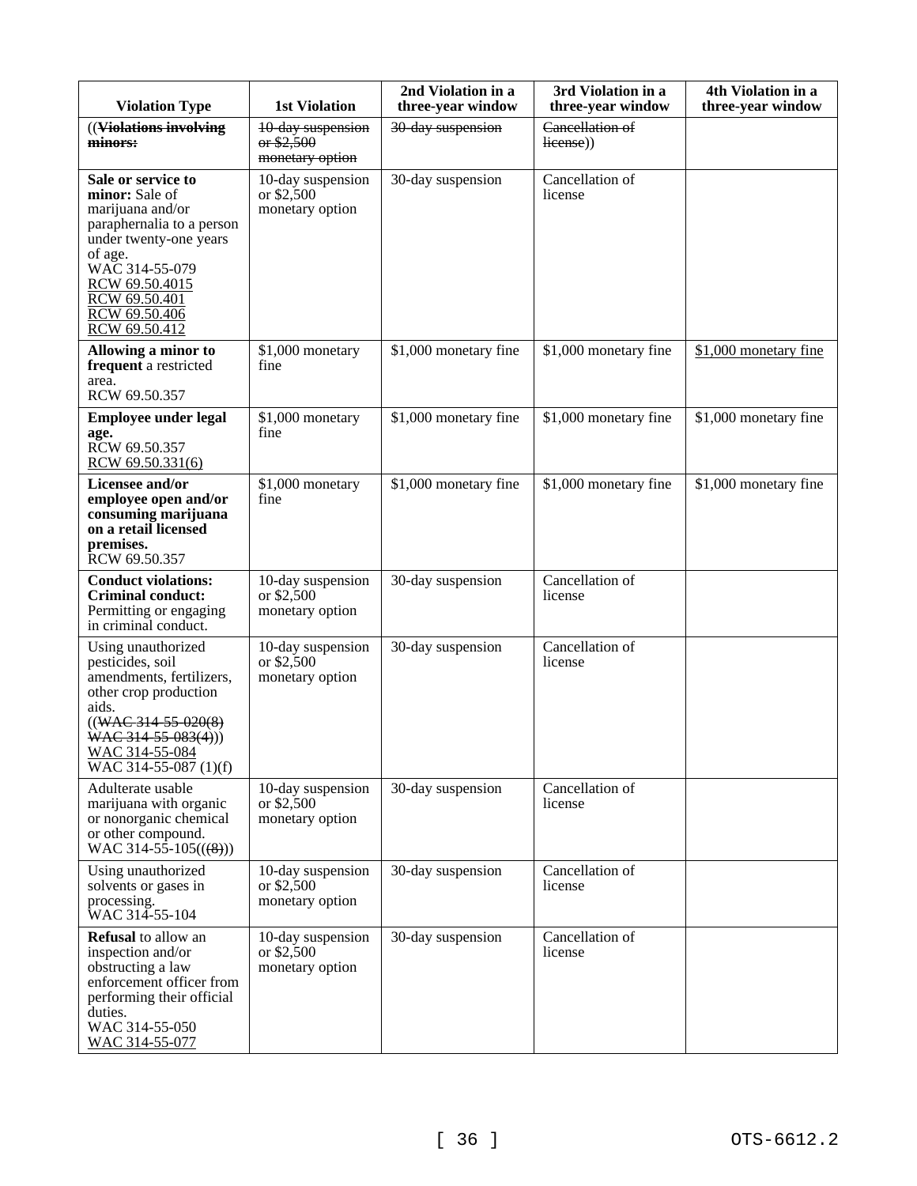| Violation Type | 1st Violation | 2nd Violation in a three-year window | 3rd Violation in a three-year window | 4th Violation in a three-year window |
|---|---|---|---|---|
| ((~~**Violations involving minors:**~~ | ~~10-day suspension or $2,500 monetary option~~ | ~~30-day suspension~~ | ~~Cancellation of license~~)) | |
| **Sale or service to minor:** Sale of marijuana and/or paraphernalia to a person under twenty-one years of age. WAC 314-55-079 RCW 69.50.4015 RCW 69.50.401 RCW 69.50.406 RCW 69.50.412 | 10-day suspension or $2,500 monetary option | 30-day suspension | Cancellation of license | |
| **Allowing a minor to frequent** a restricted area. RCW 69.50.357 | $1,000 monetary fine | $1,000 monetary fine | $1,000 monetary fine | $1,000 monetary fine |
| **Employee under legal age.** RCW 69.50.357 RCW 69.50.331(6) | $1,000 monetary fine | $1,000 monetary fine | $1,000 monetary fine | $1,000 monetary fine |
| **Licensee and/or employee open and/or consuming marijuana on a retail licensed premises.** RCW 69.50.357 | $1,000 monetary fine | $1,000 monetary fine | $1,000 monetary fine | $1,000 monetary fine |
| **Conduct violations: Criminal conduct:** Permitting or engaging in criminal conduct. | 10-day suspension or $2,500 monetary option | 30-day suspension | Cancellation of license | |
| Using unauthorized pesticides, soil amendments, fertilizers, other crop production aids. ((~~WAC 314-55-020(8)~~ ~~WAC 314-55-083(4)~~)) WAC 314-55-084 WAC 314-55-087 (1)(f) | 10-day suspension or $2,500 monetary option | 30-day suspension | Cancellation of license | |
| Adulterate usable marijuana with organic or nonorganic chemical or other compound. WAC 314-55-105((~~(8)~~)) | 10-day suspension or $2,500 monetary option | 30-day suspension | Cancellation of license | |
| Using unauthorized solvents or gases in processing. WAC 314-55-104 | 10-day suspension or $2,500 monetary option | 30-day suspension | Cancellation of license | |
| **Refusal** to allow an inspection and/or obstructing a law enforcement officer from performing their official duties. WAC 314-55-050 WAC 314-55-077 | 10-day suspension or $2,500 monetary option | 30-day suspension | Cancellation of license | |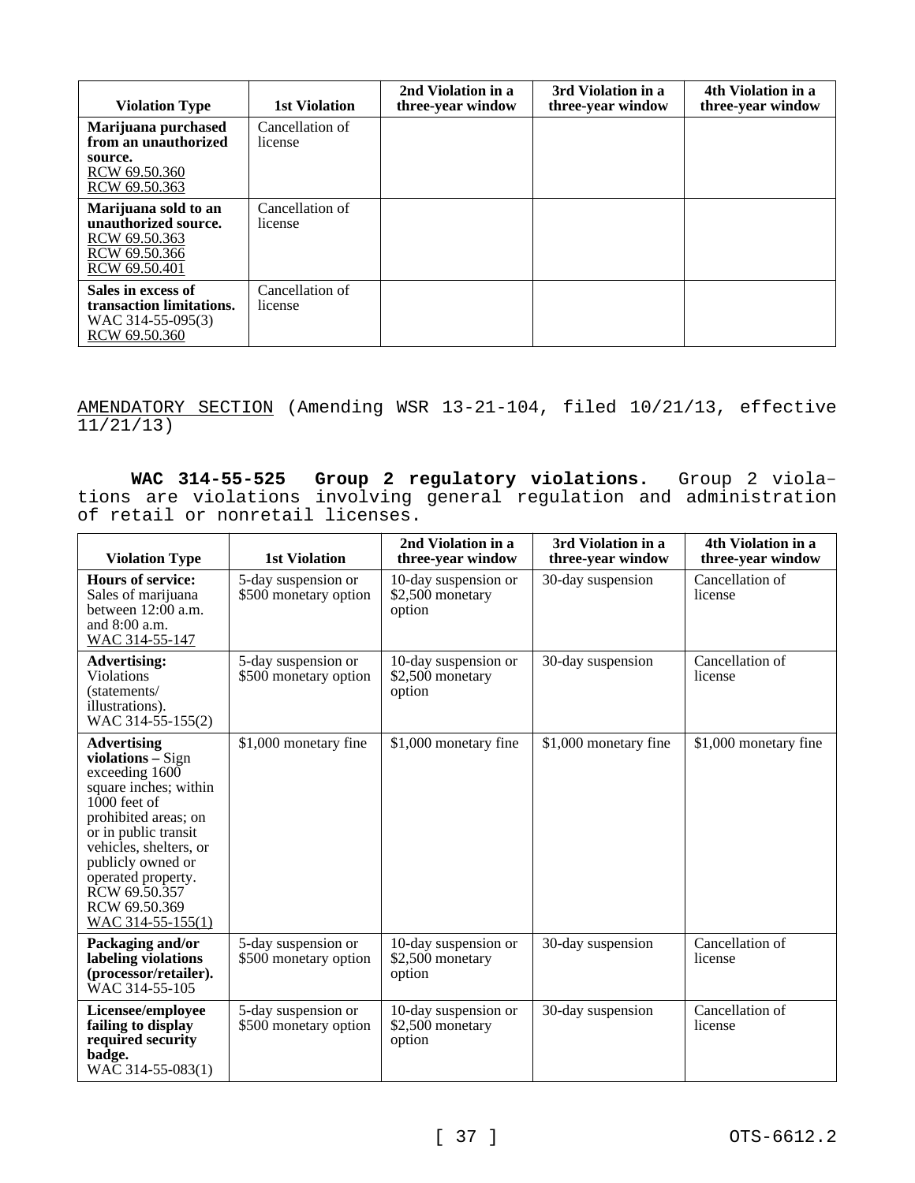| Violation Type | 1st Violation | 2nd Violation in a three-year window | 3rd Violation in a three-year window | 4th Violation in a three-year window |
|---|---|---|---|---|
| **Marijuana purchased from an unauthorized source.** RCW 69.50.360 RCW 69.50.363 | Cancellation of license | | | |
| **Marijuana sold to an unauthorized source.** RCW 69.50.363 RCW 69.50.366 RCW 69.50.401 | Cancellation of license | | | |
| **Sales in excess of transaction limitations.** WAC 314-55-095(3) RCW 69.50.360 | Cancellation of license | | | |

AMENDATORY SECTION (Amending WSR 13-21-104, filed 10/21/13, effective 11/21/13)

**WAC 314-55-525 Group 2 regulatory violations.** Group 2 violations are violations involving general regulation and administration of retail or nonretail licenses.

| Violation Type | 1st Violation | 2nd Violation in a three-year window | 3rd Violation in a three-year window | 4th Violation in a three-year window |
|---|---|---|---|---|
| **Hours of service:** Sales of marijuana between 12:00 a.m. and 8:00 a.m. WAC 314-55-147 | 5-day suspension or $500 monetary option | 10-day suspension or $2,500 monetary option | 30-day suspension | Cancellation of license |
| **Advertising:** Violations (statements/ illustrations). WAC 314-55-155(2) | 5-day suspension or $500 monetary option | 10-day suspension or $2,500 monetary option | 30-day suspension | Cancellation of license |
| **Advertising violations –** Sign exceeding 1600 square inches; within 1000 feet of prohibited areas; on or in public transit vehicles, shelters, or publicly owned or operated property. RCW 69.50.357 RCW 69.50.369 WAC 314-55-155(1) | $1,000 monetary fine | $1,000 monetary fine | $1,000 monetary fine | $1,000 monetary fine |
| **Packaging and/or labeling violations (processor/retailer).** WAC 314-55-105 | 5-day suspension or $500 monetary option | 10-day suspension or $2,500 monetary option | 30-day suspension | Cancellation of license |
| **Licensee/employee failing to display required security badge.** WAC 314-55-083(1) | 5-day suspension or $500 monetary option | 10-day suspension or $2,500 monetary option | 30-day suspension | Cancellation of license |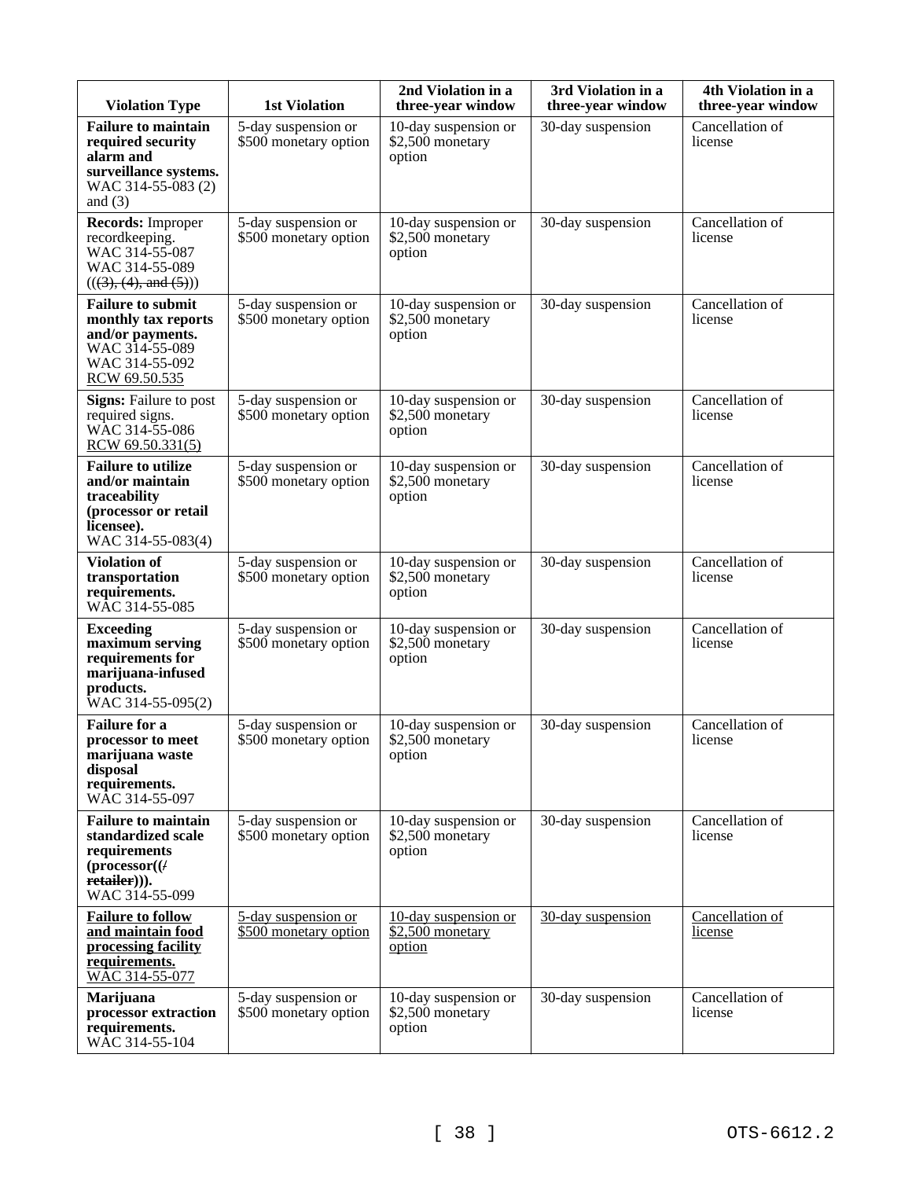| Violation Type | 1st Violation | 2nd Violation in a three-year window | 3rd Violation in a three-year window | 4th Violation in a three-year window |
|---|---|---|---|---|
| **Failure to maintain required security alarm and surveillance systems.** WAC 314-55-083 (2) and (3) | 5-day suspension or $500 monetary option | 10-day suspension or $2,500 monetary option | 30-day suspension | Cancellation of license |
| **Records:** Improper recordkeeping. WAC 314-55-087 WAC 314-55-089 ~~(((3), (4), and (5)))~~ | 5-day suspension or $500 monetary option | 10-day suspension or $2,500 monetary option | 30-day suspension | Cancellation of license |
| **Failure to submit monthly tax reports and/or payments.** WAC 314-55-089 WAC 314-55-092 <u>RCW 69.50.535</u> | 5-day suspension or $500 monetary option | 10-day suspension or $2,500 monetary option | 30-day suspension | Cancellation of license |
| **Signs:** Failure to post required signs. WAC 314-55-086 <u>RCW 69.50.331(5)</u> | 5-day suspension or $500 monetary option | 10-day suspension or $2,500 monetary option | 30-day suspension | Cancellation of license |
| **Failure to utilize and/or maintain traceability (processor or retail licensee).** WAC 314-55-083(4) | 5-day suspension or $500 monetary option | 10-day suspension or $2,500 monetary option | 30-day suspension | Cancellation of license |
| **Violation of transportation requirements.** WAC 314-55-085 | 5-day suspension or $500 monetary option | 10-day suspension or $2,500 monetary option | 30-day suspension | Cancellation of license |
| **Exceeding maximum serving requirements for marijuana-infused products.** WAC 314-55-095(2) | 5-day suspension or $500 monetary option | 10-day suspension or $2,500 monetary option | 30-day suspension | Cancellation of license |
| **Failure for a processor to meet marijuana waste disposal requirements.** WAC 314-55-097 | 5-day suspension or $500 monetary option | 10-day suspension or $2,500 monetary option | 30-day suspension | Cancellation of license |
| **Failure to maintain standardized scale requirements (processor((~~/ retailer~~))).** WAC 314-55-099 | 5-day suspension or $500 monetary option | 10-day suspension or $2,500 monetary option | 30-day suspension | Cancellation of license |
| <u>**Failure to follow and maintain food processing facility requirements.**</u> <u>WAC 314-55-077</u> | <u>5-day suspension or $500 monetary option</u> | <u>10-day suspension or $2,500 monetary option</u> | <u>30-day suspension</u> | <u>Cancellation of license</u> |
| **Marijuana processor extraction requirements.** WAC 314-55-104 | 5-day suspension or $500 monetary option | 10-day suspension or $2,500 monetary option | 30-day suspension | Cancellation of license |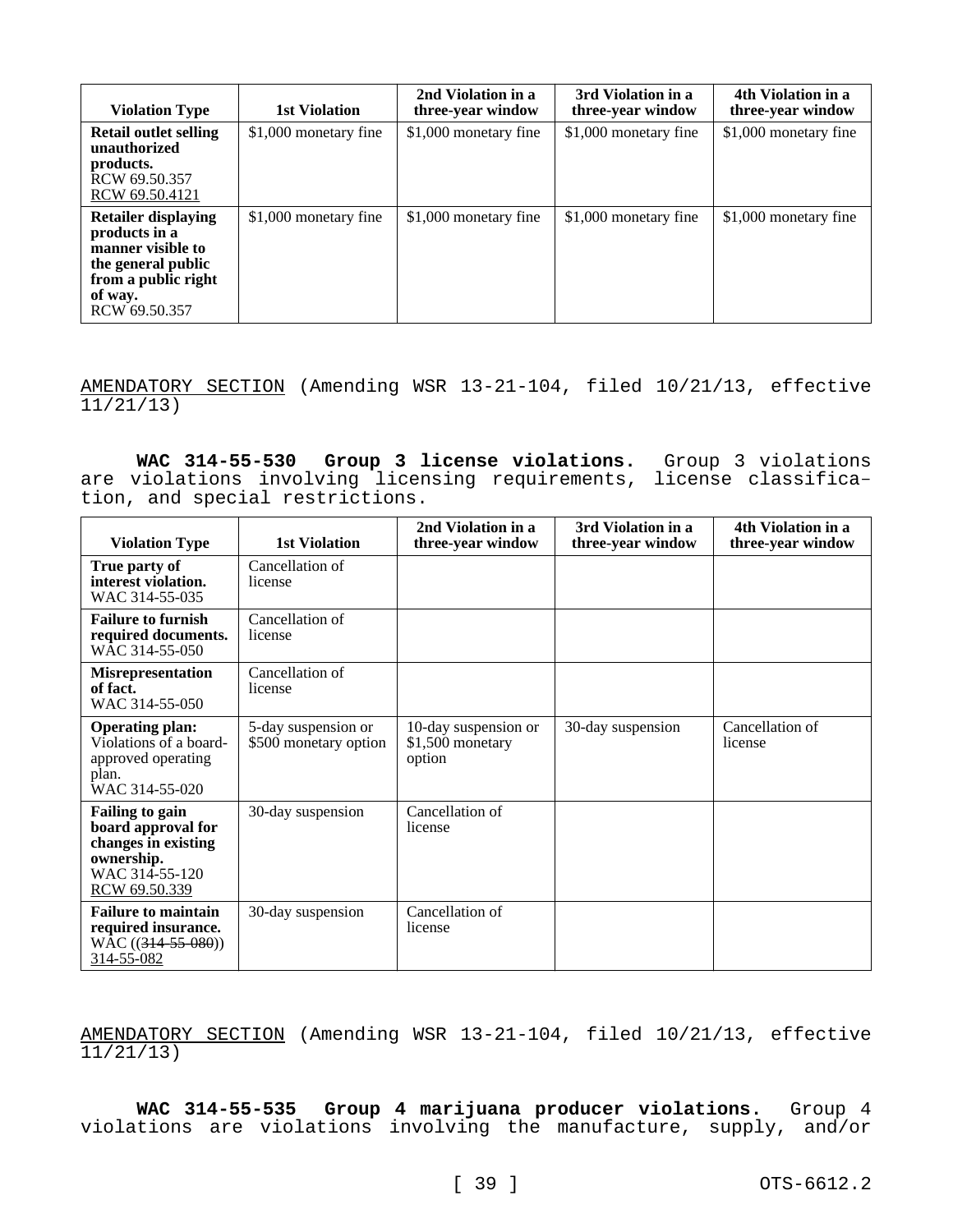| Violation Type | 1st Violation | 2nd Violation in a three-year window | 3rd Violation in a three-year window | 4th Violation in a three-year window |
|---|---|---|---|---|
| **Retail outlet selling unauthorized products.** RCW 69.50.357 RCW 69.50.4121 | $1,000 monetary fine | $1,000 monetary fine | $1,000 monetary fine | $1,000 monetary fine |
| **Retailer displaying products in a manner visible to the general public from a public right of way.** RCW 69.50.357 | $1,000 monetary fine | $1,000 monetary fine | $1,000 monetary fine | $1,000 monetary fine |

AMENDATORY SECTION (Amending WSR 13-21-104, filed 10/21/13, effective 11/21/13)

**WAC 314-55-530 Group 3 license violations.** Group 3 violations are violations involving licensing requirements, license classification, and special restrictions.

| Violation Type | 1st Violation | 2nd Violation in a three-year window | 3rd Violation in a three-year window | 4th Violation in a three-year window |
|---|---|---|---|---|
| **True party of interest violation.** WAC 314-55-035 | Cancellation of license | | | |
| **Failure to furnish required documents.** WAC 314-55-050 | Cancellation of license | | | |
| **Misrepresentation of fact.** WAC 314-55-050 | Cancellation of license | | | |
| **Operating plan:** Violations of a board-approved operating plan. WAC 314-55-020 | 5-day suspension or $500 monetary option | 10-day suspension or $1,500 monetary option | 30-day suspension | Cancellation of license |
| **Failing to gain board approval for changes in existing ownership.** WAC 314-55-120 RCW 69.50.339 | 30-day suspension | Cancellation of license | | |
| **Failure to maintain required insurance.** WAC ((~~314-55-080~~)) 314-55-082 | 30-day suspension | Cancellation of license | | |

AMENDATORY SECTION (Amending WSR 13-21-104, filed 10/21/13, effective 11/21/13)

**WAC 314-55-535 Group 4 marijuana producer violations.** Group 4 violations are violations involving the manufacture, supply, and/or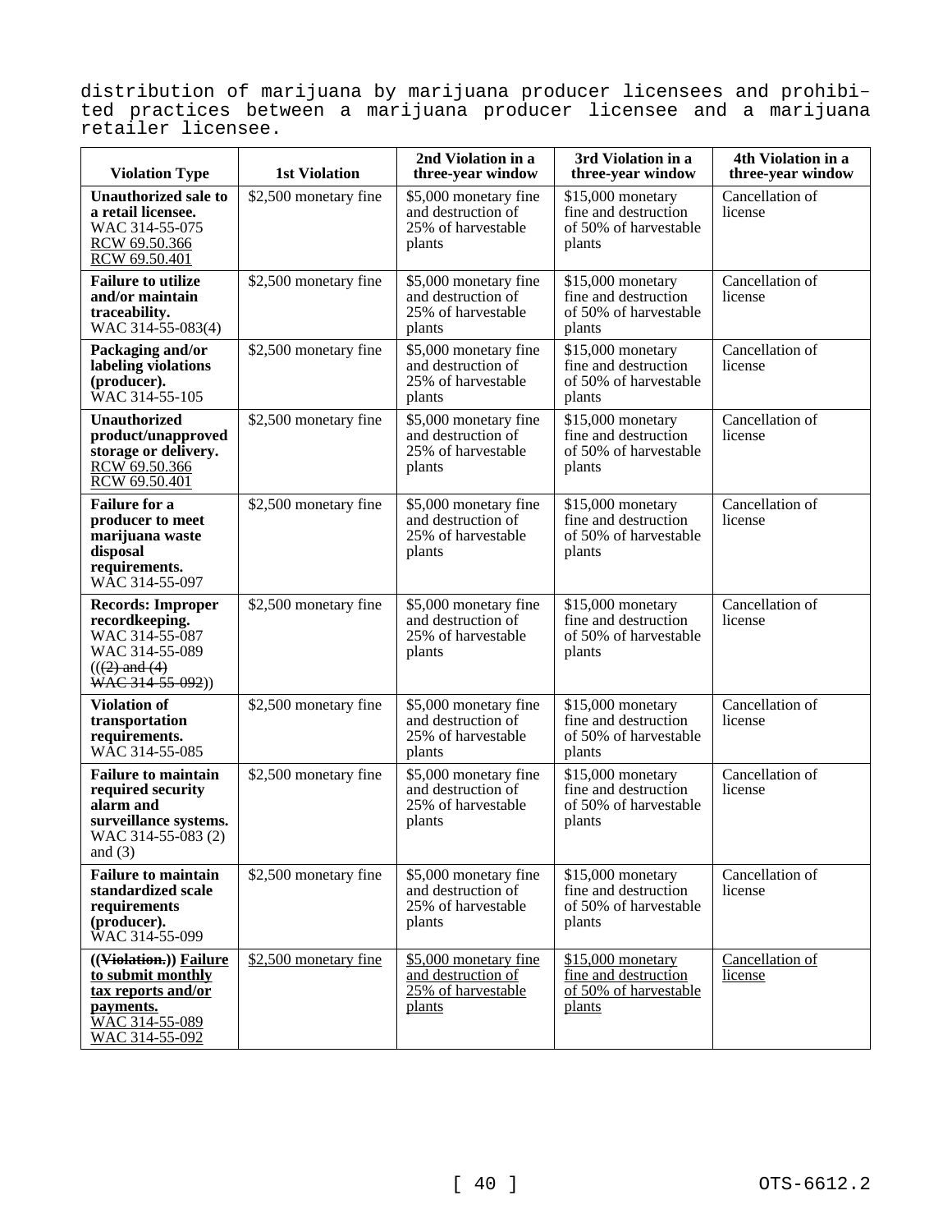distribution of marijuana by marijuana producer licensees and prohibited practices between a marijuana producer licensee and a marijuana retailer licensee.

| Violation Type | 1st Violation | 2nd Violation in a three-year window | 3rd Violation in a three-year window | 4th Violation in a three-year window |
|---|---|---|---|---|
| **Unauthorized sale to a retail licensee.** WAC 314-55-075 RCW 69.50.366 RCW 69.50.401 | $2,500 monetary fine | $5,000 monetary fine and destruction of 25% of harvestable plants | $15,000 monetary fine and destruction of 50% of harvestable plants | Cancellation of license |
| **Failure to utilize and/or maintain traceability.** WAC 314-55-083(4) | $2,500 monetary fine | $5,000 monetary fine and destruction of 25% of harvestable plants | $15,000 monetary fine and destruction of 50% of harvestable plants | Cancellation of license |
| **Packaging and/or labeling violations (producer).** WAC 314-55-105 | $2,500 monetary fine | $5,000 monetary fine and destruction of 25% of harvestable plants | $15,000 monetary fine and destruction of 50% of harvestable plants | Cancellation of license |
| **Unauthorized product/unapproved storage or delivery.** RCW 69.50.366 RCW 69.50.401 | $2,500 monetary fine | $5,000 monetary fine and destruction of 25% of harvestable plants | $15,000 monetary fine and destruction of 50% of harvestable plants | Cancellation of license |
| **Failure for a producer to meet marijuana waste disposal requirements.** WAC 314-55-097 | $2,500 monetary fine | $5,000 monetary fine and destruction of 25% of harvestable plants | $15,000 monetary fine and destruction of 50% of harvestable plants | Cancellation of license |
| **Records: Improper recordkeeping.** WAC 314-55-087 WAC 314-55-089 (((2) and (4) WAC 314-55-092)) | $2,500 monetary fine | $5,000 monetary fine and destruction of 25% of harvestable plants | $15,000 monetary fine and destruction of 50% of harvestable plants | Cancellation of license |
| **Violation of transportation requirements.** WAC 314-55-085 | $2,500 monetary fine | $5,000 monetary fine and destruction of 25% of harvestable plants | $15,000 monetary fine and destruction of 50% of harvestable plants | Cancellation of license |
| **Failure to maintain required security alarm and surveillance systems.** WAC 314-55-083 (2) and (3) | $2,500 monetary fine | $5,000 monetary fine and destruction of 25% of harvestable plants | $15,000 monetary fine and destruction of 50% of harvestable plants | Cancellation of license |
| **Failure to maintain standardized scale requirements (producer).** WAC 314-55-099 | $2,500 monetary fine | $5,000 monetary fine and destruction of 25% of harvestable plants | $15,000 monetary fine and destruction of 50% of harvestable plants | Cancellation of license |
| **((Violation.)) Failure to submit monthly tax reports and/or payments.** WAC 314-55-089 WAC 314-55-092 | $2,500 monetary fine | $5,000 monetary fine and destruction of 25% of harvestable plants | $15,000 monetary fine and destruction of 50% of harvestable plants | Cancellation of license |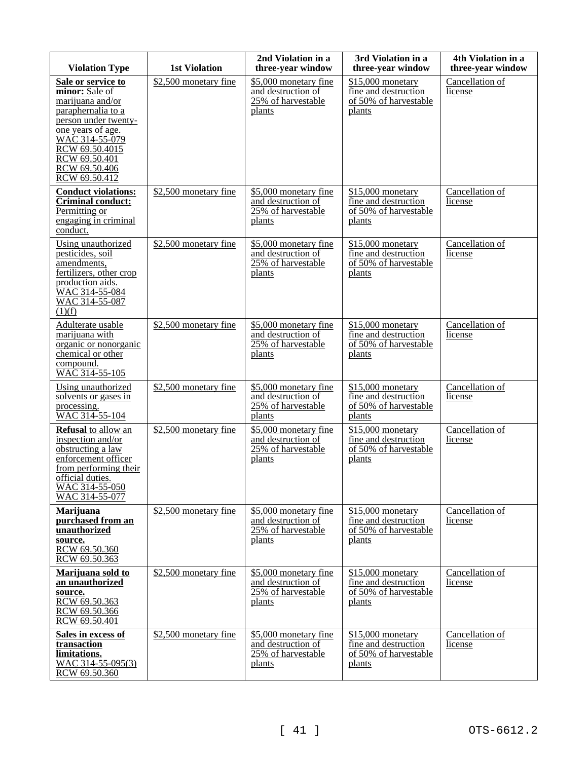| Violation Type | 1st Violation | 2nd Violation in a three-year window | 3rd Violation in a three-year window | 4th Violation in a three-year window |
|---|---|---|---|---|
| **Sale or service to minor:** Sale of marijuana and/or paraphernalia to a person under twenty-one years of age. WAC 314-55-079 RCW 69.50.4015 RCW 69.50.401 RCW 69.50.406 RCW 69.50.412 | $2,500 monetary fine | $5,000 monetary fine and destruction of 25% of harvestable plants | $15,000 monetary fine and destruction of 50% of harvestable plants | Cancellation of license |
| **Conduct violations: Criminal conduct:** Permitting or engaging in criminal conduct. | $2,500 monetary fine | $5,000 monetary fine and destruction of 25% of harvestable plants | $15,000 monetary fine and destruction of 50% of harvestable plants | Cancellation of license |
| Using unauthorized pesticides, soil amendments, fertilizers, other crop production aids. WAC 314-55-084 WAC 314-55-087 (1)(f) | $2,500 monetary fine | $5,000 monetary fine and destruction of 25% of harvestable plants | $15,000 monetary fine and destruction of 50% of harvestable plants | Cancellation of license |
| Adulterate usable marijuana with organic or nonorganic chemical or other compound. WAC 314-55-105 | $2,500 monetary fine | $5,000 monetary fine and destruction of 25% of harvestable plants | $15,000 monetary fine and destruction of 50% of harvestable plants | Cancellation of license |
| Using unauthorized solvents or gases in processing. WAC 314-55-104 | $2,500 monetary fine | $5,000 monetary fine and destruction of 25% of harvestable plants | $15,000 monetary fine and destruction of 50% of harvestable plants | Cancellation of license |
| **Refusal** to allow an inspection and/or obstructing a law enforcement officer from performing their official duties. WAC 314-55-050 WAC 314-55-077 | $2,500 monetary fine | $5,000 monetary fine and destruction of 25% of harvestable plants | $15,000 monetary fine and destruction of 50% of harvestable plants | Cancellation of license |
| **Marijuana purchased from an unauthorized source.** RCW 69.50.360 RCW 69.50.363 | $2,500 monetary fine | $5,000 monetary fine and destruction of 25% of harvestable plants | $15,000 monetary fine and destruction of 50% of harvestable plants | Cancellation of license |
| **Marijuana sold to an unauthorized source.** RCW 69.50.363 RCW 69.50.366 RCW 69.50.401 | $2,500 monetary fine | $5,000 monetary fine and destruction of 25% of harvestable plants | $15,000 monetary fine and destruction of 50% of harvestable plants | Cancellation of license |
| **Sales in excess of transaction limitations.** WAC 314-55-095(3) RCW 69.50.360 | $2,500 monetary fine | $5,000 monetary fine and destruction of 25% of harvestable plants | $15,000 monetary fine and destruction of 50% of harvestable plants | Cancellation of license |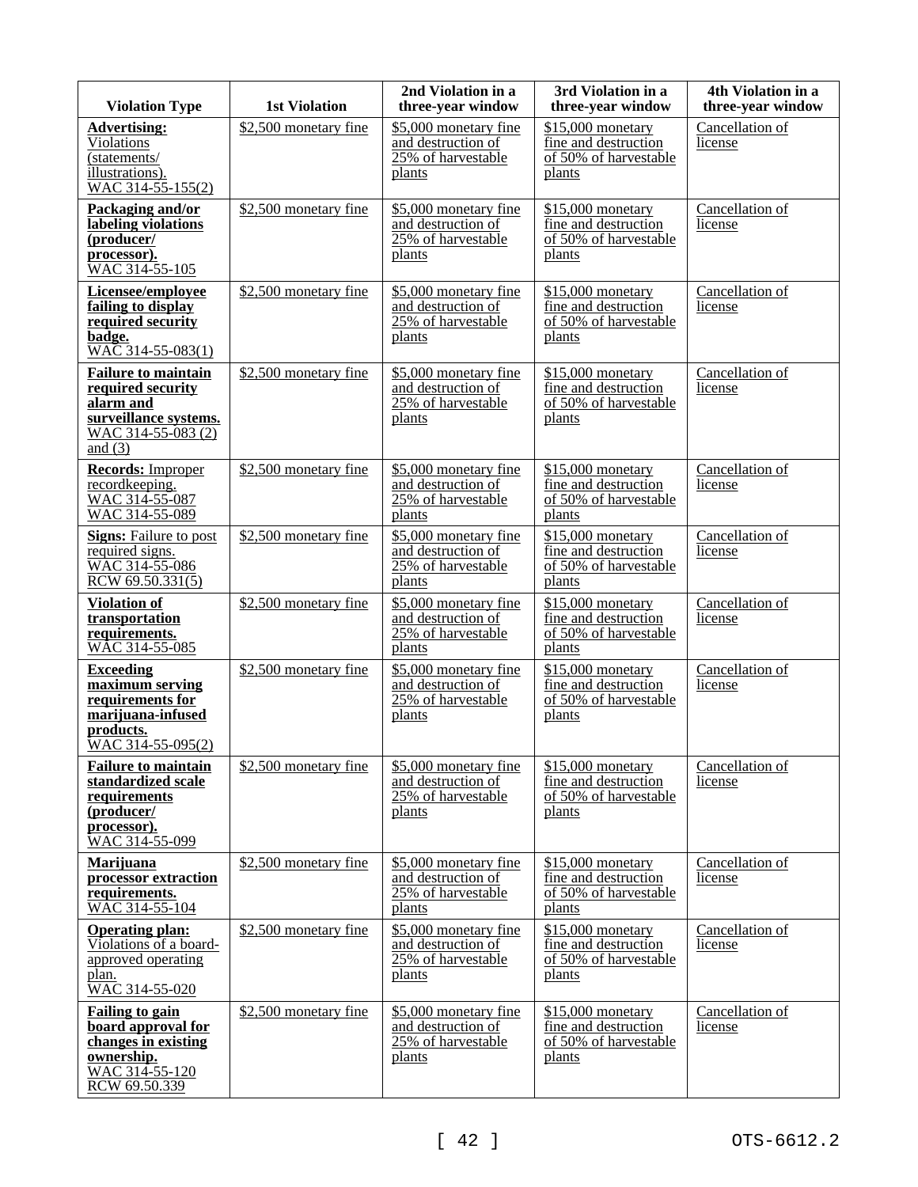| Violation Type | 1st Violation | 2nd Violation in a three-year window | 3rd Violation in a three-year window | 4th Violation in a three-year window |
|---|---|---|---|---|
| **Advertising:** Violations (statements/ illustrations). WAC 314-55-155(2) | $2,500 monetary fine | $5,000 monetary fine and destruction of 25% of harvestable plants | $15,000 monetary fine and destruction of 50% of harvestable plants | Cancellation of license |
| **Packaging and/or labeling violations (producer/ processor).** WAC 314-55-105 | $2,500 monetary fine | $5,000 monetary fine and destruction of 25% of harvestable plants | $15,000 monetary fine and destruction of 50% of harvestable plants | Cancellation of license |
| **Licensee/employee failing to display required security badge.** WAC 314-55-083(1) | $2,500 monetary fine | $5,000 monetary fine and destruction of 25% of harvestable plants | $15,000 monetary fine and destruction of 50% of harvestable plants | Cancellation of license |
| **Failure to maintain required security alarm and surveillance systems.** WAC 314-55-083 (2) and (3) | $2,500 monetary fine | $5,000 monetary fine and destruction of 25% of harvestable plants | $15,000 monetary fine and destruction of 50% of harvestable plants | Cancellation of license |
| **Records:** Improper recordkeeping. WAC 314-55-087 WAC 314-55-089 | $2,500 monetary fine | $5,000 monetary fine and destruction of 25% of harvestable plants | $15,000 monetary fine and destruction of 50% of harvestable plants | Cancellation of license |
| **Signs:** Failure to post required signs. WAC 314-55-086 RCW 69.50.331(5) | $2,500 monetary fine | $5,000 monetary fine and destruction of 25% of harvestable plants | $15,000 monetary fine and destruction of 50% of harvestable plants | Cancellation of license |
| **Violation of transportation requirements.** WAC 314-55-085 | $2,500 monetary fine | $5,000 monetary fine and destruction of 25% of harvestable plants | $15,000 monetary fine and destruction of 50% of harvestable plants | Cancellation of license |
| **Exceeding maximum serving requirements for marijuana-infused products.** WAC 314-55-095(2) | $2,500 monetary fine | $5,000 monetary fine and destruction of 25% of harvestable plants | $15,000 monetary fine and destruction of 50% of harvestable plants | Cancellation of license |
| **Failure to maintain standardized scale requirements (producer/ processor).** WAC 314-55-099 | $2,500 monetary fine | $5,000 monetary fine and destruction of 25% of harvestable plants | $15,000 monetary fine and destruction of 50% of harvestable plants | Cancellation of license |
| **Marijuana processor extraction requirements.** WAC 314-55-104 | $2,500 monetary fine | $5,000 monetary fine and destruction of 25% of harvestable plants | $15,000 monetary fine and destruction of 50% of harvestable plants | Cancellation of license |
| **Operating plan:** Violations of a board-approved operating plan. WAC 314-55-020 | $2,500 monetary fine | $5,000 monetary fine and destruction of 25% of harvestable plants | $15,000 monetary fine and destruction of 50% of harvestable plants | Cancellation of license |
| **Failing to gain board approval for changes in existing ownership.** WAC 314-55-120 RCW 69.50.339 | $2,500 monetary fine | $5,000 monetary fine and destruction of 25% of harvestable plants | $15,000 monetary fine and destruction of 50% of harvestable plants | Cancellation of license |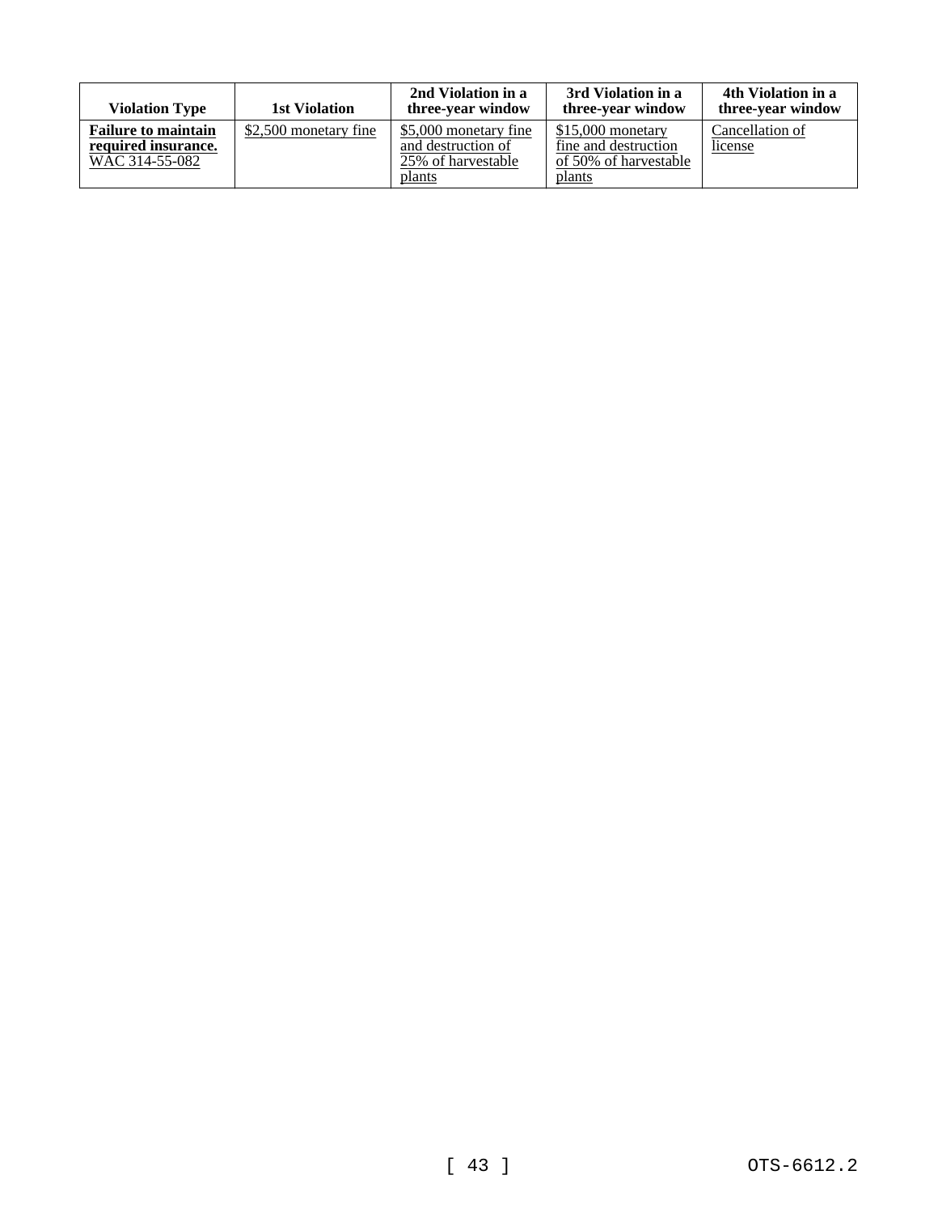| Violation Type | 1st Violation | 2nd Violation in a three-year window | 3rd Violation in a three-year window | 4th Violation in a three-year window |
|---|---|---|---|---|
| **Failure to maintain required insurance.** WAC 314-55-082 | $2,500 monetary fine | $5,000 monetary fine and destruction of 25% of harvestable plants | $15,000 monetary fine and destruction of 50% of harvestable plants | Cancellation of license |